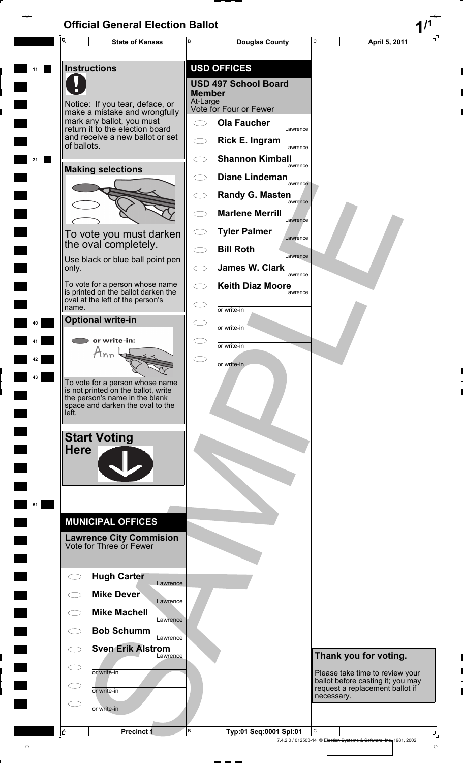# Official General Election Ballot

| State of Kansas | Douglas County | April 5, 2011 |
|---|---|---|

## Instructions

Notice: If you tear, deface, or make a mistake and wrongfully mark any ballot, you must return it to the election board and receive a new ballot or set of ballots.

## Making selections

To vote you must darken the oval completely.

Use black or blue ball point pen only.

To vote for a person whose name is printed on the ballot darken the oval at the left of the person's name.

## Optional write-in

or write-in:

To vote for a person whose name is not printed on the ballot, write the person's name in the blank space and darken the oval to the left.

## Start Voting Here

## MUNICIPAL OFFICES

### Lawrence City Commision
Vote for Three or Fewer

- Hugh Carter — Lawrence
- Mike Dever — Lawrence
- Mike Machell — Lawrence
- Bob Schumm — Lawrence
- Sven Erik Alstrom — Lawrence
- or write-in
- or write-in
- or write-in

## USD OFFICES

### USD 497 School Board Member
At-Large
Vote for Four or Fewer

- Ola Faucher — Lawrence
- Rick E. Ingram — Lawrence
- Shannon Kimball — Lawrence
- Diane Lindeman — Lawrence
- Randy G. Masten — Lawrence
- Marlene Merrill — Lawrence
- Tyler Palmer — Lawrence
- Bill Roth — Lawrence
- James W. Clark — Lawrence
- Keith Diaz Moore — Lawrence
- or write-in
- or write-in
- or write-in
- or write-in

## Thank you for voting.

Please take time to review your ballot before casting it; you may request a replacement ballot if necessary.

SAMPLE

| Precinct 1 | Typ:01 Seq:0001 Spl:01 | |
|---|---|---|

7.4.2.0 / 012503-14 © Election Systems & Software, Inc. 1981, 2002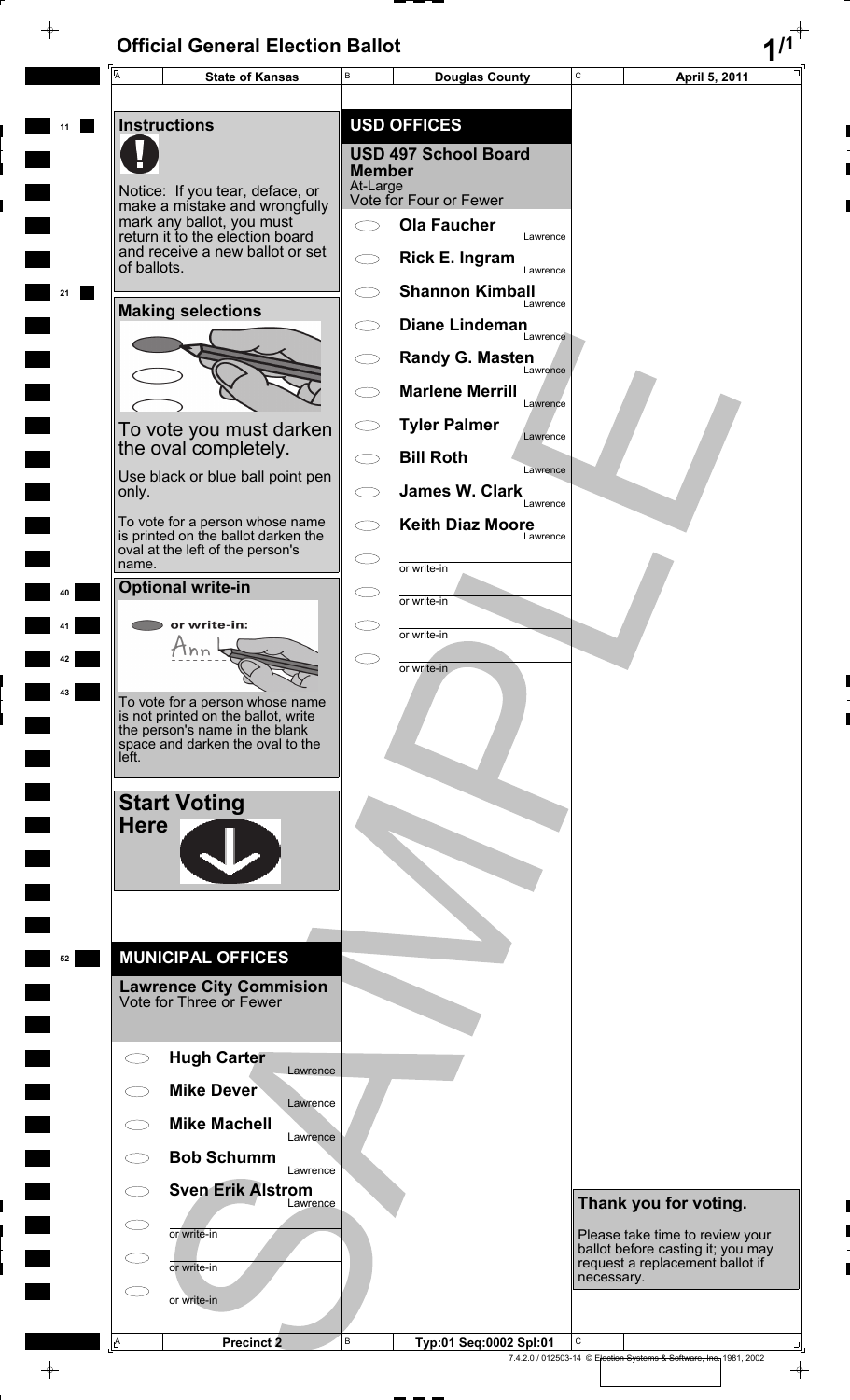# Official General Election Ballot

| State of Kansas | Douglas County | April 5, 2011 |
|---|---|---|

## Instructions

Notice: If you tear, deface, or make a mistake and wrongfully mark any ballot, you must return it to the election board and receive a new ballot or set of ballots.

### Making selections

To vote you must darken the oval completely.

Use black or blue ball point pen only.

To vote for a person whose name is printed on the ballot darken the oval at the left of the person's name.

### Optional write-in

or write-in:

To vote for a person whose name is not printed on the ballot, write the person's name in the blank space and darken the oval to the left.

### Start Voting Here

## MUNICIPAL OFFICES

### Lawrence City Commision

Vote for Three or Fewer

- Hugh Carter — Lawrence
- Mike Dever — Lawrence
- Mike Machell — Lawrence
- Bob Schumm — Lawrence
- Sven Erik Alstrom — Lawrence
- or write-in
- or write-in
- or write-in

## USD OFFICES

### USD 497 School Board Member

At-Large

Vote for Four or Fewer

- Ola Faucher — Lawrence
- Rick E. Ingram — Lawrence
- Shannon Kimball — Lawrence
- Diane Lindeman — Lawrence
- Randy G. Masten — Lawrence
- Marlene Merrill — Lawrence
- Tyler Palmer — Lawrence
- Bill Roth — Lawrence
- James W. Clark — Lawrence
- Keith Diaz Moore — Lawrence
- or write-in
- or write-in
- or write-in
- or write-in

### Thank you for voting.

Please take time to review your ballot before casting it; you may request a replacement ballot if necessary.

SAMPLE

| Precinct 2 | Typ:01 Seq:0002 Spl:01 | |
|---|---|---|

7.4.2.0 / 012503-14 © Election Systems & Software, Inc. 1981, 2002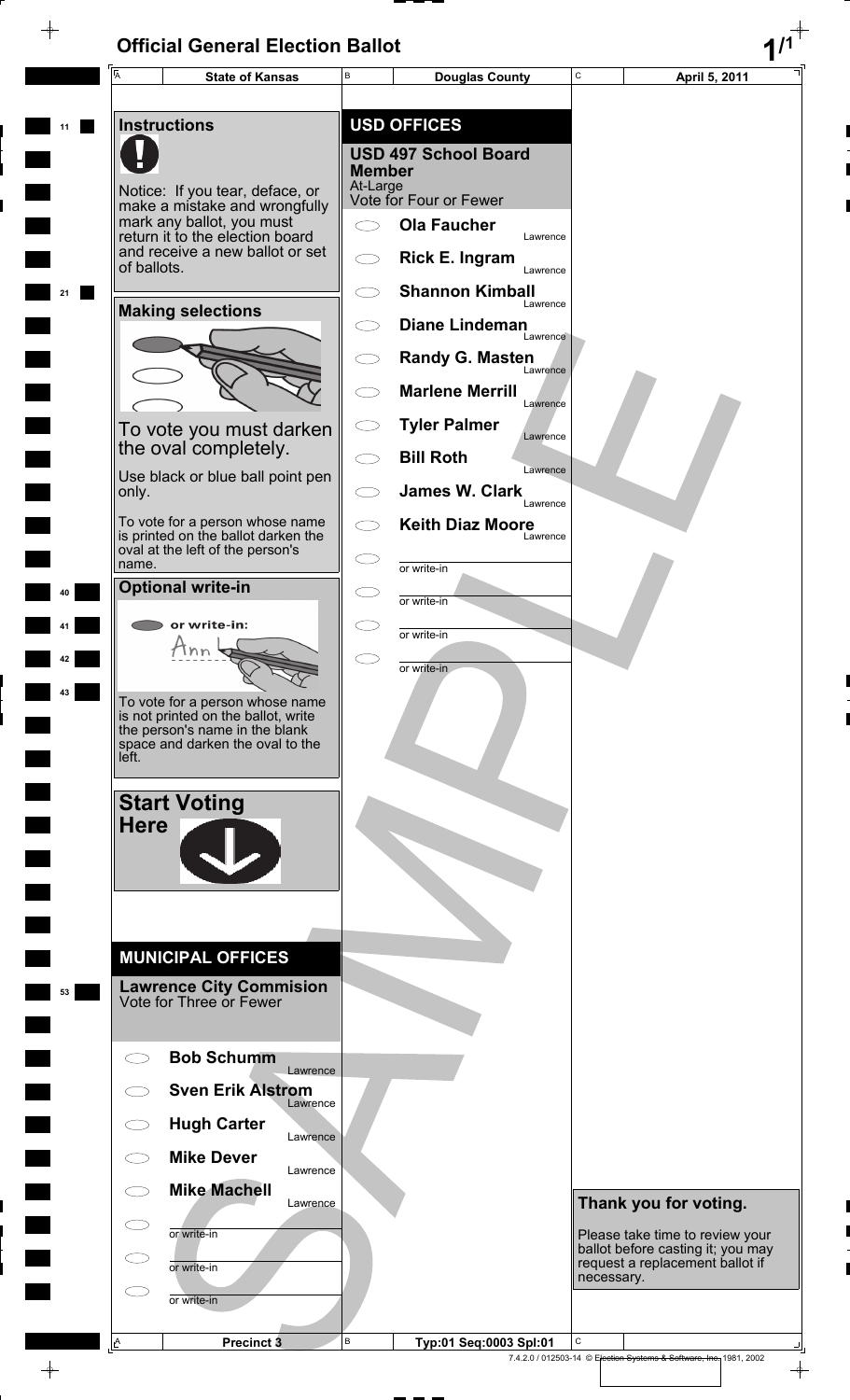# Official General Election Ballot

| State of Kansas | Douglas County | April 5, 2011 |
|---|---|---|

## Instructions

Notice: If you tear, deface, or make a mistake and wrongfully mark any ballot, you must return it to the election board and receive a new ballot or set of ballots.

## Making selections

To vote you must darken the oval completely.

Use black or blue ball point pen only.

To vote for a person whose name is printed on the ballot darken the oval at the left of the person's name.

## Optional write-in

or write-in:

To vote for a person whose name is not printed on the ballot, write the person's name in the blank space and darken the oval to the left.

## Start Voting Here

## MUNICIPAL OFFICES

### Lawrence City Commision
Vote for Three or Fewer

- Bob Schumm — Lawrence
- Sven Erik Alstrom — Lawrence
- Hugh Carter — Lawrence
- Mike Dever — Lawrence
- Mike Machell — Lawrence
- or write-in
- or write-in
- or write-in

## USD OFFICES

### USD 497 School Board Member
At-Large
Vote for Four or Fewer

- Ola Faucher — Lawrence
- Rick E. Ingram — Lawrence
- Shannon Kimball — Lawrence
- Diane Lindeman — Lawrence
- Randy G. Masten — Lawrence
- Marlene Merrill — Lawrence
- Tyler Palmer — Lawrence
- Bill Roth — Lawrence
- James W. Clark — Lawrence
- Keith Diaz Moore — Lawrence
- or write-in
- or write-in
- or write-in
- or write-in

## Thank you for voting.

Please take time to review your ballot before casting it; you may request a replacement ballot if necessary.

| Precinct 3 | Typ:01 Seq:0003 Spl:01 |
|---|---|

7.4.2.0 / 012503-14 © Election Systems & Software, Inc. 1981, 2002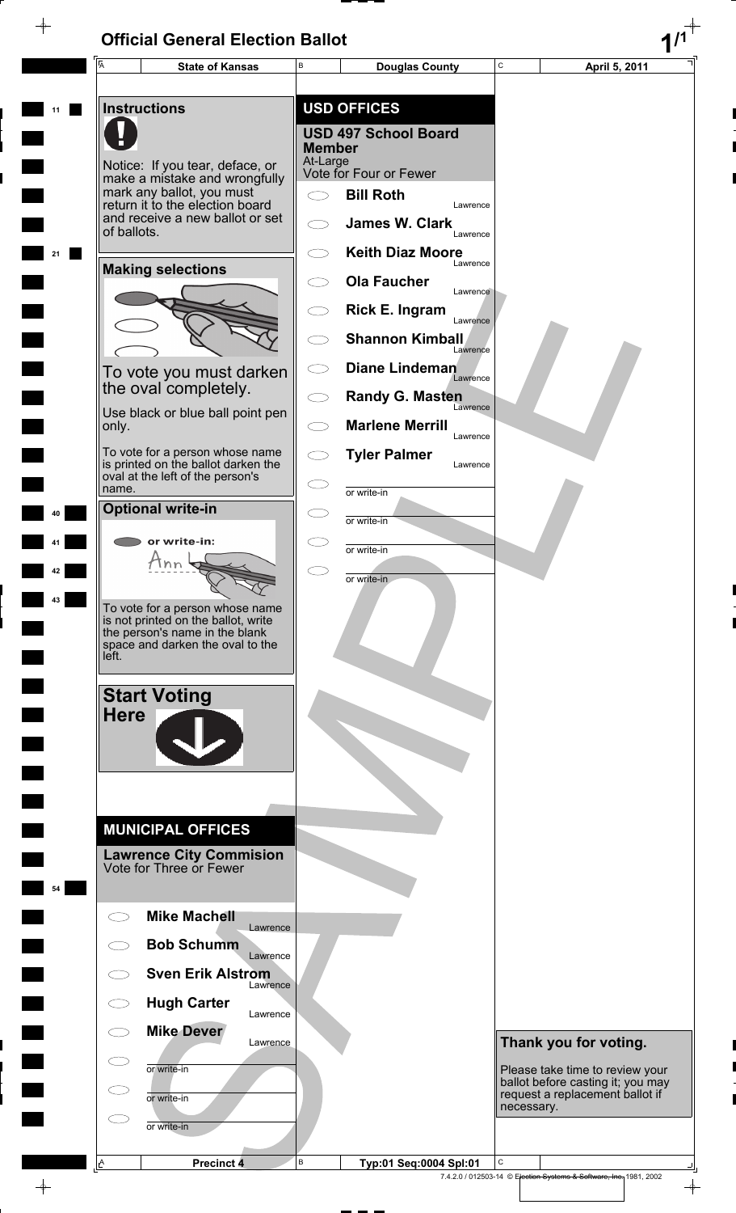# Official General Election Ballot

| State of Kansas | Douglas County | April 5, 2011 |
|---|---|---|

## Instructions

Notice: If you tear, deface, or make a mistake and wrongfully mark any ballot, you must return it to the election board and receive a new ballot or set of ballots.

## Making selections

To vote you must darken the oval completely.

Use black or blue ball point pen only.

To vote for a person whose name is printed on the ballot darken the oval at the left of the person's name.

## Optional write-in

or write-in:

To vote for a person whose name is not printed on the ballot, write the person's name in the blank space and darken the oval to the left.

## Start Voting Here

## MUNICIPAL OFFICES

### Lawrence City Commision

Vote for Three or Fewer

- Mike Machell — Lawrence
- Bob Schumm — Lawrence
- Sven Erik Alstrom — Lawrence
- Hugh Carter — Lawrence
- Mike Dever — Lawrence
- or write-in
- or write-in
- or write-in

## USD OFFICES

### USD 497 School Board Member

At-Large

Vote for Four or Fewer

- Bill Roth — Lawrence
- James W. Clark — Lawrence
- Keith Diaz Moore — Lawrence
- Ola Faucher — Lawrence
- Rick E. Ingram — Lawrence
- Shannon Kimball — Lawrence
- Diane Lindeman — Lawrence
- Randy G. Masten — Lawrence
- Marlene Merrill — Lawrence
- Tyler Palmer — Lawrence
- or write-in
- or write-in
- or write-in
- or write-in

SAMPLE

**Thank you for voting.**

Please take time to review your ballot before casting it; you may request a replacement ballot if necessary.

| Precinct 4 | Typ:01 Seq:0004 Spl:01 | |
|---|---|---|

7.4.2.0 / 012503-14 © Election Systems & Software, Inc. 1981, 2002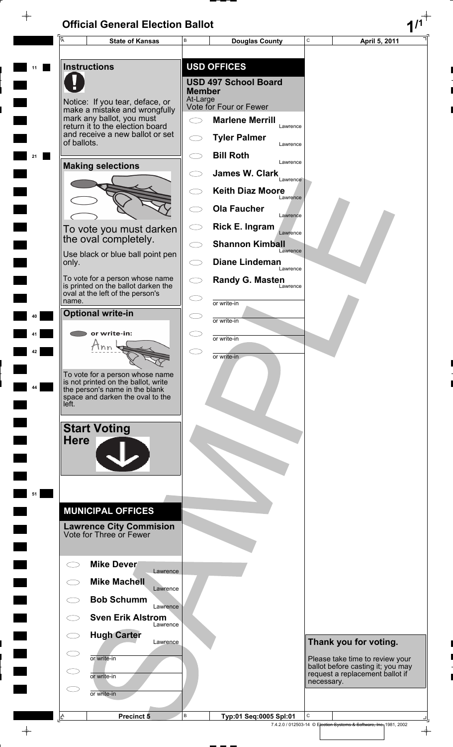# Official General Election Ballot

| State of Kansas | Douglas County | April 5, 2011 |
|---|---|---|

## Instructions

Notice: If you tear, deface, or make a mistake and wrongfully mark any ballot, you must return it to the election board and receive a new ballot or set of ballots.

### Making selections

To vote you must darken the oval completely.

Use black or blue ball point pen only.

To vote for a person whose name is printed on the ballot darken the oval at the left of the person's name.

### Optional write-in

or write-in:

To vote for a person whose name is not printed on the ballot, write the person's name in the blank space and darken the oval to the left.

### Start Voting Here

## MUNICIPAL OFFICES

### Lawrence City Commision
Vote for Three or Fewer

- Mike Dever — Lawrence
- Mike Machell — Lawrence
- Bob Schumm — Lawrence
- Sven Erik Alstrom — Lawrence
- Hugh Carter — Lawrence
- or write-in
- or write-in
- or write-in

## USD OFFICES

### USD 497 School Board Member
At-Large
Vote for Four or Fewer

- Marlene Merrill — Lawrence
- Tyler Palmer — Lawrence
- Bill Roth — Lawrence
- James W. Clark — Lawrence
- Keith Diaz Moore — Lawrence
- Ola Faucher — Lawrence
- Rick E. Ingram — Lawrence
- Shannon Kimball — Lawrence
- Diane Lindeman — Lawrence
- Randy G. Masten — Lawrence
- or write-in
- or write-in
- or write-in
- or write-in

**Thank you for voting.**

Please take time to review your ballot before casting it; you may request a replacement ballot if necessary.

SAMPLE

| Precinct 5 | Typ:01 Seq:0005 Spl:01 | |
|---|---|---|

7.4.2.0 / 012503-14 © Election Systems & Software, Inc. 1981, 2002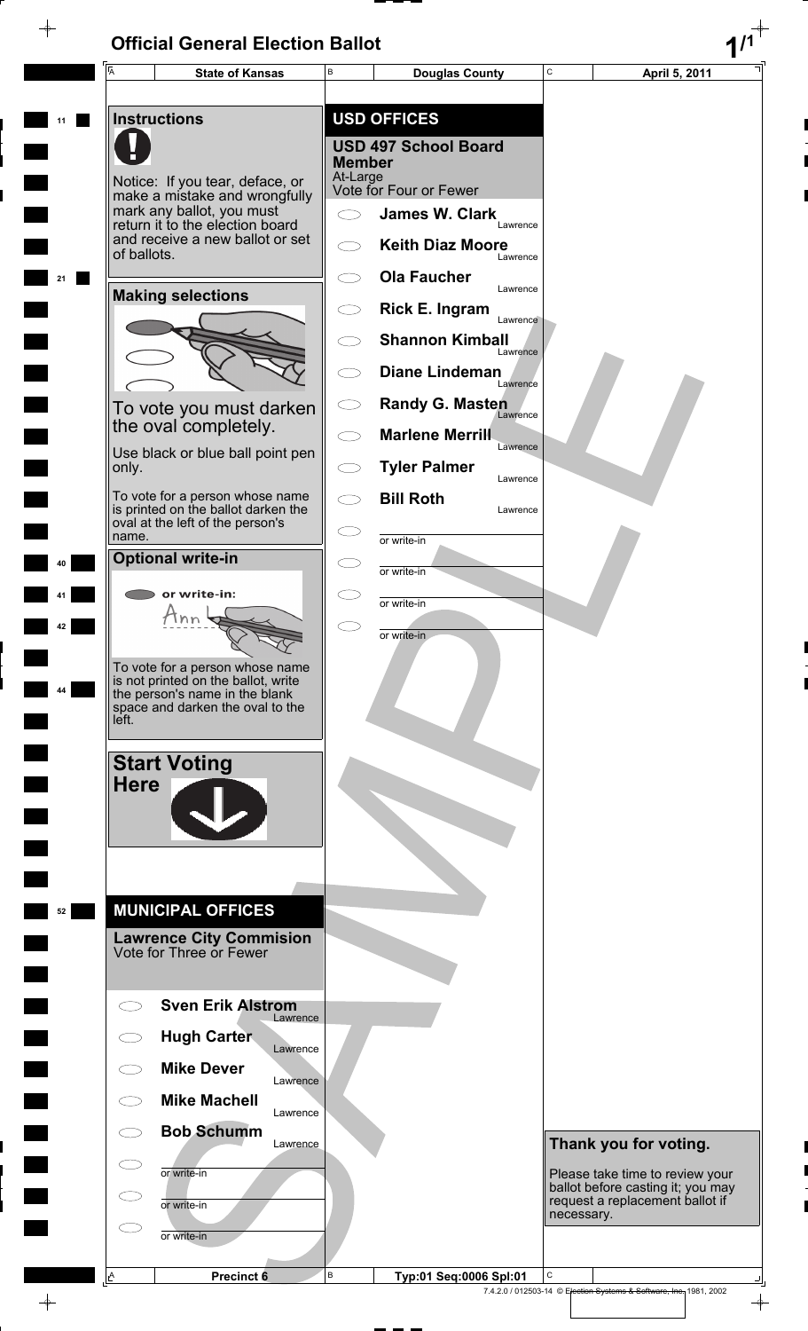# Official General Election Ballot

| State of Kansas | Douglas County | April 5, 2011 |
| --- | --- | --- |

## Instructions

Notice: If you tear, deface, or make a mistake and wrongfully mark any ballot, you must return it to the election board and receive a new ballot or set of ballots.

### Making selections

To vote you must darken the oval completely.

Use black or blue ball point pen only.

To vote for a person whose name is printed on the ballot darken the oval at the left of the person's name.

### Optional write-in

or write-in:

To vote for a person whose name is not printed on the ballot, write the person's name in the blank space and darken the oval to the left.

### Start Voting Here

## MUNICIPAL OFFICES

### Lawrence City Commision

Vote for Three or Fewer

- ○ **Sven Erik Alstrom** — Lawrence
- ○ **Hugh Carter** — Lawrence
- ○ **Mike Dever** — Lawrence
- ○ **Mike Machell** — Lawrence
- ○ **Bob Schumm** — Lawrence
- ○ ________ or write-in
- ○ ________ or write-in
- ○ ________ or write-in

## USD OFFICES

### USD 497 School Board Member

At-Large

Vote for Four or Fewer

- ○ **James W. Clark** — Lawrence
- ○ **Keith Diaz Moore** — Lawrence
- ○ **Ola Faucher** — Lawrence
- ○ **Rick E. Ingram** — Lawrence
- ○ **Shannon Kimball** — Lawrence
- ○ **Diane Lindeman** — Lawrence
- ○ **Randy G. Masten** — Lawrence
- ○ **Marlene Merrill** — Lawrence
- ○ **Tyler Palmer** — Lawrence
- ○ **Bill Roth** — Lawrence
- ○ ________ or write-in
- ○ ________ or write-in
- ○ ________ or write-in
- ○ ________ or write-in

**Thank you for voting.**

Please take time to review your ballot before casting it; you may request a replacement ballot if necessary.

| Precinct 6 | Typ:01 Seq:0006 Spl:01 | |
| --- | --- | --- |

7.4.2.0 / 012503-14 © Election Systems & Software, Inc. 1981, 2002

SAMPLE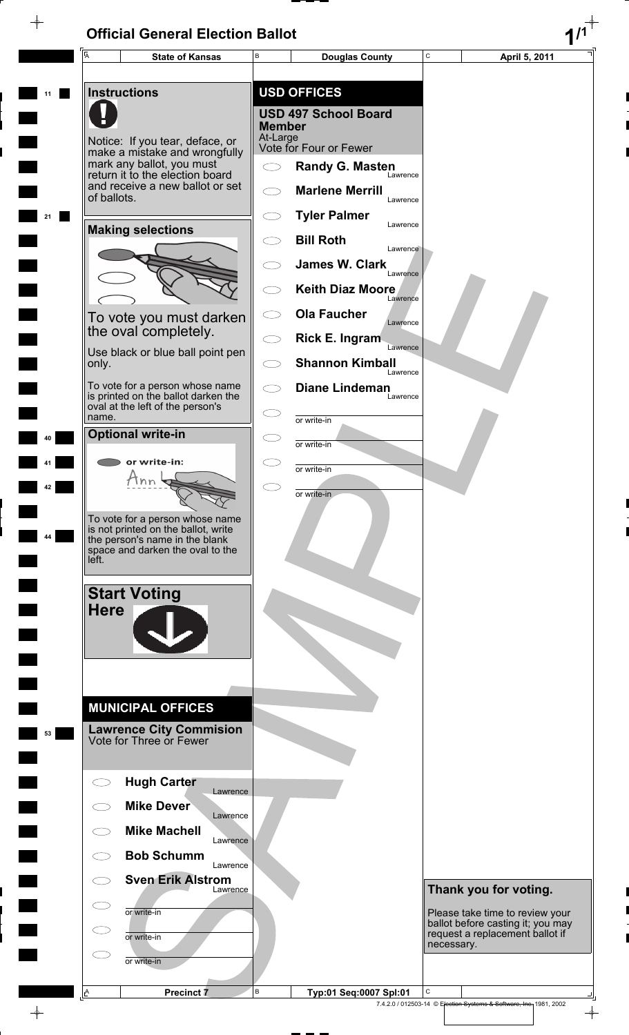# Official General Election Ballot

| State of Kansas | Douglas County | April 5, 2011 |
|---|---|---|

## Instructions

Notice: If you tear, deface, or make a mistake and wrongfully mark any ballot, you must return it to the election board and receive a new ballot or set of ballots.

### Making selections

To vote you must darken the oval completely.

Use black or blue ball point pen only.

To vote for a person whose name is printed on the ballot darken the oval at the left of the person's name.

### Optional write-in

or write-in:

To vote for a person whose name is not printed on the ballot, write the person's name in the blank space and darken the oval to the left.

### Start Voting Here

## MUNICIPAL OFFICES

### Lawrence City Commision

Vote for Three or Fewer

- Hugh Carter — Lawrence
- Mike Dever — Lawrence
- Mike Machell — Lawrence
- Bob Schumm — Lawrence
- Sven Erik Alstrom — Lawrence
- or write-in
- or write-in
- or write-in

## USD OFFICES

### USD 497 School Board Member

At-Large
Vote for Four or Fewer

- Randy G. Masten — Lawrence
- Marlene Merrill — Lawrence
- Tyler Palmer — Lawrence
- Bill Roth — Lawrence
- James W. Clark — Lawrence
- Keith Diaz Moore — Lawrence
- Ola Faucher — Lawrence
- Rick E. Ingram — Lawrence
- Shannon Kimball — Lawrence
- Diane Lindeman — Lawrence
- or write-in
- or write-in
- or write-in
- or write-in

### Thank you for voting.

Please take time to review your ballot before casting it; you may request a replacement ballot if necessary.

| Precinct 7 | Typ:01 Seq:0007 Spl:01 | |
|---|---|---|

7.4.2.0 / 012503-14 © Election Systems & Software, Inc. 1981, 2002

SAMPLE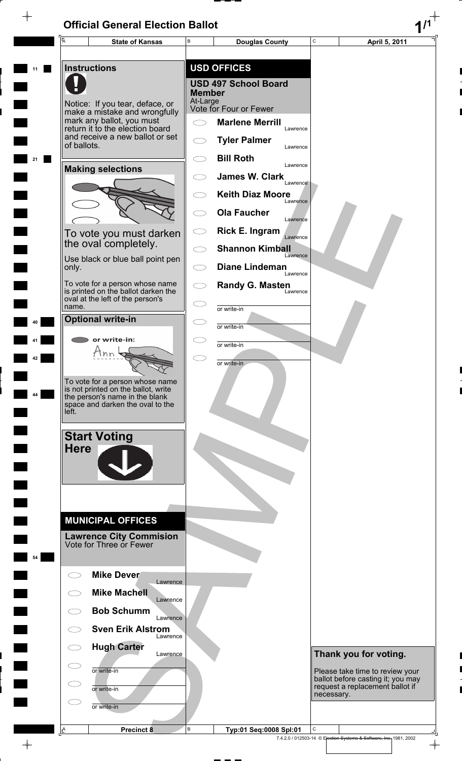# Official General Election Ballot

| A State of Kansas | B Douglas County | C April 5, 2011 |
|---|---|---|

## Instructions

Notice: If you tear, deface, or make a mistake and wrongfully mark any ballot, you must return it to the election board and receive a new ballot or set of ballots.

### Making selections

To vote you must darken the oval completely.

Use black or blue ball point pen only.

To vote for a person whose name is printed on the ballot darken the oval at the left of the person's name.

### Optional write-in

or write-in:

To vote for a person whose name is not printed on the ballot, write the person's name in the blank space and darken the oval to the left.

### Start Voting Here

## MUNICIPAL OFFICES

### Lawrence City Commision

Vote for Three or Fewer

- Mike Dever — Lawrence
- Mike Machell — Lawrence
- Bob Schumm — Lawrence
- Sven Erik Alstrom — Lawrence
- Hugh Carter — Lawrence
- or write-in
- or write-in
- or write-in

## USD OFFICES

### USD 497 School Board Member

At-Large

Vote for Four or Fewer

- Marlene Merrill — Lawrence
- Tyler Palmer — Lawrence
- Bill Roth — Lawrence
- James W. Clark — Lawrence
- Keith Diaz Moore — Lawrence
- Ola Faucher — Lawrence
- Rick E. Ingram — Lawrence
- Shannon Kimball — Lawrence
- Diane Lindeman — Lawrence
- Randy G. Masten — Lawrence
- or write-in
- or write-in
- or write-in
- or write-in

**Thank you for voting.**

Please take time to review your ballot before casting it; you may request a replacement ballot if necessary.

SAMPLE

| A Precinct 8 | B Typ:01 Seq:0008 Spl:01 | C |
|---|---|---|

7.4.2.0 / 012503-14 © Election Systems & Software, Inc. 1981, 2002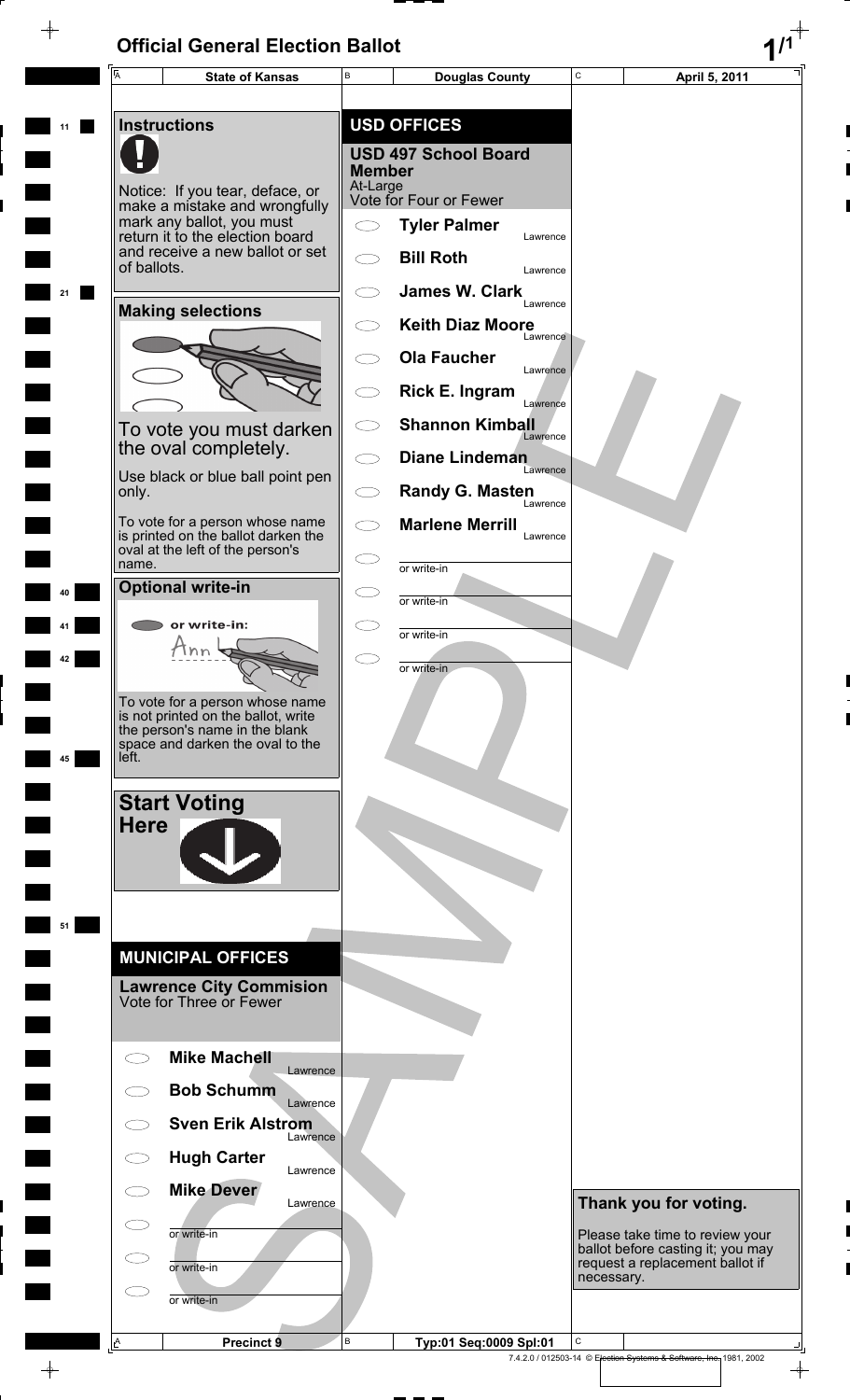# Official General Election Ballot

| State of Kansas | Douglas County | April 5, 2011 |
| --- | --- | --- |

## Instructions

Notice: If you tear, deface, or make a mistake and wrongfully mark any ballot, you must return it to the election board and receive a new ballot or set of ballots.

## Making selections

To vote you must darken the oval completely.

Use black or blue ball point pen only.

To vote for a person whose name is printed on the ballot darken the oval at the left of the person's name.

## Optional write-in

or write-in:

To vote for a person whose name is not printed on the ballot, write the person's name in the blank space and darken the oval to the left.

## Start Voting Here

## MUNICIPAL OFFICES

### Lawrence City Commision
Vote for Three or Fewer

- Mike Machell — Lawrence
- Bob Schumm — Lawrence
- Sven Erik Alstrom — Lawrence
- Hugh Carter — Lawrence
- Mike Dever — Lawrence
- or write-in ______
- or write-in ______
- or write-in ______

## USD OFFICES

### USD 497 School Board Member
At-Large
Vote for Four or Fewer

- Tyler Palmer — Lawrence
- Bill Roth — Lawrence
- James W. Clark — Lawrence
- Keith Diaz Moore — Lawrence
- Ola Faucher — Lawrence
- Rick E. Ingram — Lawrence
- Shannon Kimball — Lawrence
- Diane Lindeman — Lawrence
- Randy G. Masten — Lawrence
- Marlene Merrill — Lawrence
- or write-in ______
- or write-in ______
- or write-in ______
- or write-in ______

**Thank you for voting.**

Please take time to review your ballot before casting it; you may request a replacement ballot if necessary.

SAMPLE

| Precinct 9 | Typ:01 Seq:0009 Spl:01 | |
| --- | --- | --- |

7.4.2.0 / 012503-14 © Election Systems & Software, Inc. 1981, 2002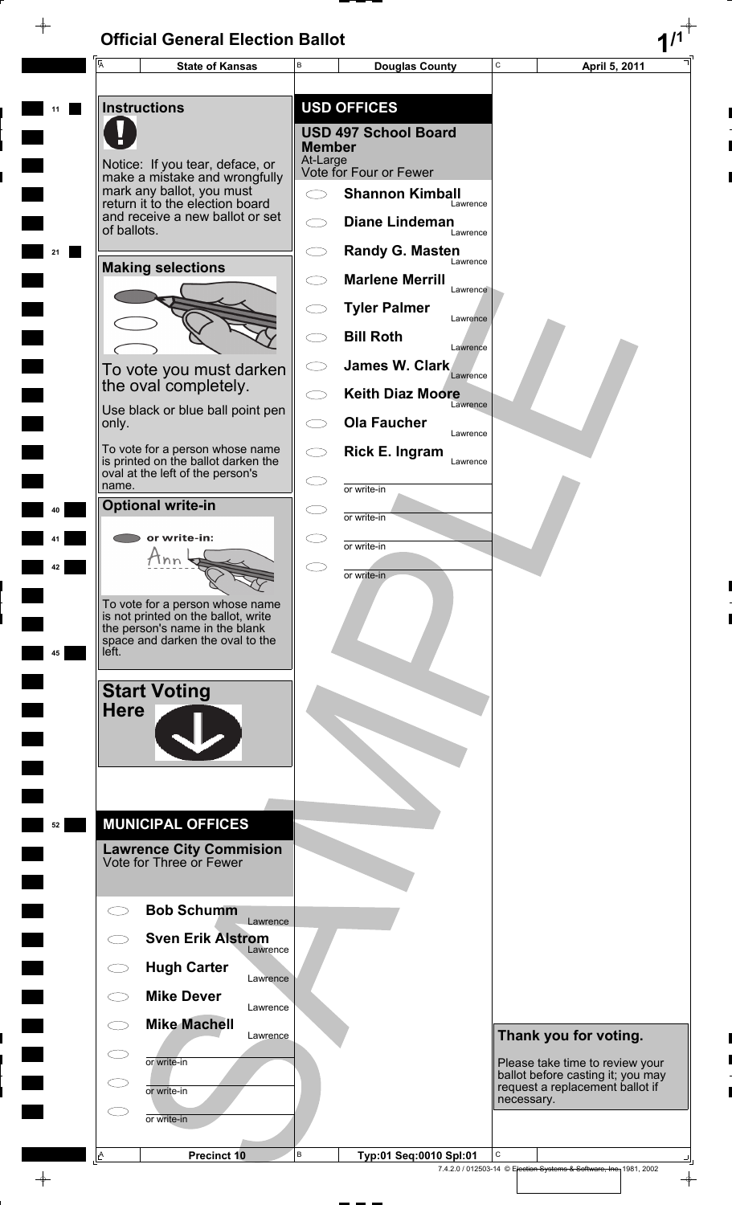# Official General Election Ballot

| A | State of Kansas | B | Douglas County | C | April 5, 2011 |
|---|---|---|---|---|---|

## Instructions

Notice: If you tear, deface, or make a mistake and wrongfully mark any ballot, you must return it to the election board and receive a new ballot or set of ballots.

## Making selections

To vote you must darken the oval completely.

Use black or blue ball point pen only.

To vote for a person whose name is printed on the ballot darken the oval at the left of the person's name.

## Optional write-in

or write-in:

To vote for a person whose name is not printed on the ballot, write the person's name in the blank space and darken the oval to the left.

## Start Voting Here

## MUNICIPAL OFFICES

### Lawrence City Commision
Vote for Three or Fewer

- Bob Schumm — Lawrence
- Sven Erik Alstrom — Lawrence
- Hugh Carter — Lawrence
- Mike Dever — Lawrence
- Mike Machell — Lawrence
- or write-in
- or write-in
- or write-in

## USD OFFICES

### USD 497 School Board Member
At-Large
Vote for Four or Fewer

- Shannon Kimball — Lawrence
- Diane Lindeman — Lawrence
- Randy G. Masten — Lawrence
- Marlene Merrill — Lawrence
- Tyler Palmer — Lawrence
- Bill Roth — Lawrence
- James W. Clark — Lawrence
- Keith Diaz Moore — Lawrence
- Ola Faucher — Lawrence
- Rick E. Ingram — Lawrence
- or write-in
- or write-in
- or write-in
- or write-in

**Thank you for voting.**

Please take time to review your ballot before casting it; you may request a replacement ballot if necessary.

SAMPLE

| A | Precinct 10 | B | Typ:01 Seq:0010 Spl:01 | C | |
|---|---|---|---|---|---|

7.4.2.0 / 012503-14 © Election Systems & Software, Inc. 1981, 2002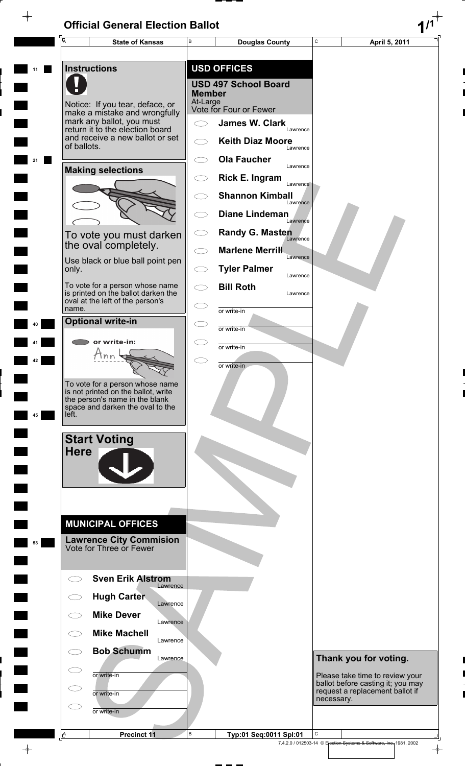# Official General Election Ballot

| State of Kansas | Douglas County | April 5, 2011 |
| --- | --- | --- |

## Instructions

Notice: If you tear, deface, or make a mistake and wrongfully mark any ballot, you must return it to the election board and receive a new ballot or set of ballots.

## Making selections

To vote you must darken the oval completely.

Use black or blue ball point pen only.

To vote for a person whose name is printed on the ballot darken the oval at the left of the person's name.

## Optional write-in

or write-in:

To vote for a person whose name is not printed on the ballot, write the person's name in the blank space and darken the oval to the left.

## Start Voting Here

## MUNICIPAL OFFICES

### Lawrence City Commision
Vote for Three or Fewer

- Sven Erik Alstrom — Lawrence
- Hugh Carter — Lawrence
- Mike Dever — Lawrence
- Mike Machell — Lawrence
- Bob Schumm — Lawrence
- or write-in
- or write-in
- or write-in

## USD OFFICES

### USD 497 School Board Member
At-Large
Vote for Four or Fewer

- James W. Clark — Lawrence
- Keith Diaz Moore — Lawrence
- Ola Faucher — Lawrence
- Rick E. Ingram — Lawrence
- Shannon Kimball — Lawrence
- Diane Lindeman — Lawrence
- Randy G. Masten — Lawrence
- Marlene Merrill — Lawrence
- Tyler Palmer — Lawrence
- Bill Roth — Lawrence
- or write-in
- or write-in
- or write-in
- or write-in

## Thank you for voting.

Please take time to review your ballot before casting it; you may request a replacement ballot if necessary.

| Precinct 11 | Typ:01 Seq:0011 Spl:01 |
| --- | --- |

SAMPLE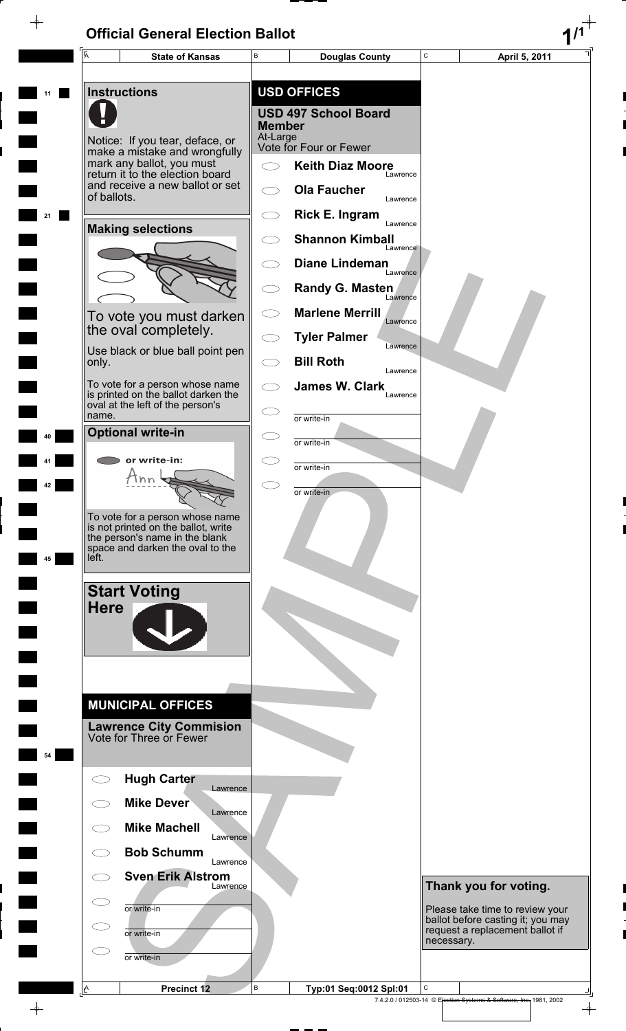# Official General Election Ballot

| State of Kansas | Douglas County | April 5, 2011 |
| --- | --- | --- |

## Instructions

Notice: If you tear, deface, or make a mistake and wrongfully mark any ballot, you must return it to the election board and receive a new ballot or set of ballots.

## Making selections

To vote you must darken the oval completely.

Use black or blue ball point pen only.

To vote for a person whose name is printed on the ballot darken the oval at the left of the person's name.

## Optional write-in

or write-in:

To vote for a person whose name is not printed on the ballot, write the person's name in the blank space and darken the oval to the left.

## Start Voting Here

## MUNICIPAL OFFICES

### Lawrence City Commision

Vote for Three or Fewer

- Hugh Carter — Lawrence
- Mike Dever — Lawrence
- Mike Machell — Lawrence
- Bob Schumm — Lawrence
- Sven Erik Alstrom — Lawrence
- or write-in
- or write-in
- or write-in

## USD OFFICES

### USD 497 School Board Member

At-Large

Vote for Four or Fewer

- Keith Diaz Moore — Lawrence
- Ola Faucher — Lawrence
- Rick E. Ingram — Lawrence
- Shannon Kimball — Lawrence
- Diane Lindeman — Lawrence
- Randy G. Masten — Lawrence
- Marlene Merrill — Lawrence
- Tyler Palmer — Lawrence
- Bill Roth — Lawrence
- James W. Clark — Lawrence
- or write-in
- or write-in
- or write-in
- or write-in

**Thank you for voting.**

Please take time to review your ballot before casting it; you may request a replacement ballot if necessary.

SAMPLE

| Precinct 12 | Typ:01 Seq:0012 Spl:01 |
| --- | --- |

7.4.2.0 / 012503-14 © Election Systems & Software, Inc. 1981, 2002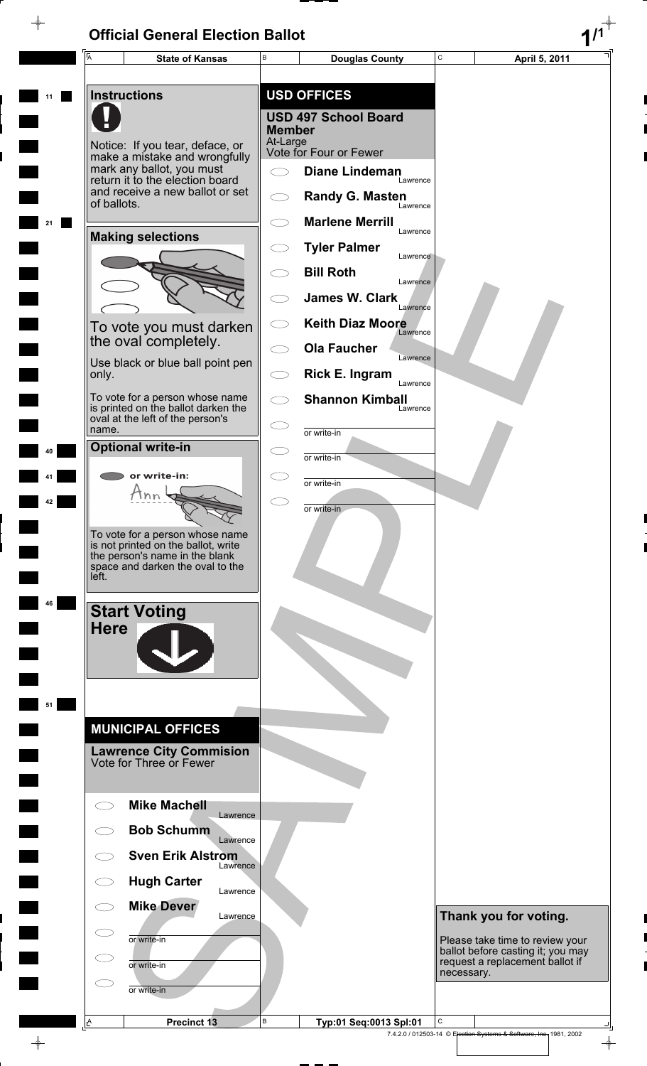# Official General Election Ballot

| State of Kansas | Douglas County | April 5, 2011 |
|---|---|---|

## Instructions

Notice: If you tear, deface, or make a mistake and wrongfully mark any ballot, you must return it to the election board and receive a new ballot or set of ballots.

### Making selections

To vote you must darken the oval completely.

Use black or blue ball point pen only.

To vote for a person whose name is printed on the ballot darken the oval at the left of the person's name.

### Optional write-in

or write-in:

To vote for a person whose name is not printed on the ballot, write the person's name in the blank space and darken the oval to the left.

### Start Voting Here

## MUNICIPAL OFFICES

### Lawrence City Commision

Vote for Three or Fewer

- Mike Machell — Lawrence
- Bob Schumm — Lawrence
- Sven Erik Alstrom — Lawrence
- Hugh Carter — Lawrence
- Mike Dever — Lawrence
- or write-in
- or write-in
- or write-in

## USD OFFICES

### USD 497 School Board Member

At-Large

Vote for Four or Fewer

- Diane Lindeman — Lawrence
- Randy G. Masten — Lawrence
- Marlene Merrill — Lawrence
- Tyler Palmer — Lawrence
- Bill Roth — Lawrence
- James W. Clark — Lawrence
- Keith Diaz Moore — Lawrence
- Ola Faucher — Lawrence
- Rick E. Ingram — Lawrence
- Shannon Kimball — Lawrence
- or write-in
- or write-in
- or write-in
- or write-in

### Thank you for voting.

Please take time to review your ballot before casting it; you may request a replacement ballot if necessary.

SAMPLE

| Precinct 13 | Typ:01 Seq:0013 Spl:01 | |
|---|---|---|

7.4.2.0 / 012503-14 © Election Systems & Software, Inc. 1981, 2002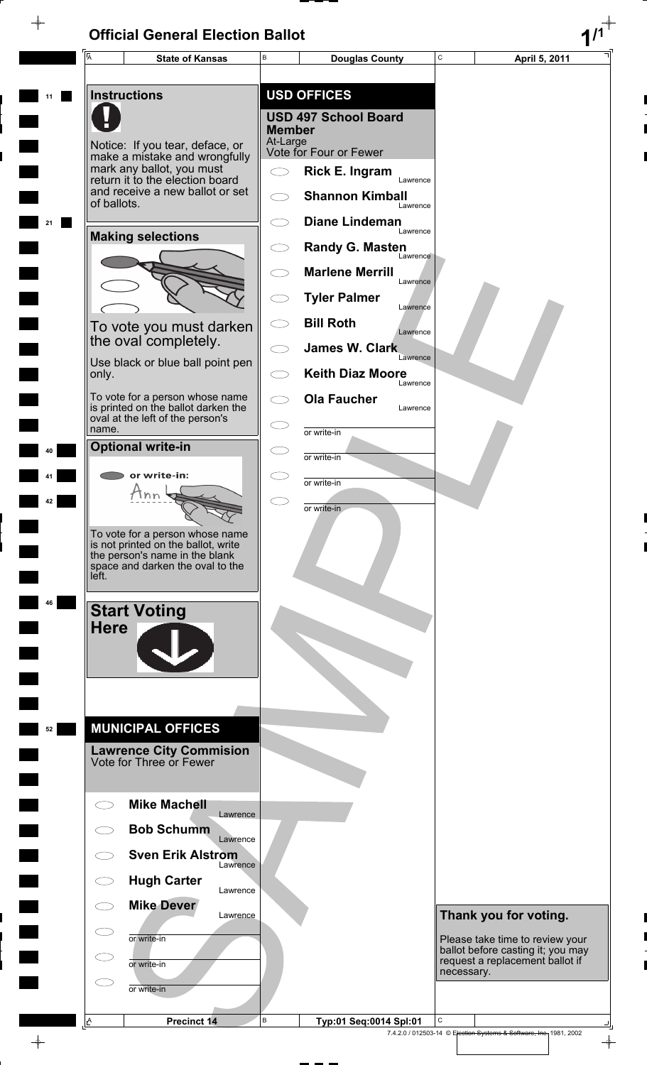# Official General Election Ballot

| State of Kansas | Douglas County | April 5, 2011 |
|---|---|---|

## Instructions

Notice: If you tear, deface, or make a mistake and wrongfully mark any ballot, you must return it to the election board and receive a new ballot or set of ballots.

## Making selections

To vote you must darken the oval completely.

Use black or blue ball point pen only.

To vote for a person whose name is printed on the ballot darken the oval at the left of the person's name.

## Optional write-in

or write-in:

To vote for a person whose name is not printed on the ballot, write the person's name in the blank space and darken the oval to the left.

## Start Voting Here

## MUNICIPAL OFFICES

### Lawrence City Commision
Vote for Three or Fewer

- Mike Machell — Lawrence
- Bob Schumm — Lawrence
- Sven Erik Alstrom — Lawrence
- Hugh Carter — Lawrence
- Mike Dever — Lawrence
- or write-in
- or write-in
- or write-in

## USD OFFICES

### USD 497 School Board Member
At-Large
Vote for Four or Fewer

- Rick E. Ingram — Lawrence
- Shannon Kimball — Lawrence
- Diane Lindeman — Lawrence
- Randy G. Masten — Lawrence
- Marlene Merrill — Lawrence
- Tyler Palmer — Lawrence
- Bill Roth — Lawrence
- James W. Clark — Lawrence
- Keith Diaz Moore — Lawrence
- Ola Faucher — Lawrence
- or write-in
- or write-in
- or write-in
- or write-in

**Thank you for voting.**

Please take time to review your ballot before casting it; you may request a replacement ballot if necessary.

SAMPLE

| Precinct 14 | Typ:01 Seq:0014 Spl:01 | |
|---|---|---|

7.4.2.0 / 012503-14 © Election Systems & Software, Inc. 1981, 2002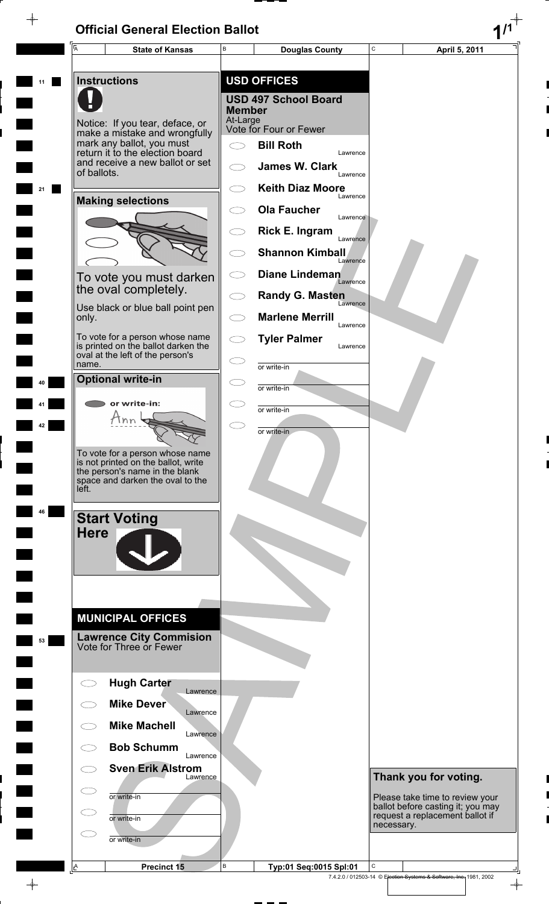# Official General Election Ballot

| State of Kansas | Douglas County | April 5, 2011 |
|---|---|---|

## Instructions

Notice: If you tear, deface, or make a mistake and wrongfully mark any ballot, you must return it to the election board and receive a new ballot or set of ballots.

## Making selections

To vote you must darken the oval completely.

Use black or blue ball point pen only.

To vote for a person whose name is printed on the ballot darken the oval at the left of the person's name.

## Optional write-in

or write-in:

Ann

To vote for a person whose name is not printed on the ballot, write the person's name in the blank space and darken the oval to the left.

## Start Voting Here

## MUNICIPAL OFFICES

### Lawrence City Commision

Vote for Three or Fewer

- Hugh Carter — Lawrence
- Mike Dever — Lawrence
- Mike Machell — Lawrence
- Bob Schumm — Lawrence
- Sven Erik Alstrom — Lawrence
- or write-in
- or write-in
- or write-in

## USD OFFICES

### USD 497 School Board Member

At-Large
Vote for Four or Fewer

- Bill Roth — Lawrence
- James W. Clark — Lawrence
- Keith Diaz Moore — Lawrence
- Ola Faucher — Lawrence
- Rick E. Ingram — Lawrence
- Shannon Kimball — Lawrence
- Diane Lindeman — Lawrence
- Randy G. Masten — Lawrence
- Marlene Merrill — Lawrence
- Tyler Palmer — Lawrence
- or write-in
- or write-in
- or write-in
- or write-in

## Thank you for voting.

Please take time to review your ballot before casting it; you may request a replacement ballot if necessary.

SAMPLE

| Precinct 15 | Typ:01 Seq:0015 Spl:01 |
|---|---|

7.4.2.0 / 012503-14 © Election Systems & Software, Inc. 1981, 2002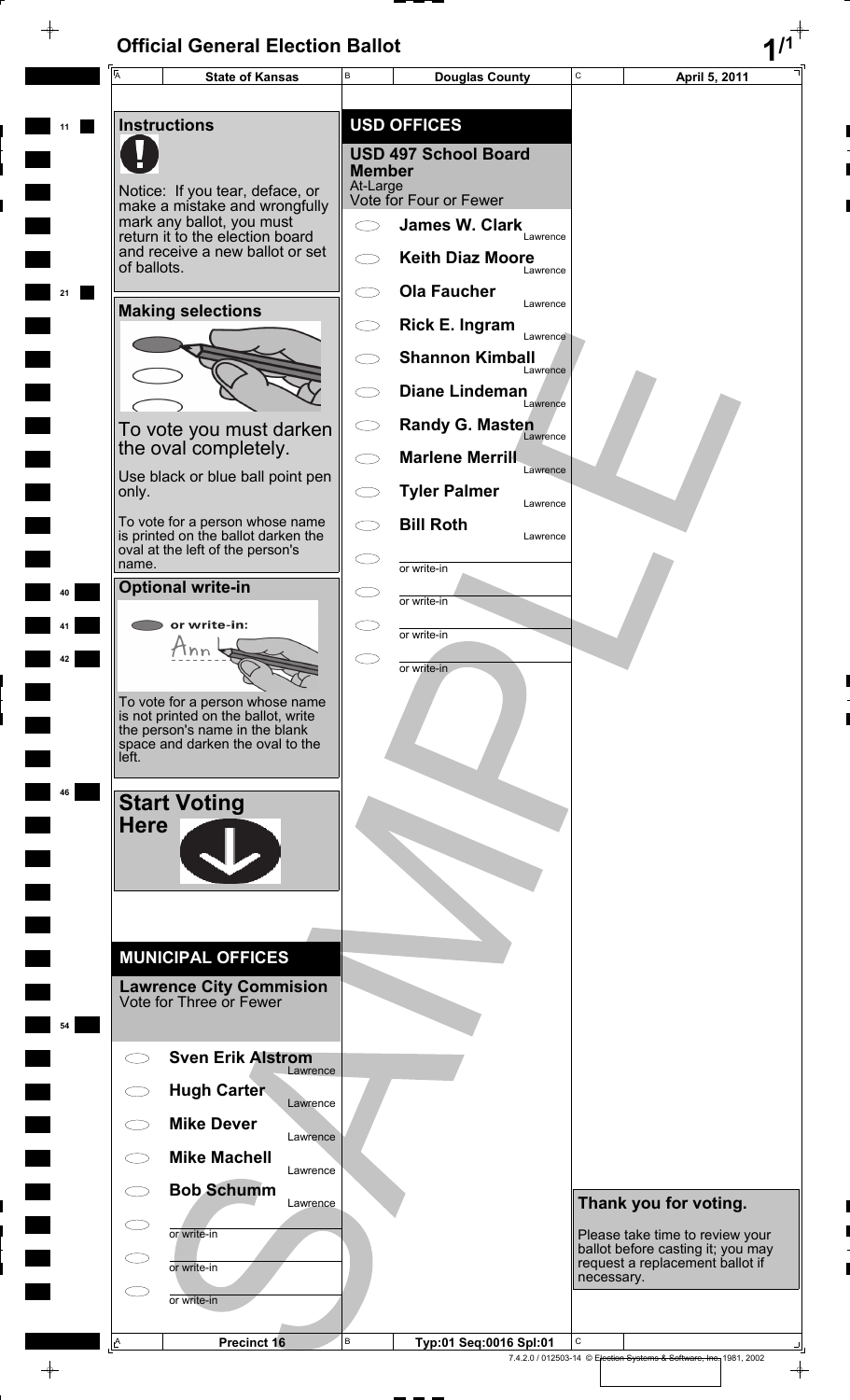# Official General Election Ballot

| State of Kansas | Douglas County | April 5, 2011 |
|---|---|---|

## Instructions

Notice: If you tear, deface, or make a mistake and wrongfully mark any ballot, you must return it to the election board and receive a new ballot or set of ballots.

### Making selections

To vote you must darken the oval completely.

Use black or blue ball point pen only.

To vote for a person whose name is printed on the ballot darken the oval at the left of the person's name.

### Optional write-in

or write-in:

To vote for a person whose name is not printed on the ballot, write the person's name in the blank space and darken the oval to the left.

### Start Voting Here

## MUNICIPAL OFFICES

### Lawrence City Commision
Vote for Three or Fewer

- Sven Erik Alstrom — Lawrence
- Hugh Carter — Lawrence
- Mike Dever — Lawrence
- Mike Machell — Lawrence
- Bob Schumm — Lawrence
- or write-in
- or write-in
- or write-in

## USD OFFICES

### USD 497 School Board Member
At-Large
Vote for Four or Fewer

- James W. Clark — Lawrence
- Keith Diaz Moore — Lawrence
- Ola Faucher — Lawrence
- Rick E. Ingram — Lawrence
- Shannon Kimball — Lawrence
- Diane Lindeman — Lawrence
- Randy G. Masten — Lawrence
- Marlene Merrill — Lawrence
- Tyler Palmer — Lawrence
- Bill Roth — Lawrence
- or write-in
- or write-in
- or write-in
- or write-in

### Thank you for voting.

Please take time to review your ballot before casting it; you may request a replacement ballot if necessary.

| Precinct 16 | Typ:01 Seq:0016 Spl:01 | |
|---|---|---|

7.4.2.0 / 012503-14 © Election Systems & Software, Inc. 1981, 2002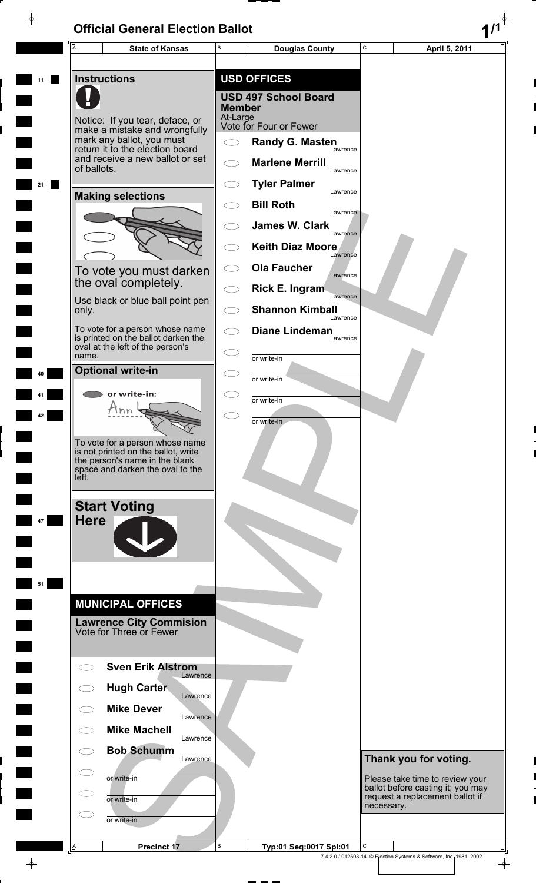# Official General Election Ballot

| State of Kansas | Douglas County | April 5, 2011 |
|---|---|---|

## Instructions

Notice: If you tear, deface, or make a mistake and wrongfully mark any ballot, you must return it to the election board and receive a new ballot or set of ballots.

## Making selections

To vote you must darken the oval completely.

Use black or blue ball point pen only.

To vote for a person whose name is printed on the ballot darken the oval at the left of the person's name.

## Optional write-in

or write-in:

To vote for a person whose name is not printed on the ballot, write the person's name in the blank space and darken the oval to the left.

## Start Voting Here

## MUNICIPAL OFFICES

### Lawrence City Commision
Vote for Three or Fewer

- Sven Erik Alstrom — Lawrence
- Hugh Carter — Lawrence
- Mike Dever — Lawrence
- Mike Machell — Lawrence
- Bob Schumm — Lawrence
- or write-in
- or write-in
- or write-in

## USD OFFICES

### USD 497 School Board Member
At-Large
Vote for Four or Fewer

- Randy G. Masten — Lawrence
- Marlene Merrill — Lawrence
- Tyler Palmer — Lawrence
- Bill Roth — Lawrence
- James W. Clark — Lawrence
- Keith Diaz Moore — Lawrence
- Ola Faucher — Lawrence
- Rick E. Ingram — Lawrence
- Shannon Kimball — Lawrence
- Diane Lindeman — Lawrence
- or write-in
- or write-in
- or write-in
- or write-in

## Thank you for voting.

Please take time to review your ballot before casting it; you may request a replacement ballot if necessary.

SAMPLE

| Precinct 17 | Typ:01 Seq:0017 Spl:01 |
|---|---|

7.4.2.0 / 012503-14 © Election Systems & Software, Inc. 1981, 2002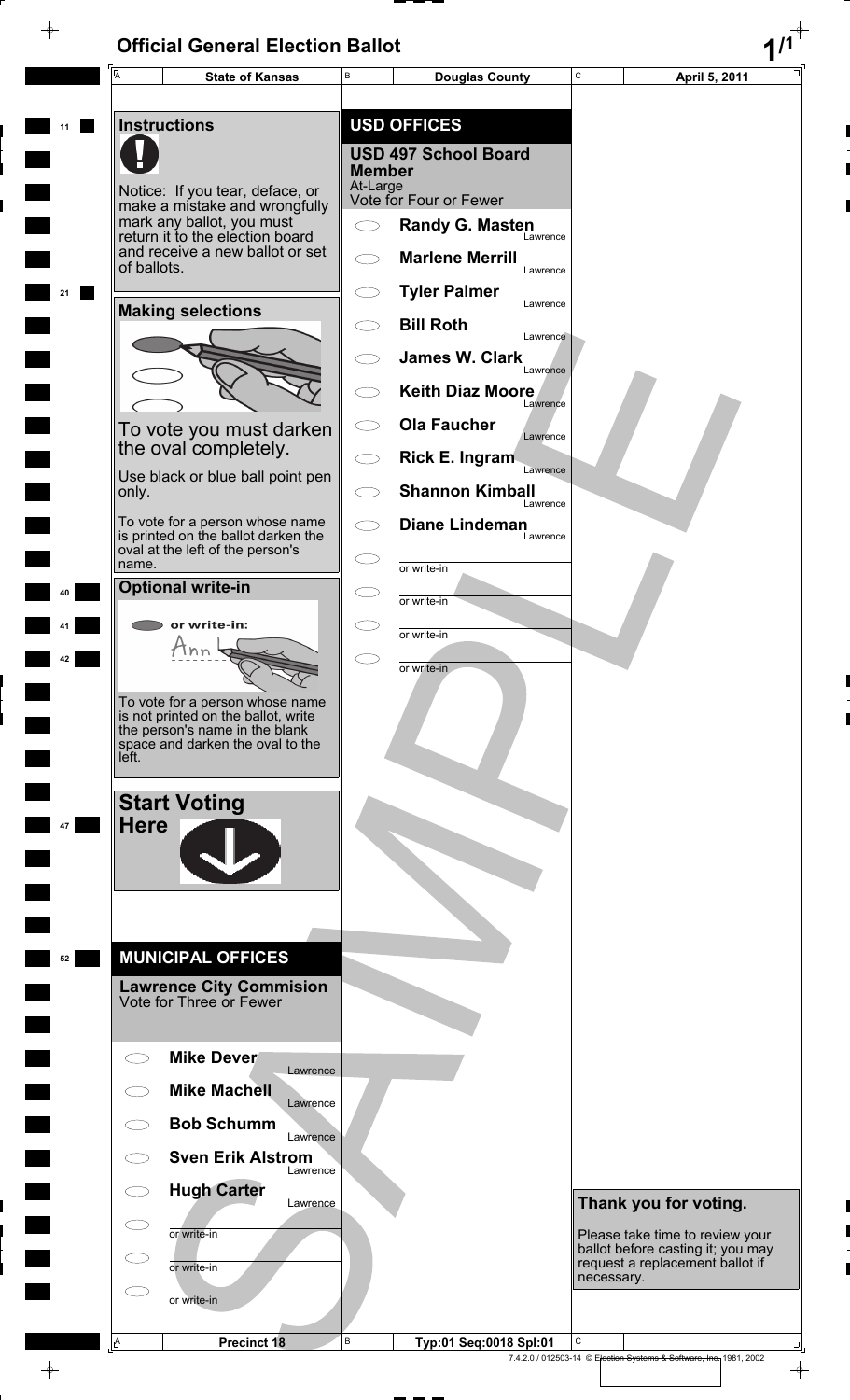# Official General Election Ballot

| State of Kansas | Douglas County | April 5, 2011 |
|---|---|---|

## Instructions

Notice: If you tear, deface, or make a mistake and wrongfully mark any ballot, you must return it to the election board and receive a new ballot or set of ballots.

### Making selections

To vote you must darken the oval completely.

Use black or blue ball point pen only.

To vote for a person whose name is printed on the ballot darken the oval at the left of the person's name.

### Optional write-in

or write-in:

To vote for a person whose name is not printed on the ballot, write the person's name in the blank space and darken the oval to the left.

### Start Voting Here

## MUNICIPAL OFFICES

### Lawrence City Commision
Vote for Three or Fewer

- Mike Dever — Lawrence
- Mike Machell — Lawrence
- Bob Schumm — Lawrence
- Sven Erik Alstrom — Lawrence
- Hugh Carter — Lawrence
- or write-in
- or write-in
- or write-in

## USD OFFICES

### USD 497 School Board Member
At-Large
Vote for Four or Fewer

- Randy G. Masten — Lawrence
- Marlene Merrill — Lawrence
- Tyler Palmer — Lawrence
- Bill Roth — Lawrence
- James W. Clark — Lawrence
- Keith Diaz Moore — Lawrence
- Ola Faucher — Lawrence
- Rick E. Ingram — Lawrence
- Shannon Kimball — Lawrence
- Diane Lindeman — Lawrence
- or write-in
- or write-in
- or write-in
- or write-in

### Thank you for voting.

Please take time to review your ballot before casting it; you may request a replacement ballot if necessary.

SAMPLE

| Precinct 18 | Typ:01 Seq:0018 Spl:01 | |
|---|---|---|

7.4.2.0 / 012503-14 © Election Systems & Software, Inc. 1981, 2002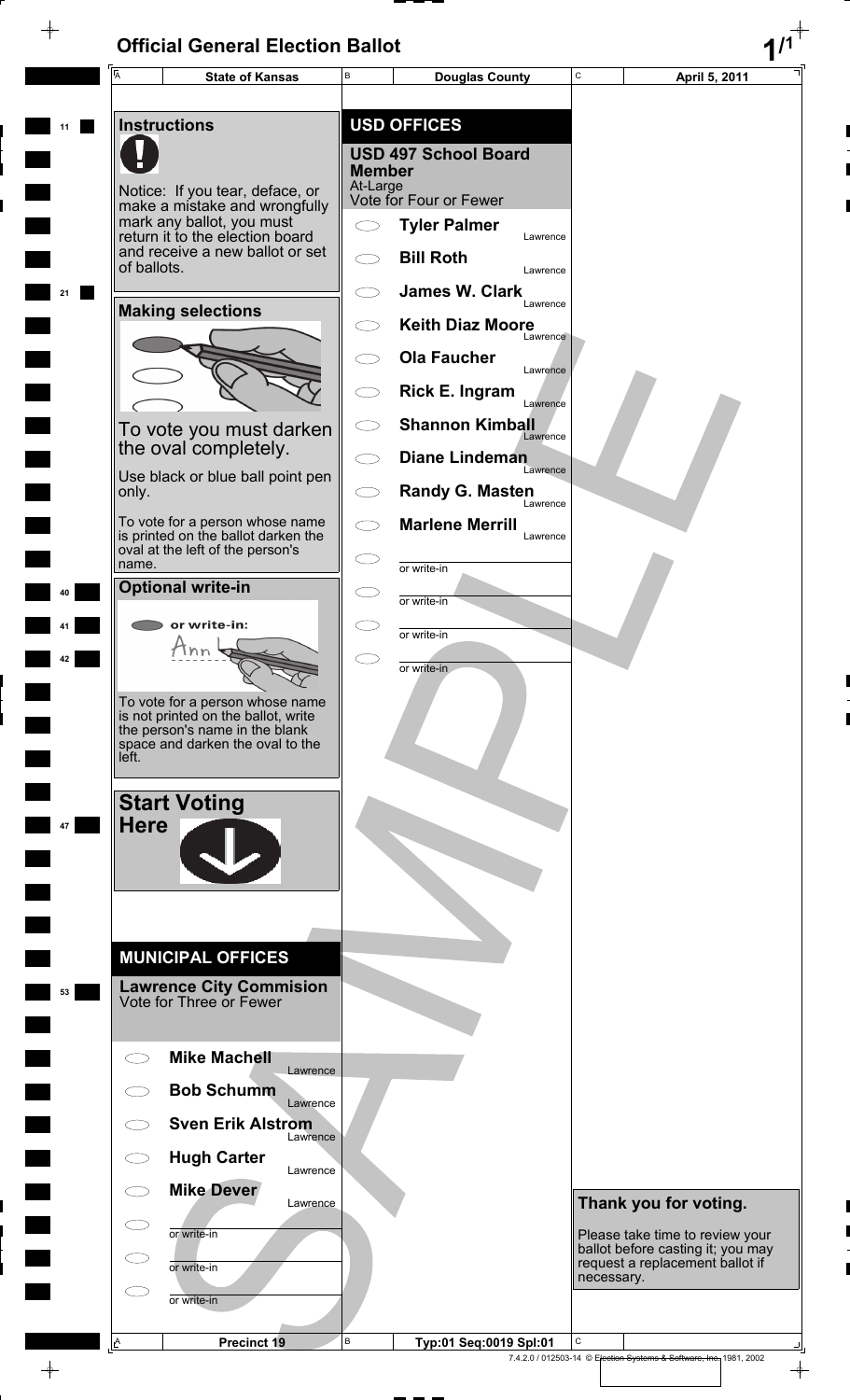# Official General Election Ballot

| State of Kansas | Douglas County | April 5, 2011 |
| --- | --- | --- |

## Instructions

Notice: If you tear, deface, or make a mistake and wrongfully mark any ballot, you must return it to the election board and receive a new ballot or set of ballots.

## Making selections

To vote you must darken the oval completely.

Use black or blue ball point pen only.

To vote for a person whose name is printed on the ballot darken the oval at the left of the person's name.

## Optional write-in

or write-in:

To vote for a person whose name is not printed on the ballot, write the person's name in the blank space and darken the oval to the left.

## Start Voting Here

## MUNICIPAL OFFICES

### Lawrence City Commision
Vote for Three or Fewer

- Mike Machell — Lawrence
- Bob Schumm — Lawrence
- Sven Erik Alstrom — Lawrence
- Hugh Carter — Lawrence
- Mike Dever — Lawrence
- or write-in
- or write-in
- or write-in

## USD OFFICES

### USD 497 School Board Member
At-Large
Vote for Four or Fewer

- Tyler Palmer — Lawrence
- Bill Roth — Lawrence
- James W. Clark — Lawrence
- Keith Diaz Moore — Lawrence
- Ola Faucher — Lawrence
- Rick E. Ingram — Lawrence
- Shannon Kimball — Lawrence
- Diane Lindeman — Lawrence
- Randy G. Masten — Lawrence
- Marlene Merrill — Lawrence
- or write-in
- or write-in
- or write-in
- or write-in

## Thank you for voting.

Please take time to review your ballot before casting it; you may request a replacement ballot if necessary.

| Precinct 19 | Typ:01 Seq:0019 Spl:01 |
| --- | --- |

7.4.2.0 / 012503-14 © Election Systems & Software, Inc. 1981, 2002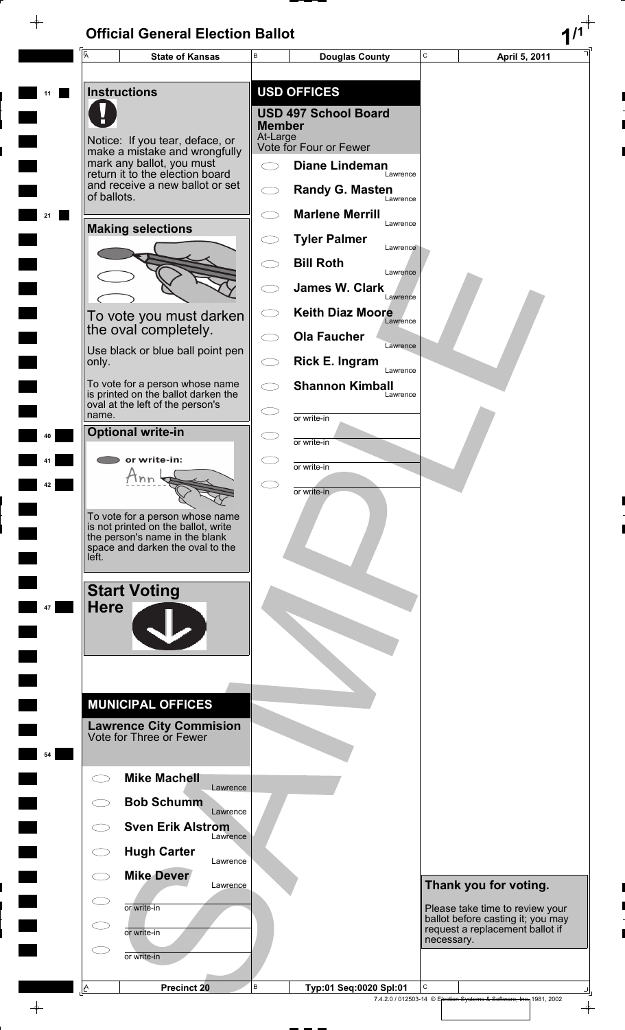# Official General Election Ballot

| State of Kansas | Douglas County | April 5, 2011 |
|---|---|---|

## Instructions

Notice: If you tear, deface, or make a mistake and wrongfully mark any ballot, you must return it to the election board and receive a new ballot or set of ballots.

## Making selections

To vote you must darken the oval completely.

Use black or blue ball point pen only.

To vote for a person whose name is printed on the ballot darken the oval at the left of the person's name.

## Optional write-in

or write-in:

To vote for a person whose name is not printed on the ballot, write the person's name in the blank space and darken the oval to the left.

## Start Voting Here

## MUNICIPAL OFFICES

### Lawrence City Commision
Vote for Three or Fewer

- ⬭ **Mike Machell** — Lawrence
- ⬭ **Bob Schumm** — Lawrence
- ⬭ **Sven Erik Alstrom** — Lawrence
- ⬭ **Hugh Carter** — Lawrence
- ⬭ **Mike Dever** — Lawrence
- ⬭ or write-in ________
- ⬭ or write-in ________
- ⬭ or write-in ________

## USD OFFICES

### USD 497 School Board Member
At-Large
Vote for Four or Fewer

- ⬭ **Diane Lindeman** — Lawrence
- ⬭ **Randy G. Masten** — Lawrence
- ⬭ **Marlene Merrill** — Lawrence
- ⬭ **Tyler Palmer** — Lawrence
- ⬭ **Bill Roth** — Lawrence
- ⬭ **James W. Clark** — Lawrence
- ⬭ **Keith Diaz Moore** — Lawrence
- ⬭ **Ola Faucher** — Lawrence
- ⬭ **Rick E. Ingram** — Lawrence
- ⬭ **Shannon Kimball** — Lawrence
- ⬭ or write-in ________
- ⬭ or write-in ________
- ⬭ or write-in ________
- ⬭ or write-in ________

## Thank you for voting.

Please take time to review your ballot before casting it; you may request a replacement ballot if necessary.

SAMPLE

| Precinct 20 | Typ:01 Seq:0020 Spl:01 | |
|---|---|---|

7.4.2.0 / 012503-14 © Election Systems & Software, Inc. 1981, 2002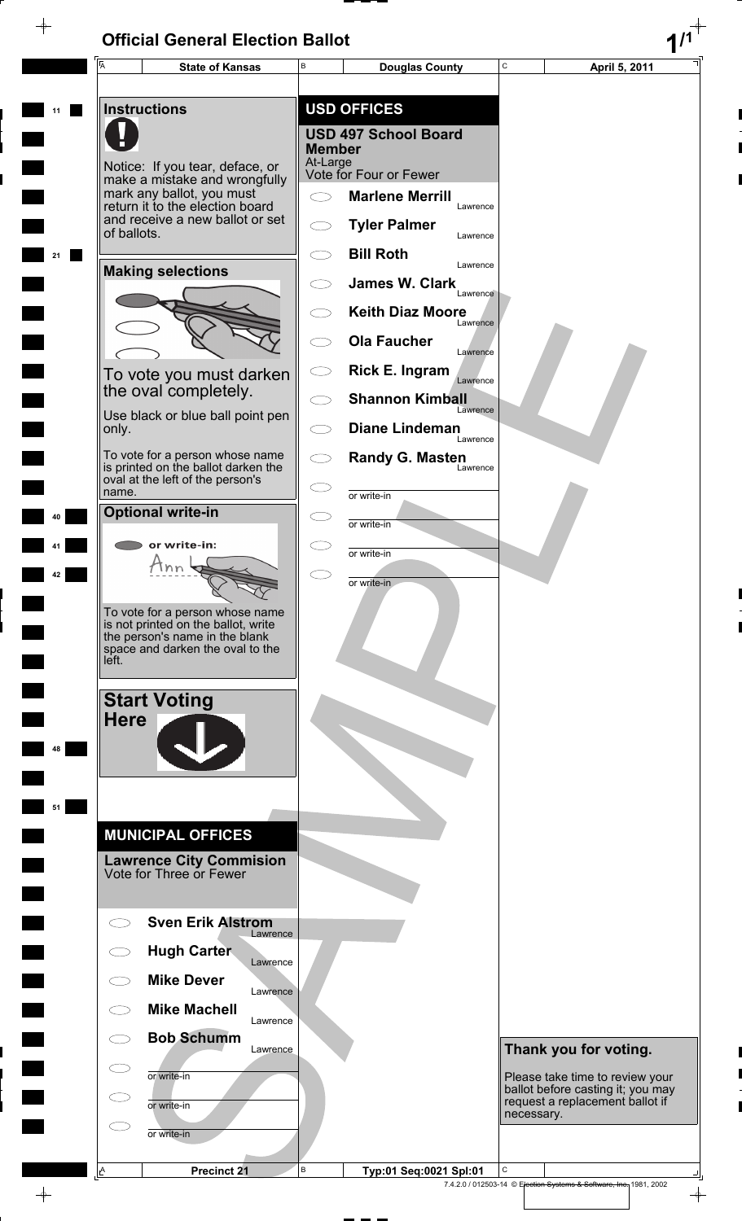# Official General Election Ballot

| State of Kansas | Douglas County | April 5, 2011 |
| --- | --- | --- |

## Instructions

Notice: If you tear, deface, or make a mistake and wrongfully mark any ballot, you must return it to the election board and receive a new ballot or set of ballots.

## Making selections

To vote you must darken the oval completely.

Use black or blue ball point pen only.

To vote for a person whose name is printed on the ballot darken the oval at the left of the person's name.

## Optional write-in

or write-in:

To vote for a person whose name is not printed on the ballot, write the person's name in the blank space and darken the oval to the left.

## Start Voting Here

## MUNICIPAL OFFICES

### Lawrence City Commision
Vote for Three or Fewer

- Sven Erik Alstrom — Lawrence
- Hugh Carter — Lawrence
- Mike Dever — Lawrence
- Mike Machell — Lawrence
- Bob Schumm — Lawrence
- or write-in
- or write-in
- or write-in

## USD OFFICES

### USD 497 School Board Member
At-Large
Vote for Four or Fewer

- Marlene Merrill — Lawrence
- Tyler Palmer — Lawrence
- Bill Roth — Lawrence
- James W. Clark — Lawrence
- Keith Diaz Moore — Lawrence
- Ola Faucher — Lawrence
- Rick E. Ingram — Lawrence
- Shannon Kimball — Lawrence
- Diane Lindeman — Lawrence
- Randy G. Masten — Lawrence
- or write-in
- or write-in
- or write-in
- or write-in

## Thank you for voting.

Please take time to review your ballot before casting it; you may request a replacement ballot if necessary.

SAMPLE

| Precinct 21 | Typ:01 Seq:0021 Spl:01 | |
| --- | --- | --- |

7.4.2.0 / 012503-14 © Election Systems & Software, Inc. 1981, 2002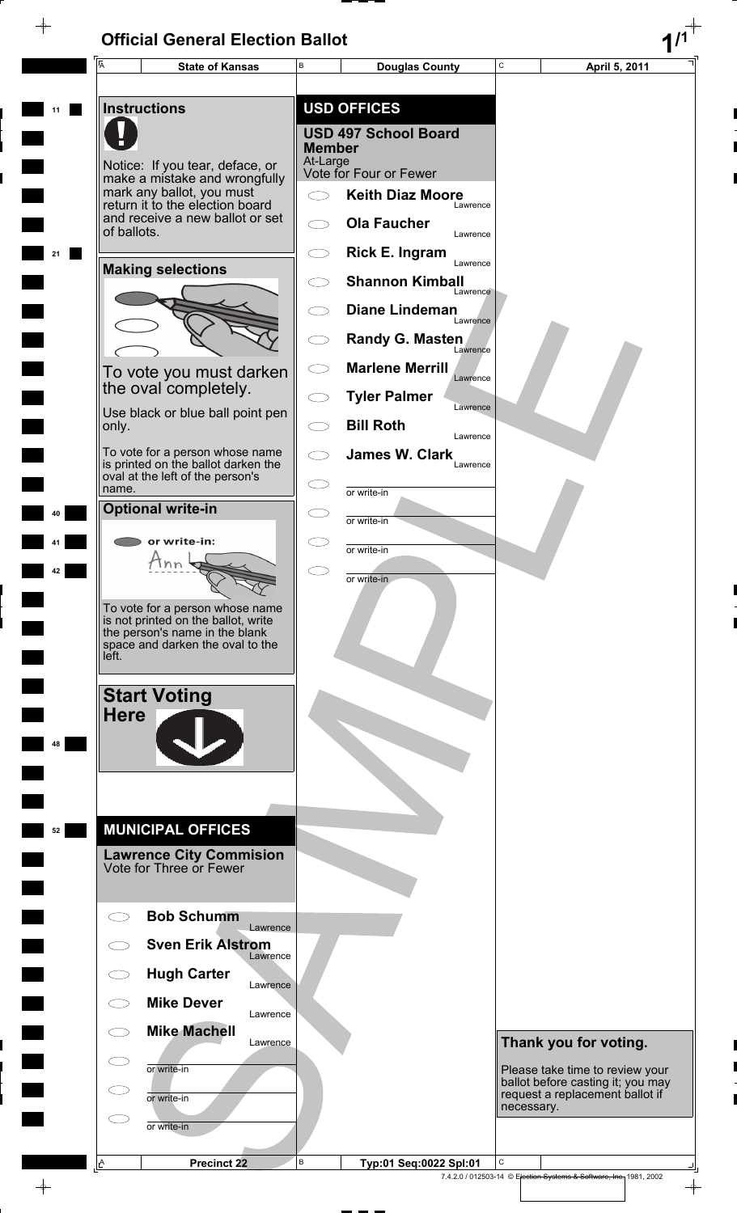# Official General Election Ballot

| A State of Kansas | B Douglas County | C April 5, 2011 |
|---|---|---|

## Instructions

Notice: If you tear, deface, or make a mistake and wrongfully mark any ballot, you must return it to the election board and receive a new ballot or set of ballots.

## Making selections

To vote you must darken the oval completely.

Use black or blue ball point pen only.

To vote for a person whose name is printed on the ballot darken the oval at the left of the person's name.

## Optional write-in

or write-in:

To vote for a person whose name is not printed on the ballot, write the person's name in the blank space and darken the oval to the left.

## Start Voting Here

## MUNICIPAL OFFICES

### Lawrence City Commision

Vote for Three or Fewer

- Bob Schumm — Lawrence
- Sven Erik Alstrom — Lawrence
- Hugh Carter — Lawrence
- Mike Dever — Lawrence
- Mike Machell — Lawrence
- or write-in
- or write-in
- or write-in

## USD OFFICES

### USD 497 School Board Member

At-Large

Vote for Four or Fewer

- Keith Diaz Moore — Lawrence
- Ola Faucher — Lawrence
- Rick E. Ingram — Lawrence
- Shannon Kimball — Lawrence
- Diane Lindeman — Lawrence
- Randy G. Masten — Lawrence
- Marlene Merrill — Lawrence
- Tyler Palmer — Lawrence
- Bill Roth — Lawrence
- James W. Clark — Lawrence
- or write-in
- or write-in
- or write-in
- or write-in

SAMPLE

**Thank you for voting.**

Please take time to review your ballot before casting it; you may request a replacement ballot if necessary.

| A Precinct 22 | B Typ:01 Seq:0022 Spl:01 | C |
|---|---|---|

7.4.2.0 / 012503-14 © Election Systems & Software, Inc. 1981, 2002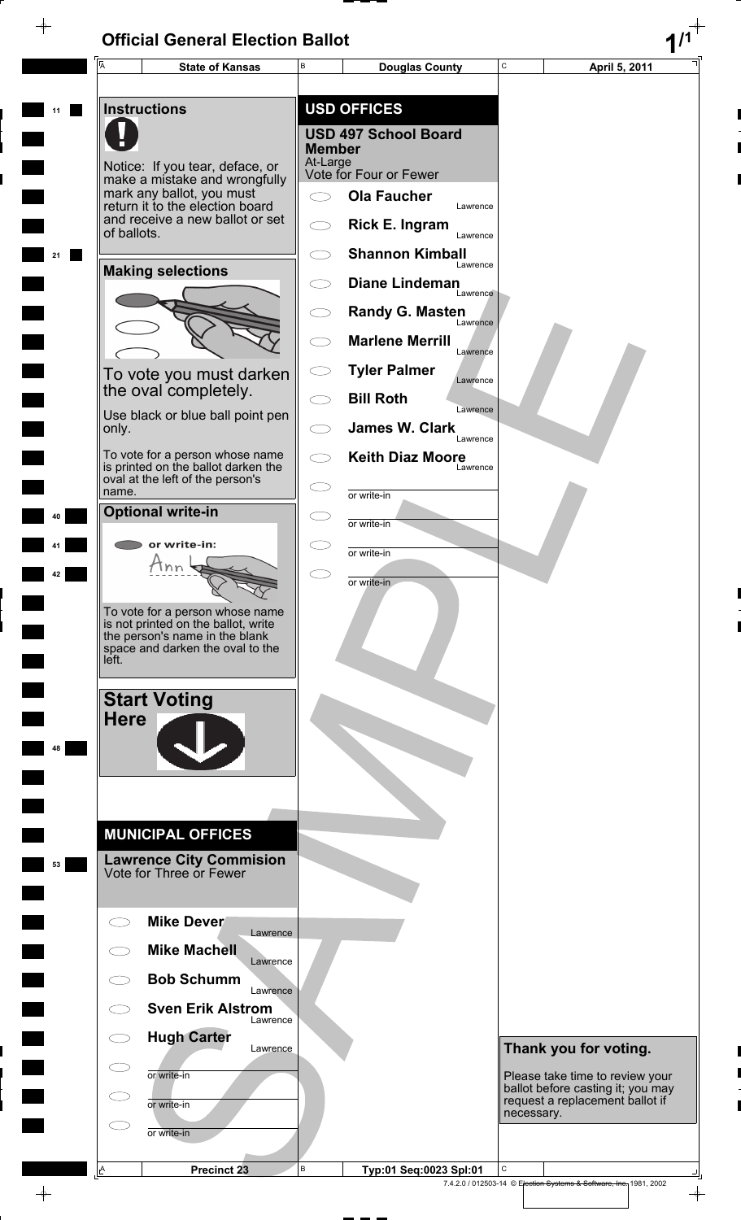# Official General Election Ballot

| State of Kansas | Douglas County | April 5, 2011 |
|---|---|---|

## Instructions

Notice: If you tear, deface, or make a mistake and wrongfully mark any ballot, you must return it to the election board and receive a new ballot or set of ballots.

## Making selections

To vote you must darken the oval completely.

Use black or blue ball point pen only.

To vote for a person whose name is printed on the ballot darken the oval at the left of the person's name.

## Optional write-in

or write-in:

To vote for a person whose name is not printed on the ballot, write the person's name in the blank space and darken the oval to the left.

## Start Voting Here

## MUNICIPAL OFFICES

### Lawrence City Commision
Vote for Three or Fewer

- Mike Dever — Lawrence
- Mike Machell — Lawrence
- Bob Schumm — Lawrence
- Sven Erik Alstrom — Lawrence
- Hugh Carter — Lawrence
- or write-in
- or write-in
- or write-in

## USD OFFICES

### USD 497 School Board Member
At-Large
Vote for Four or Fewer

- Ola Faucher — Lawrence
- Rick E. Ingram — Lawrence
- Shannon Kimball — Lawrence
- Diane Lindeman — Lawrence
- Randy G. Masten — Lawrence
- Marlene Merrill — Lawrence
- Tyler Palmer — Lawrence
- Bill Roth — Lawrence
- James W. Clark — Lawrence
- Keith Diaz Moore — Lawrence
- or write-in
- or write-in
- or write-in
- or write-in

**Thank you for voting.**

Please take time to review your ballot before casting it; you may request a replacement ballot if necessary.

SAMPLE

| Precinct 23 | Typ:01 Seq:0023 Spl:01 | |
|---|---|---|

7.4.2.0 / 012503-14 © Election Systems & Software, Inc. 1981, 2002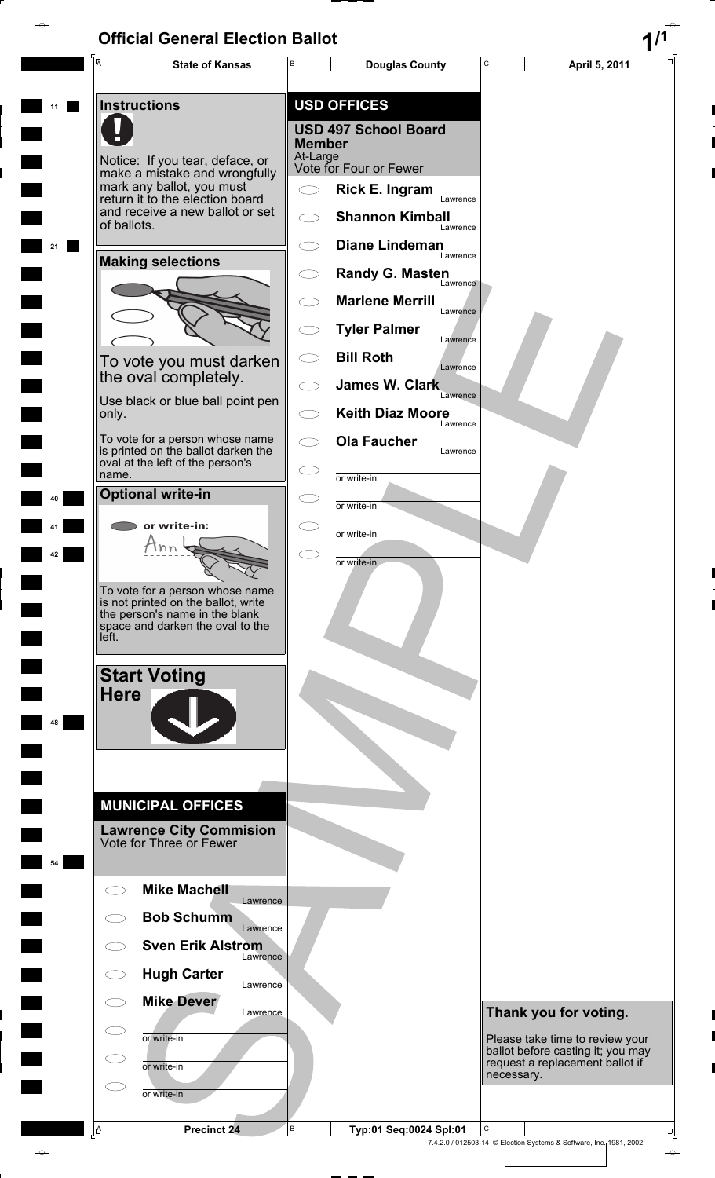# Official General Election Ballot

| State of Kansas | Douglas County | April 5, 2011 |
| --- | --- | --- |

## Instructions

Notice: If you tear, deface, or make a mistake and wrongfully mark any ballot, you must return it to the election board and receive a new ballot or set of ballots.

## Making selections

To vote you must darken the oval completely.

Use black or blue ball point pen only.

To vote for a person whose name is printed on the ballot darken the oval at the left of the person's name.

## Optional write-in

or write-in:

To vote for a person whose name is not printed on the ballot, write the person's name in the blank space and darken the oval to the left.

## Start Voting Here

## MUNICIPAL OFFICES

### Lawrence City Commision
Vote for Three or Fewer

- Mike Machell — Lawrence
- Bob Schumm — Lawrence
- Sven Erik Alstrom — Lawrence
- Hugh Carter — Lawrence
- Mike Dever — Lawrence
- or write-in
- or write-in
- or write-in

## USD OFFICES

### USD 497 School Board Member
At-Large
Vote for Four or Fewer

- Rick E. Ingram — Lawrence
- Shannon Kimball — Lawrence
- Diane Lindeman — Lawrence
- Randy G. Masten — Lawrence
- Marlene Merrill — Lawrence
- Tyler Palmer — Lawrence
- Bill Roth — Lawrence
- James W. Clark — Lawrence
- Keith Diaz Moore — Lawrence
- Ola Faucher — Lawrence
- or write-in
- or write-in
- or write-in
- or write-in

**Thank you for voting.**

Please take time to review your ballot before casting it; you may request a replacement ballot if necessary.

SAMPLE

| Precinct 24 | Typ:01 Seq:0024 Spl:01 | |
| --- | --- | --- |

7.4.2.0 / 012503-14 © Election Systems & Software, Inc. 1981, 2002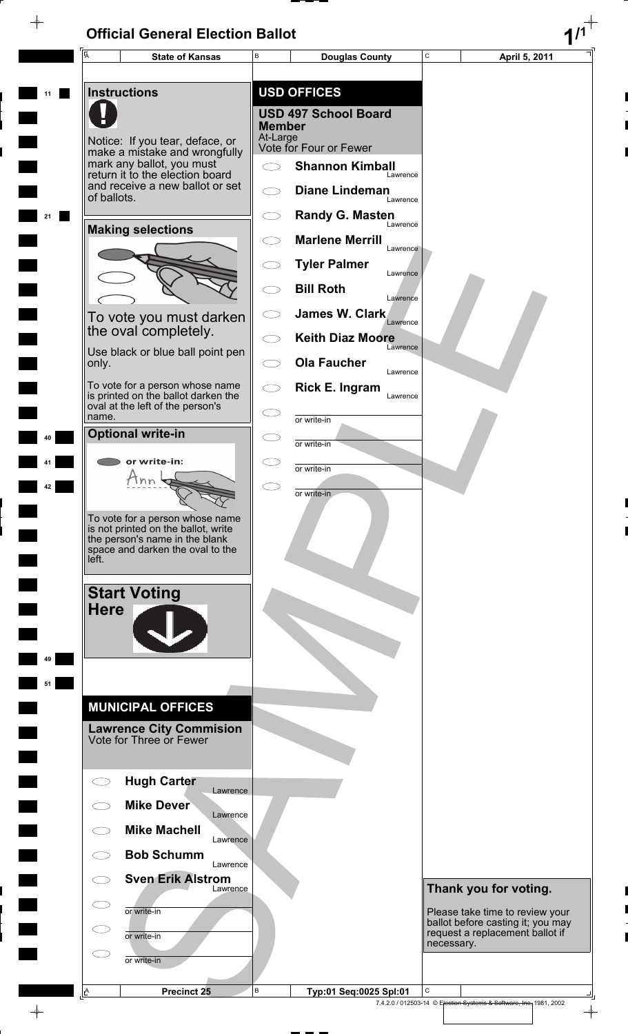# Official General Election Ballot

| State of Kansas | Douglas County | April 5, 2011 |
|---|---|---|

## Instructions

Notice: If you tear, deface, or make a mistake and wrongfully mark any ballot, you must return it to the election board and receive a new ballot or set of ballots.

## Making selections

To vote you must darken the oval completely.

Use black or blue ball point pen only.

To vote for a person whose name is printed on the ballot darken the oval at the left of the person's name.

## Optional write-in

or write-in:

To vote for a person whose name is not printed on the ballot, write the person's name in the blank space and darken the oval to the left.

## Start Voting Here

## MUNICIPAL OFFICES

### Lawrence City Commision

Vote for Three or Fewer

- Hugh Carter — Lawrence
- Mike Dever — Lawrence
- Mike Machell — Lawrence
- Bob Schumm — Lawrence
- Sven Erik Alstrom — Lawrence
- or write-in
- or write-in
- or write-in

## USD OFFICES

### USD 497 School Board Member

At-Large

Vote for Four or Fewer

- Shannon Kimball — Lawrence
- Diane Lindeman — Lawrence
- Randy G. Masten — Lawrence
- Marlene Merrill — Lawrence
- Tyler Palmer — Lawrence
- Bill Roth — Lawrence
- James W. Clark — Lawrence
- Keith Diaz Moore — Lawrence
- Ola Faucher — Lawrence
- Rick E. Ingram — Lawrence
- or write-in
- or write-in
- or write-in
- or write-in

**Thank you for voting.**

Please take time to review your ballot before casting it; you may request a replacement ballot if necessary.

| Precinct 25 | Typ:01 Seq:0025 Spl:01 |
|---|---|

7.4.2.0 / 012503-14 © Election Systems & Software, Inc. 1981, 2002

SAMPLE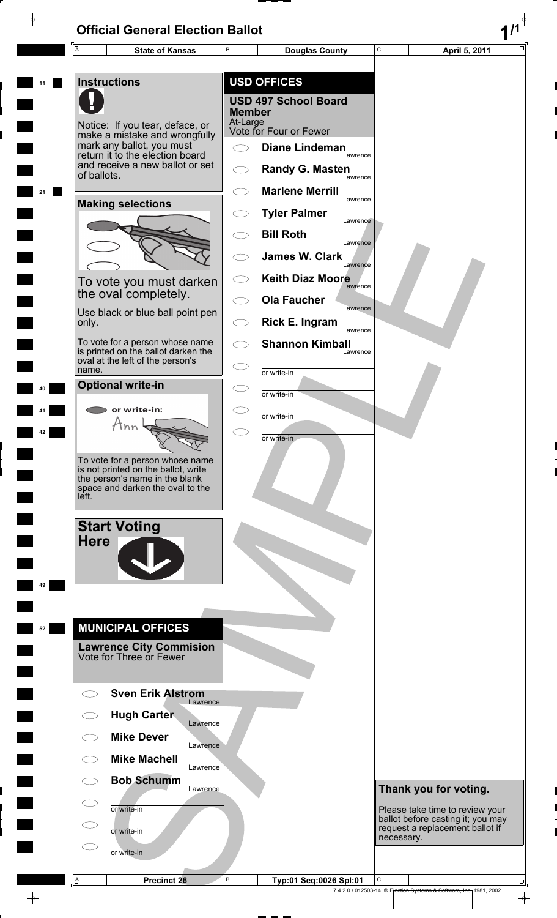# Official General Election Ballot

| State of Kansas | Douglas County | April 5, 2011 |
|---|---|---|

## Instructions

Notice: If you tear, deface, or make a mistake and wrongfully mark any ballot, you must return it to the election board and receive a new ballot or set of ballots.

### Making selections

To vote you must darken the oval completely.

Use black or blue ball point pen only.

To vote for a person whose name is printed on the ballot darken the oval at the left of the person's name.

### Optional write-in

or write-in:

To vote for a person whose name is not printed on the ballot, write the person's name in the blank space and darken the oval to the left.

### Start Voting Here

## MUNICIPAL OFFICES

### Lawrence City Commision
Vote for Three or Fewer

- Sven Erik Alstrom — Lawrence
- Hugh Carter — Lawrence
- Mike Dever — Lawrence
- Mike Machell — Lawrence
- Bob Schumm — Lawrence
- or write-in
- or write-in
- or write-in

## USD OFFICES

### USD 497 School Board Member
At-Large
Vote for Four or Fewer

- Diane Lindeman — Lawrence
- Randy G. Masten — Lawrence
- Marlene Merrill — Lawrence
- Tyler Palmer — Lawrence
- Bill Roth — Lawrence
- James W. Clark — Lawrence
- Keith Diaz Moore — Lawrence
- Ola Faucher — Lawrence
- Rick E. Ingram — Lawrence
- Shannon Kimball — Lawrence
- or write-in
- or write-in
- or write-in
- or write-in

**Thank you for voting.**

Please take time to review your ballot before casting it; you may request a replacement ballot if necessary.

SAMPLE

| Precinct 26 | Typ:01 Seq:0026 Spl:01 | |
|---|---|---|

7.4.2.0 / 012503-14 © Election Systems & Software, Inc. 1981, 2002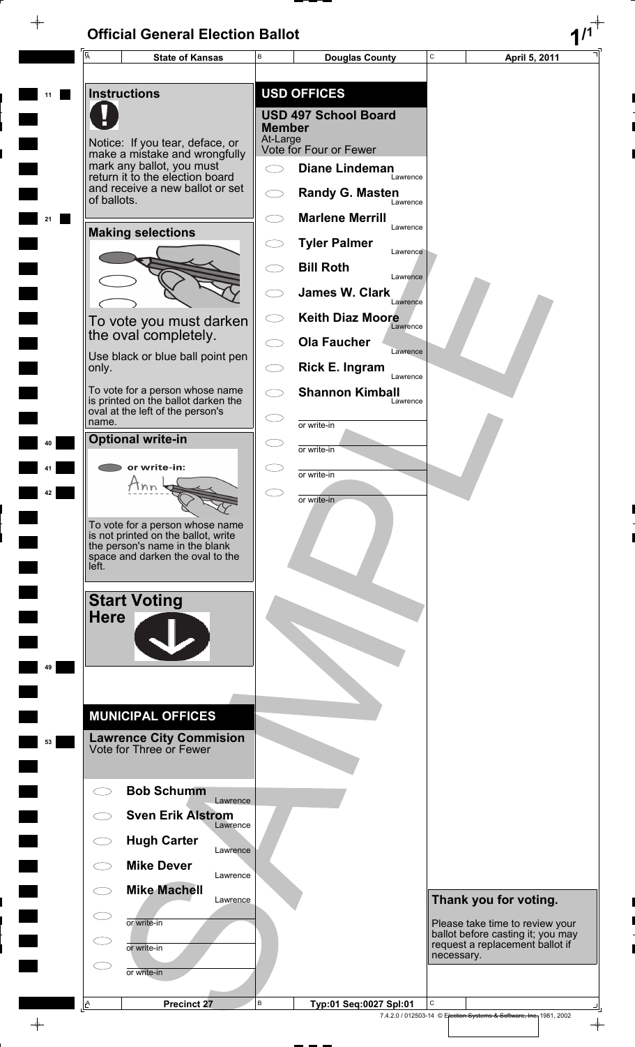# Official General Election Ballot

| State of Kansas | Douglas County | April 5, 2011 |
|---|---|---|

## Instructions

Notice: If you tear, deface, or make a mistake and wrongfully mark any ballot, you must return it to the election board and receive a new ballot or set of ballots.

### Making selections

To vote you must darken the oval completely.

Use black or blue ball point pen only.

To vote for a person whose name is printed on the ballot darken the oval at the left of the person's name.

### Optional write-in

or write-in:

To vote for a person whose name is not printed on the ballot, write the person's name in the blank space and darken the oval to the left.

### Start Voting Here

## MUNICIPAL OFFICES

### Lawrence City Commision
Vote for Three or Fewer

- Bob Schumm — Lawrence
- Sven Erik Alstrom — Lawrence
- Hugh Carter — Lawrence
- Mike Dever — Lawrence
- Mike Machell — Lawrence
- or write-in
- or write-in
- or write-in

## USD OFFICES

### USD 497 School Board Member
At-Large
Vote for Four or Fewer

- Diane Lindeman — Lawrence
- Randy G. Masten — Lawrence
- Marlene Merrill — Lawrence
- Tyler Palmer — Lawrence
- Bill Roth — Lawrence
- James W. Clark — Lawrence
- Keith Diaz Moore — Lawrence
- Ola Faucher — Lawrence
- Rick E. Ingram — Lawrence
- Shannon Kimball — Lawrence
- or write-in
- or write-in
- or write-in
- or write-in

### Thank you for voting.

Please take time to review your ballot before casting it; you may request a replacement ballot if necessary.

| Precinct 27 | Typ:01 Seq:0027 Spl:01 | |
|---|---|---|

7.4.2.0 / 012503-14 © Election Systems & Software, Inc. 1981, 2002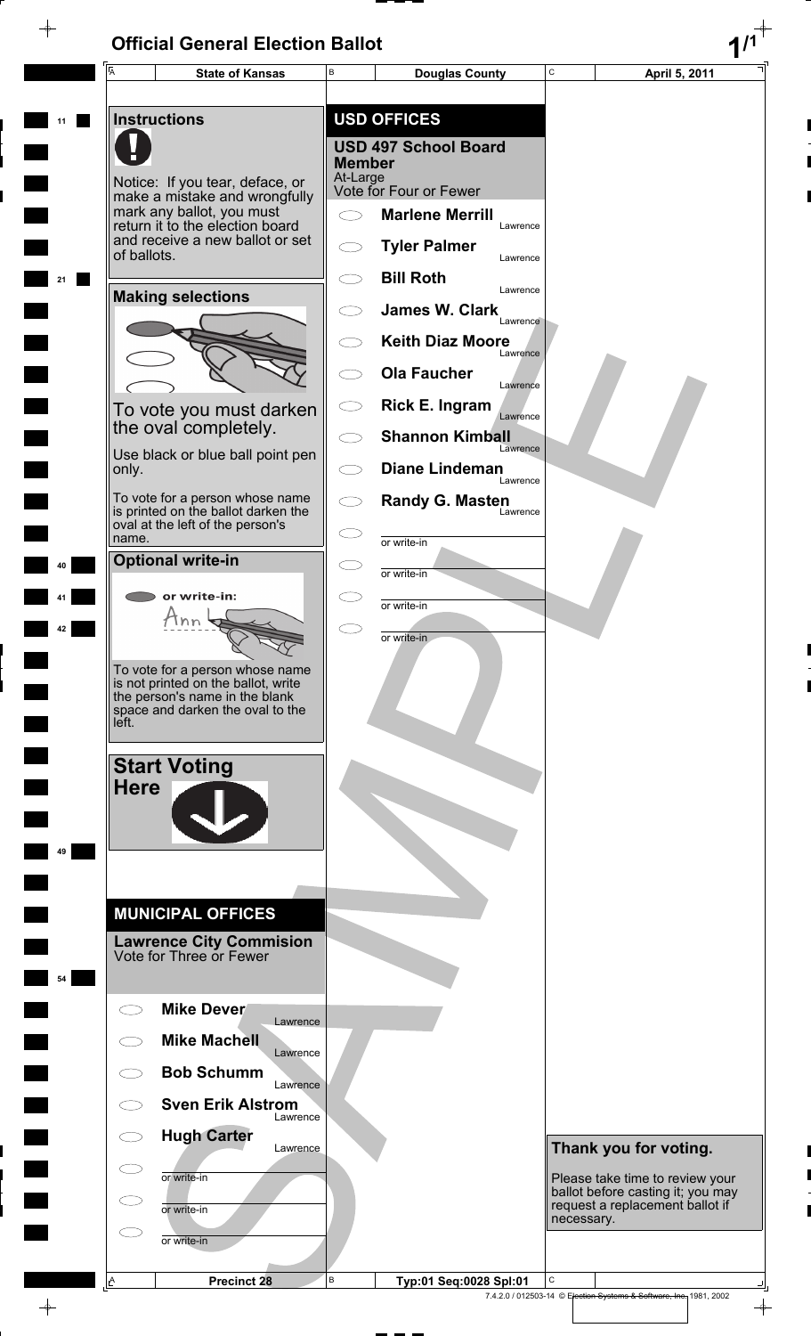# Official General Election Ballot

| State of Kansas | Douglas County | April 5, 2011 |
|---|---|---|

## Instructions

Notice: If you tear, deface, or make a mistake and wrongfully mark any ballot, you must return it to the election board and receive a new ballot or set of ballots.

### Making selections

To vote you must darken the oval completely.

Use black or blue ball point pen only.

To vote for a person whose name is printed on the ballot darken the oval at the left of the person's name.

### Optional write-in

or write-in:

To vote for a person whose name is not printed on the ballot, write the person's name in the blank space and darken the oval to the left.

### Start Voting Here

## MUNICIPAL OFFICES

### Lawrence City Commision
Vote for Three or Fewer

- Mike Dever — Lawrence
- Mike Machell — Lawrence
- Bob Schumm — Lawrence
- Sven Erik Alstrom — Lawrence
- Hugh Carter — Lawrence
- or write-in
- or write-in
- or write-in

## USD OFFICES

### USD 497 School Board Member
At-Large
Vote for Four or Fewer

- Marlene Merrill — Lawrence
- Tyler Palmer — Lawrence
- Bill Roth — Lawrence
- James W. Clark — Lawrence
- Keith Diaz Moore — Lawrence
- Ola Faucher — Lawrence
- Rick E. Ingram — Lawrence
- Shannon Kimball — Lawrence
- Diane Lindeman — Lawrence
- Randy G. Masten — Lawrence
- or write-in
- or write-in
- or write-in
- or write-in

### Thank you for voting.

Please take time to review your ballot before casting it; you may request a replacement ballot if necessary.

SAMPLE

| Precinct 28 | Typ:01 Seq:0028 Spl:01 |
|---|---|

7.4.2.0 / 012503-14 © Election Systems & Software, Inc. 1981, 2002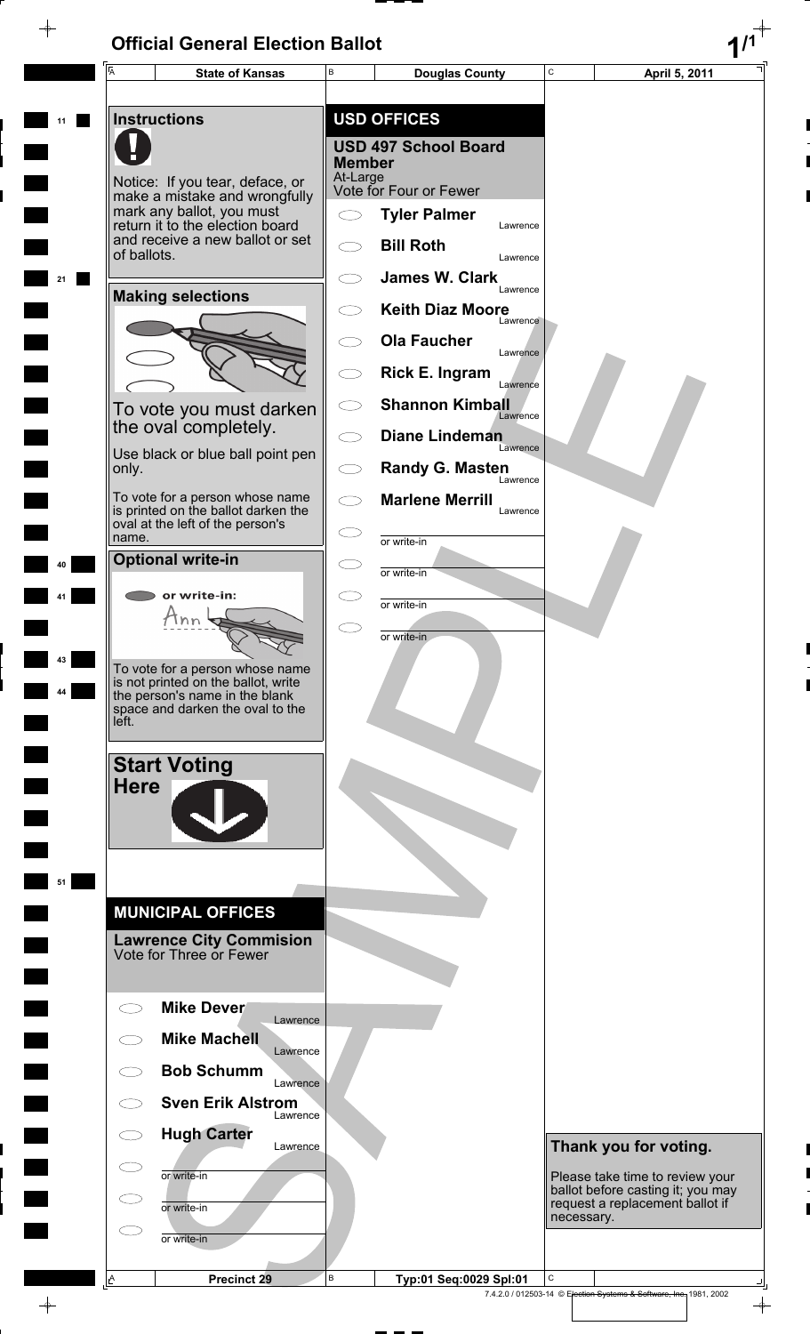# Official General Election Ballot

| State of Kansas | Douglas County | April 5, 2011 |
|---|---|---|

## Instructions

Notice: If you tear, deface, or make a mistake and wrongfully mark any ballot, you must return it to the election board and receive a new ballot or set of ballots.

### Making selections

To vote you must darken the oval completely.

Use black or blue ball point pen only.

To vote for a person whose name is printed on the ballot darken the oval at the left of the person's name.

### Optional write-in

or write-in:

To vote for a person whose name is not printed on the ballot, write the person's name in the blank space and darken the oval to the left.

### Start Voting Here

## MUNICIPAL OFFICES

### Lawrence City Commision
Vote for Three or Fewer

- Mike Dever — Lawrence
- Mike Machell — Lawrence
- Bob Schumm — Lawrence
- Sven Erik Alstrom — Lawrence
- Hugh Carter — Lawrence
- or write-in
- or write-in
- or write-in

## USD OFFICES

### USD 497 School Board Member
At-Large
Vote for Four or Fewer

- Tyler Palmer — Lawrence
- Bill Roth — Lawrence
- James W. Clark — Lawrence
- Keith Diaz Moore — Lawrence
- Ola Faucher — Lawrence
- Rick E. Ingram — Lawrence
- Shannon Kimball — Lawrence
- Diane Lindeman — Lawrence
- Randy G. Masten — Lawrence
- Marlene Merrill — Lawrence
- or write-in
- or write-in
- or write-in
- or write-in

**Thank you for voting.**

Please take time to review your ballot before casting it; you may request a replacement ballot if necessary.

SAMPLE

| Precinct 29 | Typ:01 Seq:0029 Spl:01 | |
|---|---|---|

7.4.2.0 / 012503-14 © Election Systems & Software, Inc. 1981, 2002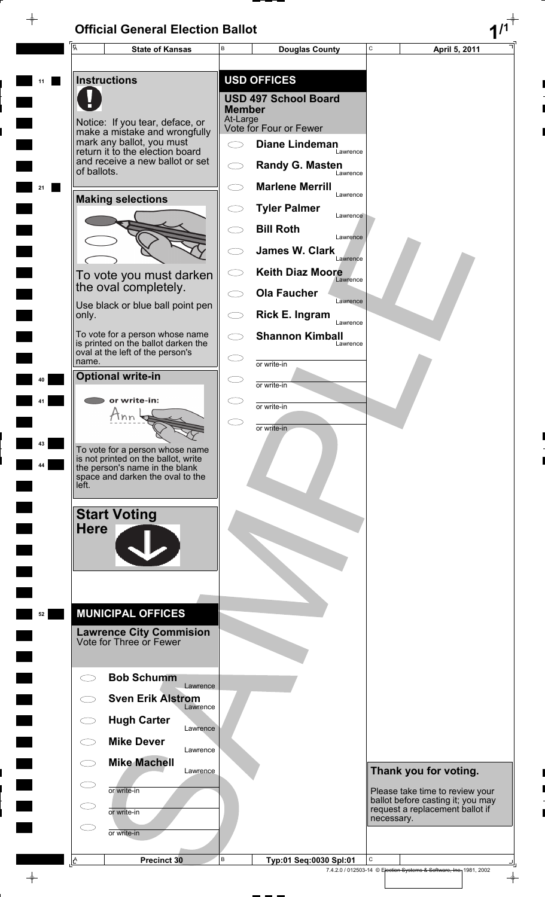# Official General Election Ballot

| State of Kansas | Douglas County | April 5, 2011 |
|---|---|---|

## Instructions

Notice: If you tear, deface, or make a mistake and wrongfully mark any ballot, you must return it to the election board and receive a new ballot or set of ballots.

## Making selections

To vote you must darken the oval completely.

Use black or blue ball point pen only.

To vote for a person whose name is printed on the ballot darken the oval at the left of the person's name.

## Optional write-in

or write-in:

To vote for a person whose name is not printed on the ballot, write the person's name in the blank space and darken the oval to the left.

## Start Voting Here

## USD OFFICES

### USD 497 School Board Member

At-Large
Vote for Four or Fewer

- Diane Lindeman — Lawrence
- Randy G. Masten — Lawrence
- Marlene Merrill — Lawrence
- Tyler Palmer — Lawrence
- Bill Roth — Lawrence
- James W. Clark — Lawrence
- Keith Diaz Moore — Lawrence
- Ola Faucher — Lawrence
- Rick E. Ingram — Lawrence
- Shannon Kimball — Lawrence
- or write-in
- or write-in
- or write-in
- or write-in

## MUNICIPAL OFFICES

### Lawrence City Commision

Vote for Three or Fewer

- Bob Schumm — Lawrence
- Sven Erik Alstrom — Lawrence
- Hugh Carter — Lawrence
- Mike Dever — Lawrence
- Mike Machell — Lawrence
- or write-in
- or write-in
- or write-in

**Thank you for voting.**

Please take time to review your ballot before casting it; you may request a replacement ballot if necessary.

SAMPLE

| Precinct 30 | Typ:01 Seq:0030 Spl:01 | |
|---|---|---|

7.4.2.0 / 012503-14 © Election Systems & Software, Inc. 1981, 2002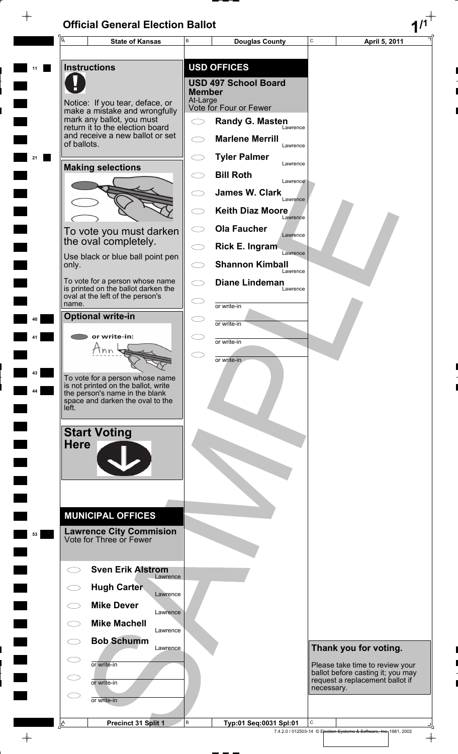# Official General Election Ballot

| State of Kansas | Douglas County | April 5, 2011 |
|---|---|---|

## Instructions

Notice: If you tear, deface, or make a mistake and wrongfully mark any ballot, you must return it to the election board and receive a new ballot or set of ballots.

### Making selections

To vote you must darken the oval completely.

Use black or blue ball point pen only.

To vote for a person whose name is printed on the ballot darken the oval at the left of the person's name.

### Optional write-in

or write-in:

To vote for a person whose name is not printed on the ballot, write the person's name in the blank space and darken the oval to the left.

### Start Voting Here

## MUNICIPAL OFFICES

### Lawrence City Commision
Vote for Three or Fewer

- Sven Erik Alstrom — Lawrence
- Hugh Carter — Lawrence
- Mike Dever — Lawrence
- Mike Machell — Lawrence
- Bob Schumm — Lawrence
- or write-in
- or write-in
- or write-in

## USD OFFICES

### USD 497 School Board Member
At-Large
Vote for Four or Fewer

- Randy G. Masten — Lawrence
- Marlene Merrill — Lawrence
- Tyler Palmer — Lawrence
- Bill Roth — Lawrence
- James W. Clark — Lawrence
- Keith Diaz Moore — Lawrence
- Ola Faucher — Lawrence
- Rick E. Ingram — Lawrence
- Shannon Kimball — Lawrence
- Diane Lindeman — Lawrence
- or write-in
- or write-in
- or write-in
- or write-in

**Thank you for voting.**

Please take time to review your ballot before casting it; you may request a replacement ballot if necessary.

SAMPLE

| Precinct 31 Split 1 | Typ:01 Seq:0031 Spl:01 | |
|---|---|---|

7.4.2.0 / 012503-14 © Election Systems & Software, Inc. 1981, 2002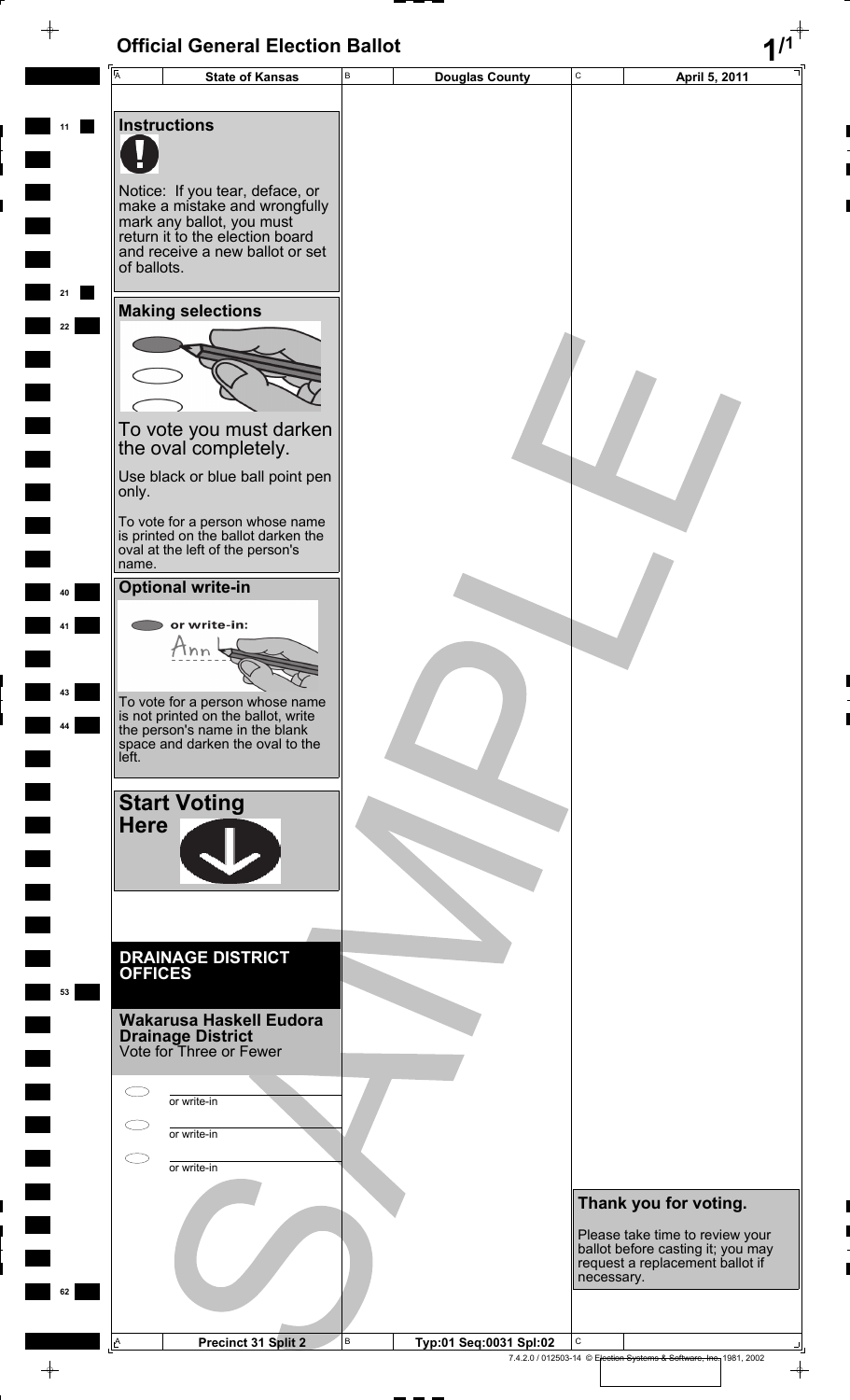# Official General Election Ballot

| State of Kansas | Douglas County | April 5, 2011 |
| --- | --- | --- |

## Instructions

Notice: If you tear, deface, or make a mistake and wrongfully mark any ballot, you must return it to the election board and receive a new ballot or set of ballots.

## Making selections

To vote you must darken the oval completely.

Use black or blue ball point pen only.

To vote for a person whose name is printed on the ballot darken the oval at the left of the person's name.

## Optional write-in

or write-in:

To vote for a person whose name is not printed on the ballot, write the person's name in the blank space and darken the oval to the left.

## Start Voting Here

## DRAINAGE DISTRICT OFFICES

### Wakarusa Haskell Eudora Drainage District

Vote for Three or Fewer

- ⬭ ________ or write-in
- ⬭ ________ or write-in
- ⬭ ________ or write-in

## Thank you for voting.

Please take time to review your ballot before casting it; you may request a replacement ballot if necessary.

SAMPLE

| Precinct 31 Split 2 | Typ:01 Seq:0031 Spl:02 |
| --- | --- |

7.4.2.0 / 012503-14 © Election Systems & Software, Inc. 1981, 2002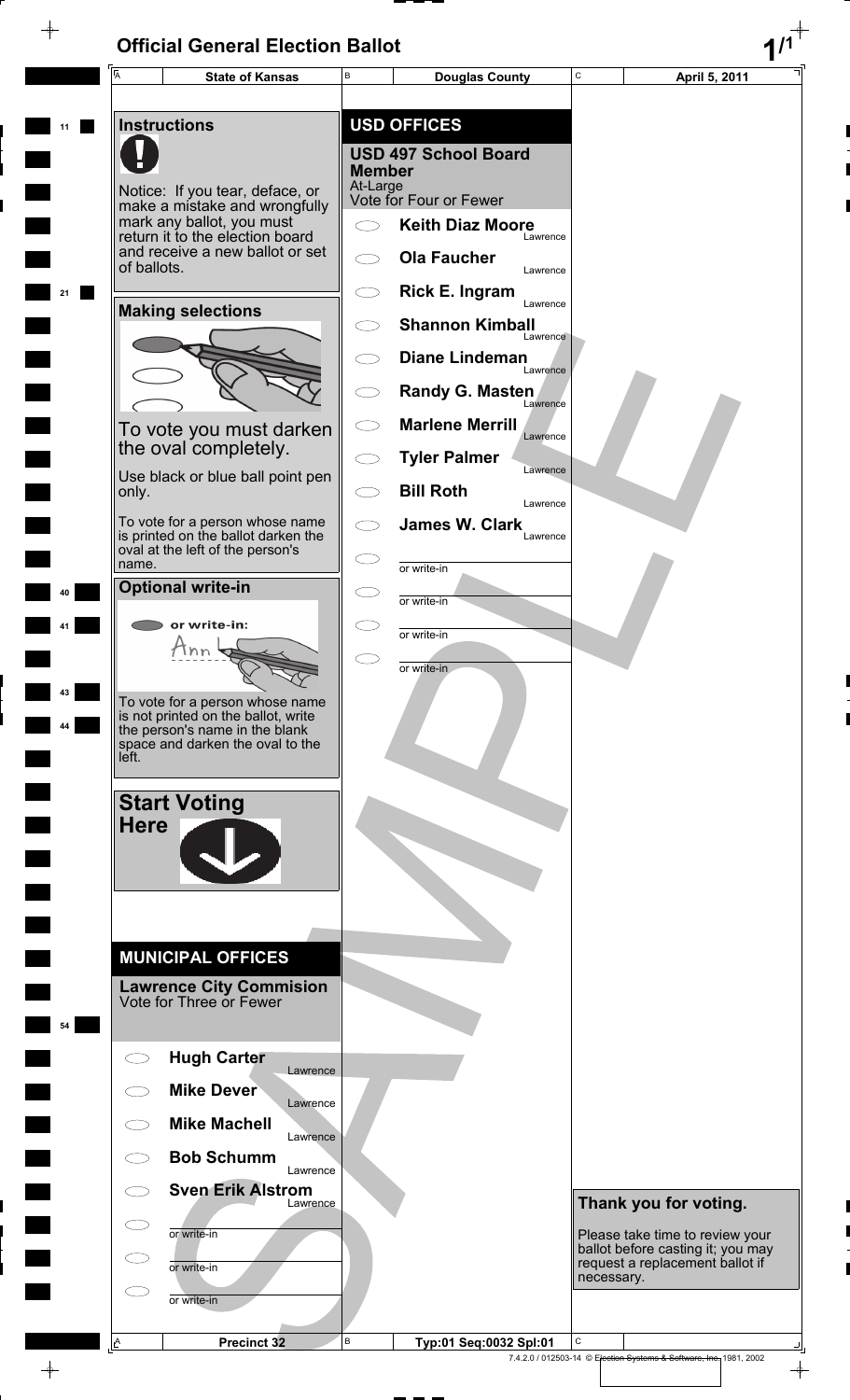# Official General Election Ballot

| State of Kansas | Douglas County | April 5, 2011 |
|---|---|---|

## Instructions

Notice: If you tear, deface, or make a mistake and wrongfully mark any ballot, you must return it to the election board and receive a new ballot or set of ballots.

### Making selections

To vote you must darken the oval completely.

Use black or blue ball point pen only.

To vote for a person whose name is printed on the ballot darken the oval at the left of the person's name.

### Optional write-in

or write-in:

To vote for a person whose name is not printed on the ballot, write the person's name in the blank space and darken the oval to the left.

### Start Voting Here

## MUNICIPAL OFFICES

### Lawrence City Commision
Vote for Three or Fewer

- Hugh Carter — Lawrence
- Mike Dever — Lawrence
- Mike Machell — Lawrence
- Bob Schumm — Lawrence
- Sven Erik Alstrom — Lawrence
- or write-in
- or write-in
- or write-in

## USD OFFICES

### USD 497 School Board Member
At-Large
Vote for Four or Fewer

- Keith Diaz Moore — Lawrence
- Ola Faucher — Lawrence
- Rick E. Ingram — Lawrence
- Shannon Kimball — Lawrence
- Diane Lindeman — Lawrence
- Randy G. Masten — Lawrence
- Marlene Merrill — Lawrence
- Tyler Palmer — Lawrence
- Bill Roth — Lawrence
- James W. Clark — Lawrence
- or write-in
- or write-in
- or write-in
- or write-in

**Thank you for voting.**

Please take time to review your ballot before casting it; you may request a replacement ballot if necessary.

SAMPLE

| Precinct 32 | Typ:01 Seq:0032 Spl:01 | |
|---|---|---|

7.4.2.0 / 012503-14 © Election Systems & Software, Inc. 1981, 2002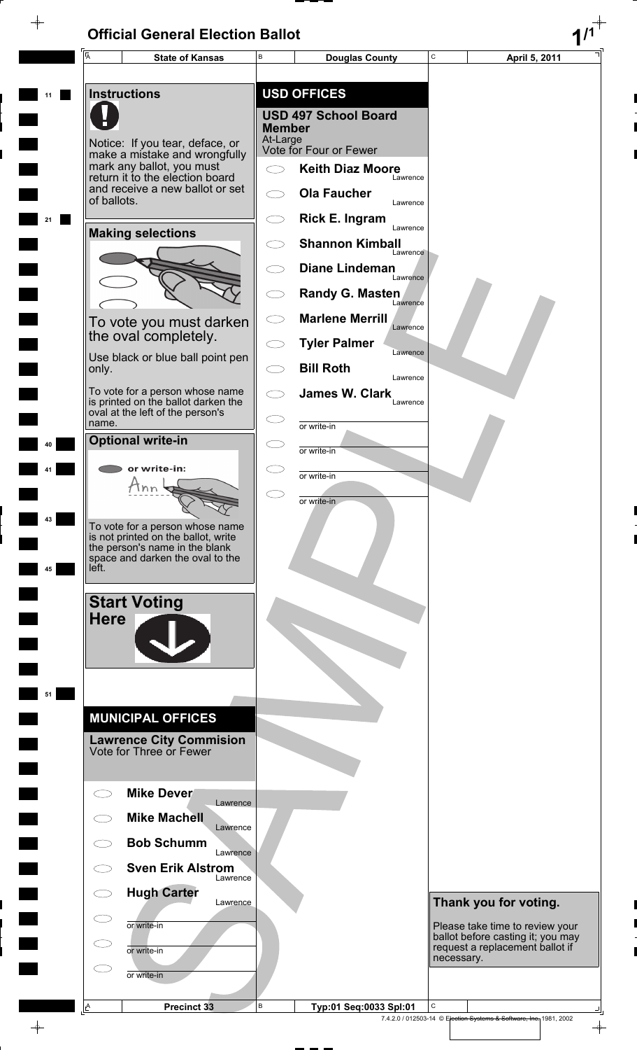# Official General Election Ballot

| State of Kansas | Douglas County | April 5, 2011 |
| --- | --- | --- |

## Instructions

Notice: If you tear, deface, or make a mistake and wrongfully mark any ballot, you must return it to the election board and receive a new ballot or set of ballots.

## Making selections

To vote you must darken the oval completely.

Use black or blue ball point pen only.

To vote for a person whose name is printed on the ballot darken the oval at the left of the person's name.

## Optional write-in

or write-in:

To vote for a person whose name is not printed on the ballot, write the person's name in the blank space and darken the oval to the left.

## Start Voting Here

## MUNICIPAL OFFICES

### Lawrence City Commision
Vote for Three or Fewer

- Mike Dever — Lawrence
- Mike Machell — Lawrence
- Bob Schumm — Lawrence
- Sven Erik Alstrom — Lawrence
- Hugh Carter — Lawrence
- or write-in
- or write-in
- or write-in

## USD OFFICES

### USD 497 School Board Member
At-Large
Vote for Four or Fewer

- Keith Diaz Moore — Lawrence
- Ola Faucher — Lawrence
- Rick E. Ingram — Lawrence
- Shannon Kimball — Lawrence
- Diane Lindeman — Lawrence
- Randy G. Masten — Lawrence
- Marlene Merrill — Lawrence
- Tyler Palmer — Lawrence
- Bill Roth — Lawrence
- James W. Clark — Lawrence
- or write-in
- or write-in
- or write-in
- or write-in

## Thank you for voting.

Please take time to review your ballot before casting it; you may request a replacement ballot if necessary.

SAMPLE

| Precinct 33 | Typ:01 Seq:0033 Spl:01 | |
| --- | --- | --- |

7.4.2.0 / 012503-14 © Election Systems & Software, Inc. 1981, 2002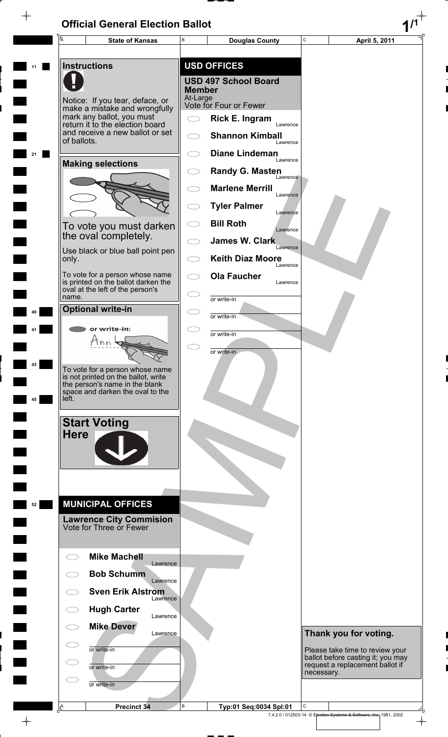# Official General Election Ballot

| State of Kansas | Douglas County | April 5, 2011 |
| --- | --- | --- |

## Instructions

Notice: If you tear, deface, or make a mistake and wrongfully mark any ballot, you must return it to the election board and receive a new ballot or set of ballots.

### Making selections

To vote you must darken the oval completely.

Use black or blue ball point pen only.

To vote for a person whose name is printed on the ballot darken the oval at the left of the person's name.

### Optional write-in

or write-in:

To vote for a person whose name is not printed on the ballot, write the person's name in the blank space and darken the oval to the left.

### Start Voting Here

## MUNICIPAL OFFICES

### Lawrence City Commision

Vote for Three or Fewer

- Mike Machell — Lawrence
- Bob Schumm — Lawrence
- Sven Erik Alstrom — Lawrence
- Hugh Carter — Lawrence
- Mike Dever — Lawrence
- or write-in
- or write-in
- or write-in

## USD OFFICES

### USD 497 School Board Member

At-Large
Vote for Four or Fewer

- Rick E. Ingram — Lawrence
- Shannon Kimball — Lawrence
- Diane Lindeman — Lawrence
- Randy G. Masten — Lawrence
- Marlene Merrill — Lawrence
- Tyler Palmer — Lawrence
- Bill Roth — Lawrence
- James W. Clark — Lawrence
- Keith Diaz Moore — Lawrence
- Ola Faucher — Lawrence
- or write-in
- or write-in
- or write-in
- or write-in

### Thank you for voting.

Please take time to review your ballot before casting it; you may request a replacement ballot if necessary.

SAMPLE

| Precinct 34 | Typ:01 Seq:0034 Spl:01 | |
| --- | --- | --- |

7.4.2.0 / 012503-14 © Election Systems & Software, Inc. 1981, 2002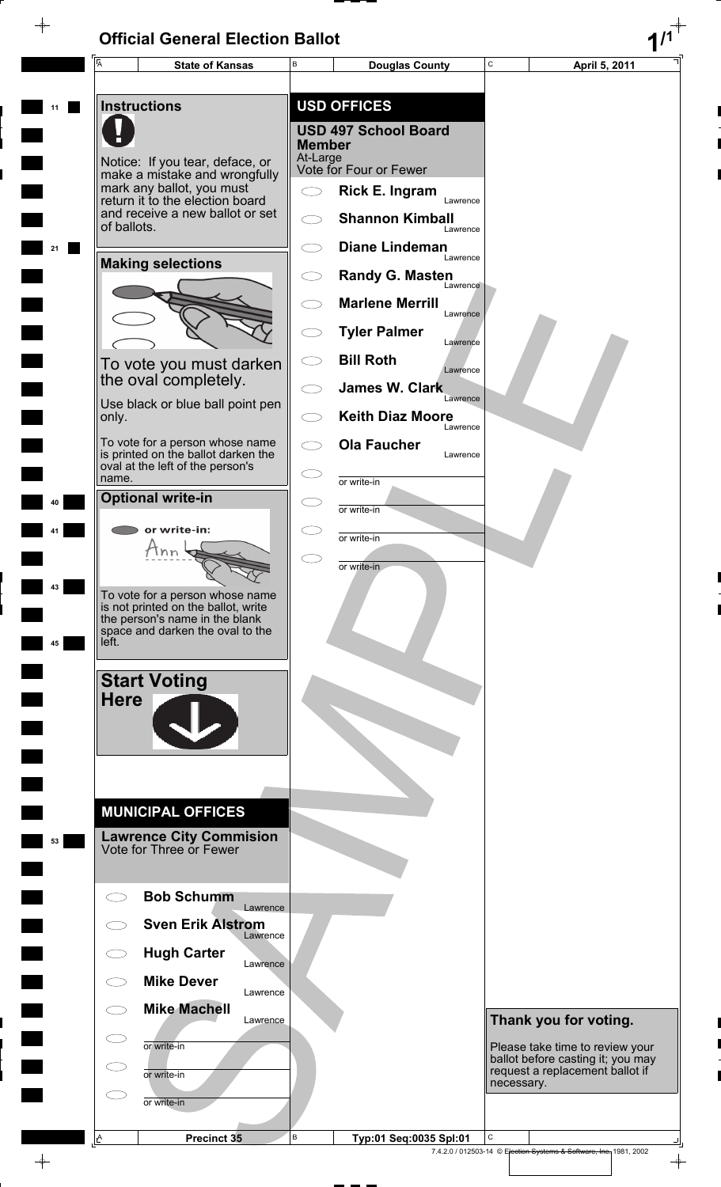# Official General Election Ballot

| State of Kansas | Douglas County | April 5, 2011 |
| --- | --- | --- |

## Instructions

Notice: If you tear, deface, or make a mistake and wrongfully mark any ballot, you must return it to the election board and receive a new ballot or set of ballots.

## Making selections

To vote you must darken the oval completely.

Use black or blue ball point pen only.

To vote for a person whose name is printed on the ballot darken the oval at the left of the person's name.

## Optional write-in

or write-in:

To vote for a person whose name is not printed on the ballot, write the person's name in the blank space and darken the oval to the left.

## Start Voting Here

## MUNICIPAL OFFICES

### Lawrence City Commision
Vote for Three or Fewer

- Bob Schumm — Lawrence
- Sven Erik Alstrom — Lawrence
- Hugh Carter — Lawrence
- Mike Dever — Lawrence
- Mike Machell — Lawrence
- or write-in
- or write-in
- or write-in

## USD OFFICES

### USD 497 School Board Member
At-Large
Vote for Four or Fewer

- Rick E. Ingram — Lawrence
- Shannon Kimball — Lawrence
- Diane Lindeman — Lawrence
- Randy G. Masten — Lawrence
- Marlene Merrill — Lawrence
- Tyler Palmer — Lawrence
- Bill Roth — Lawrence
- James W. Clark — Lawrence
- Keith Diaz Moore — Lawrence
- Ola Faucher — Lawrence
- or write-in
- or write-in
- or write-in
- or write-in

## Thank you for voting.

Please take time to review your ballot before casting it; you may request a replacement ballot if necessary.

| Precinct 35 | Typ:01 Seq:0035 Spl:01 | |
| --- | --- | --- |

7.4.2.0 / 012503-14 © Election Systems & Software, Inc. 1981, 2002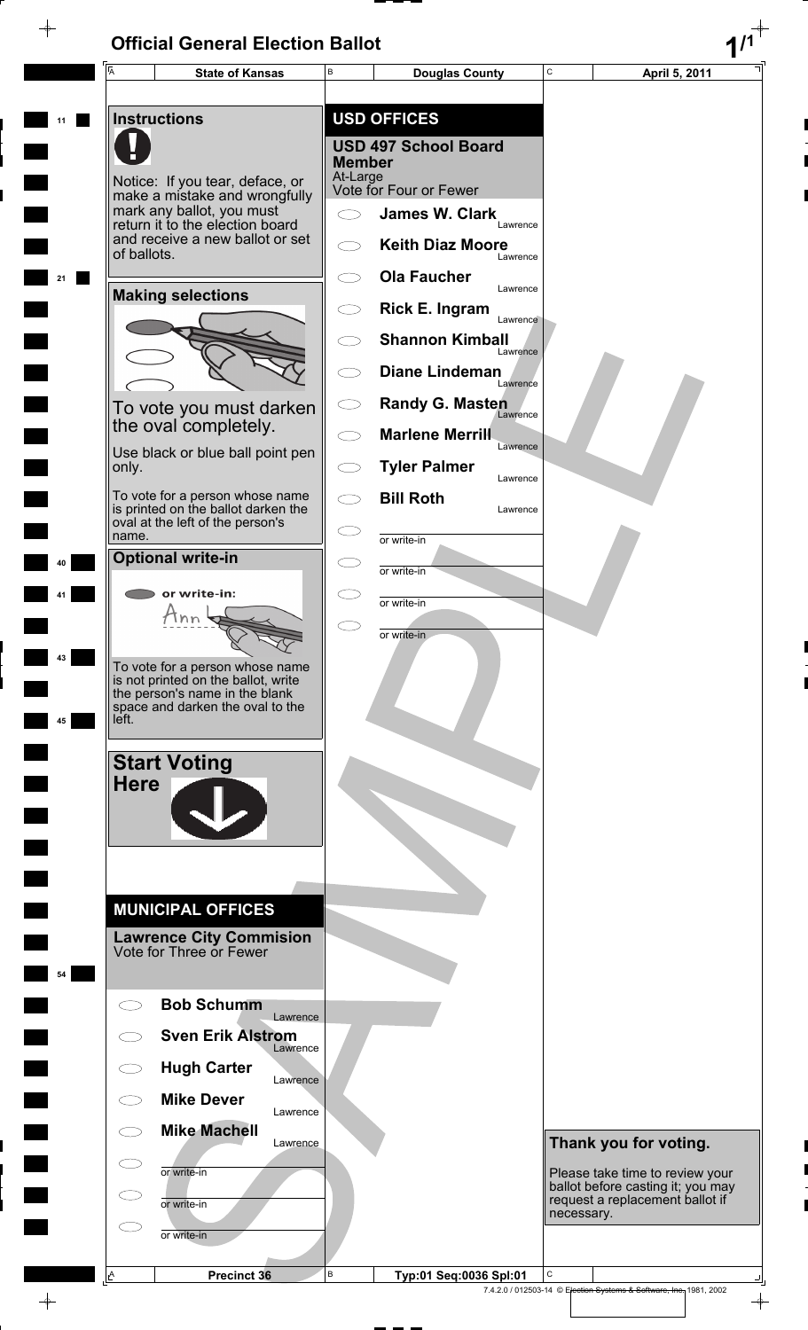# Official General Election Ballot

| State of Kansas | Douglas County | April 5, 2011 |
| --- | --- | --- |

## Instructions

Notice: If you tear, deface, or make a mistake and wrongfully mark any ballot, you must return it to the election board and receive a new ballot or set of ballots.

## Making selections

To vote you must darken the oval completely.

Use black or blue ball point pen only.

To vote for a person whose name is printed on the ballot darken the oval at the left of the person's name.

## Optional write-in

or write-in:

To vote for a person whose name is not printed on the ballot, write the person's name in the blank space and darken the oval to the left.

## Start Voting Here

## MUNICIPAL OFFICES

### Lawrence City Commision
Vote for Three or Fewer

- ⬭ **Bob Schumm** Lawrence
- ⬭ **Sven Erik Alstrom** Lawrence
- ⬭ **Hugh Carter** Lawrence
- ⬭ **Mike Dever** Lawrence
- ⬭ **Mike Machell** Lawrence
- ⬭ or write-in ______
- ⬭ or write-in ______
- ⬭ or write-in ______

## USD OFFICES

### USD 497 School Board Member
At-Large
Vote for Four or Fewer

- ⬭ **James W. Clark** Lawrence
- ⬭ **Keith Diaz Moore** Lawrence
- ⬭ **Ola Faucher** Lawrence
- ⬭ **Rick E. Ingram** Lawrence
- ⬭ **Shannon Kimball** Lawrence
- ⬭ **Diane Lindeman** Lawrence
- ⬭ **Randy G. Masten** Lawrence
- ⬭ **Marlene Merrill** Lawrence
- ⬭ **Tyler Palmer** Lawrence
- ⬭ **Bill Roth** Lawrence
- ⬭ or write-in ______
- ⬭ or write-in ______
- ⬭ or write-in ______
- ⬭ or write-in ______

**Thank you for voting.**

Please take time to review your ballot before casting it; you may request a replacement ballot if necessary.

SAMPLE

| Precinct 36 | Typ:01 Seq:0036 Spl:01 | |
| --- | --- | --- |

7.4.2.0 / 012503-14 © Election Systems & Software, Inc. 1981, 2002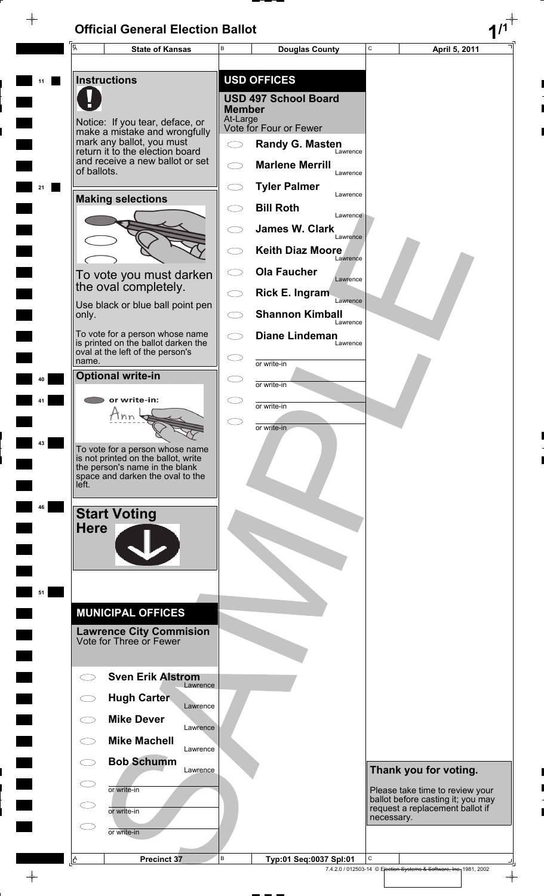# Official General Election Ballot

| State of Kansas | Douglas County | April 5, 2011 |
|---|---|---|

## Instructions

Notice: If you tear, deface, or make a mistake and wrongfully mark any ballot, you must return it to the election board and receive a new ballot or set of ballots.

## Making selections

To vote you must darken the oval completely.

Use black or blue ball point pen only.

To vote for a person whose name is printed on the ballot darken the oval at the left of the person's name.

## Optional write-in

or write-in:

To vote for a person whose name is not printed on the ballot, write the person's name in the blank space and darken the oval to the left.

## Start Voting Here

## MUNICIPAL OFFICES

### Lawrence City Commision

Vote for Three or Fewer

- Sven Erik Alstrom — Lawrence
- Hugh Carter — Lawrence
- Mike Dever — Lawrence
- Mike Machell — Lawrence
- Bob Schumm — Lawrence
- or write-in
- or write-in
- or write-in

## USD OFFICES

### USD 497 School Board Member

At-Large

Vote for Four or Fewer

- Randy G. Masten — Lawrence
- Marlene Merrill — Lawrence
- Tyler Palmer — Lawrence
- Bill Roth — Lawrence
- James W. Clark — Lawrence
- Keith Diaz Moore — Lawrence
- Ola Faucher — Lawrence
- Rick E. Ingram — Lawrence
- Shannon Kimball — Lawrence
- Diane Lindeman — Lawrence
- or write-in
- or write-in
- or write-in
- or write-in

**Thank you for voting.**

Please take time to review your ballot before casting it; you may request a replacement ballot if necessary.

SAMPLE

| Precinct 37 | Typ:01 Seq:0037 Spl:01 | |
|---|---|---|

7.4.2.0 / 012503-14 © Election Systems & Software, Inc. 1981, 2002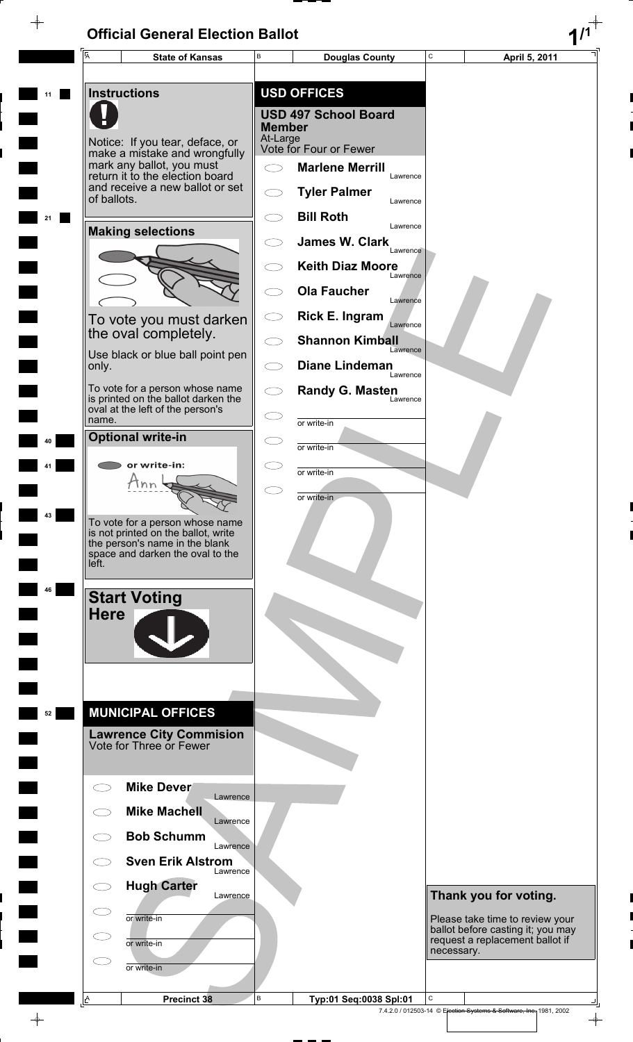# Official General Election Ballot

| State of Kansas | Douglas County | April 5, 2011 |
| --- | --- | --- |

## Instructions

Notice: If you tear, deface, or make a mistake and wrongfully mark any ballot, you must return it to the election board and receive a new ballot or set of ballots.

## Making selections

To vote you must darken the oval completely.

Use black or blue ball point pen only.

To vote for a person whose name is printed on the ballot darken the oval at the left of the person's name.

## Optional write-in

or write-in:

To vote for a person whose name is not printed on the ballot, write the person's name in the blank space and darken the oval to the left.

## Start Voting Here

## MUNICIPAL OFFICES

### Lawrence City Commision
Vote for Three or Fewer

- Mike Dever — Lawrence
- Mike Machell — Lawrence
- Bob Schumm — Lawrence
- Sven Erik Alstrom — Lawrence
- Hugh Carter — Lawrence
- or write-in
- or write-in
- or write-in

## USD OFFICES

### USD 497 School Board Member
At-Large
Vote for Four or Fewer

- Marlene Merrill — Lawrence
- Tyler Palmer — Lawrence
- Bill Roth — Lawrence
- James W. Clark — Lawrence
- Keith Diaz Moore — Lawrence
- Ola Faucher — Lawrence
- Rick E. Ingram — Lawrence
- Shannon Kimball — Lawrence
- Diane Lindeman — Lawrence
- Randy G. Masten — Lawrence
- or write-in
- or write-in
- or write-in
- or write-in

## Thank you for voting.

Please take time to review your ballot before casting it; you may request a replacement ballot if necessary.

SAMPLE

| Precinct 38 | Typ:01 Seq:0038 Spl:01 | |
| --- | --- | --- |

7.4.2.0 / 012503-14 © Election Systems & Software, Inc. 1981, 2002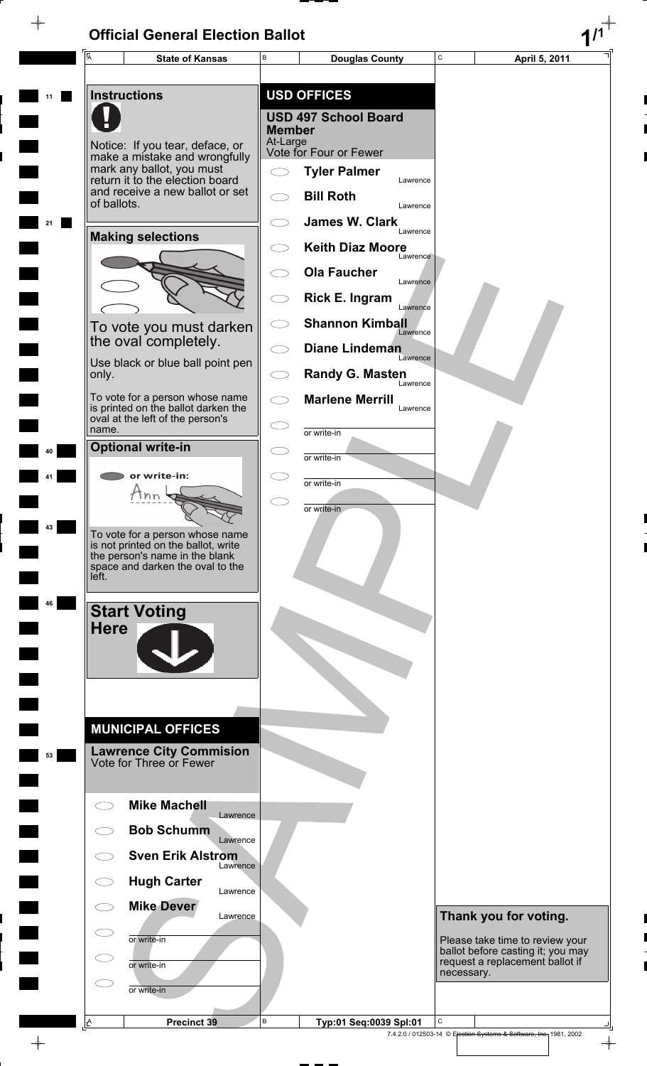# Official General Election Ballot

| State of Kansas | Douglas County | April 5, 2011 |
|---|---|---|

## Instructions

Notice: If you tear, deface, or make a mistake and wrongfully mark any ballot, you must return it to the election board and receive a new ballot or set of ballots.

## Making selections

To vote you must darken the oval completely.

Use black or blue ball point pen only.

To vote for a person whose name is printed on the ballot darken the oval at the left of the person's name.

## Optional write-in

or write-in:

Ann

To vote for a person whose name is not printed on the ballot, write the person's name in the blank space and darken the oval to the left.

## Start Voting Here

## MUNICIPAL OFFICES

### Lawrence City Commision
Vote for Three or Fewer

- Mike Machell — Lawrence
- Bob Schumm — Lawrence
- Sven Erik Alstrom — Lawrence
- Hugh Carter — Lawrence
- Mike Dever — Lawrence
- or write-in
- or write-in
- or write-in

## USD OFFICES

### USD 497 School Board Member
At-Large
Vote for Four or Fewer

- Tyler Palmer — Lawrence
- Bill Roth — Lawrence
- James W. Clark — Lawrence
- Keith Diaz Moore — Lawrence
- Ola Faucher — Lawrence
- Rick E. Ingram — Lawrence
- Shannon Kimball — Lawrence
- Diane Lindeman — Lawrence
- Randy G. Masten — Lawrence
- Marlene Merrill — Lawrence
- or write-in
- or write-in
- or write-in
- or write-in

## Thank you for voting.

Please take time to review your ballot before casting it; you may request a replacement ballot if necessary.

SAMPLE

| Precinct 39 | Typ:01 Seq:0039 Spl:01 | |
|---|---|---|

7.4.2.0 / 012503-14 © Election Systems & Software, Inc. 1981, 2002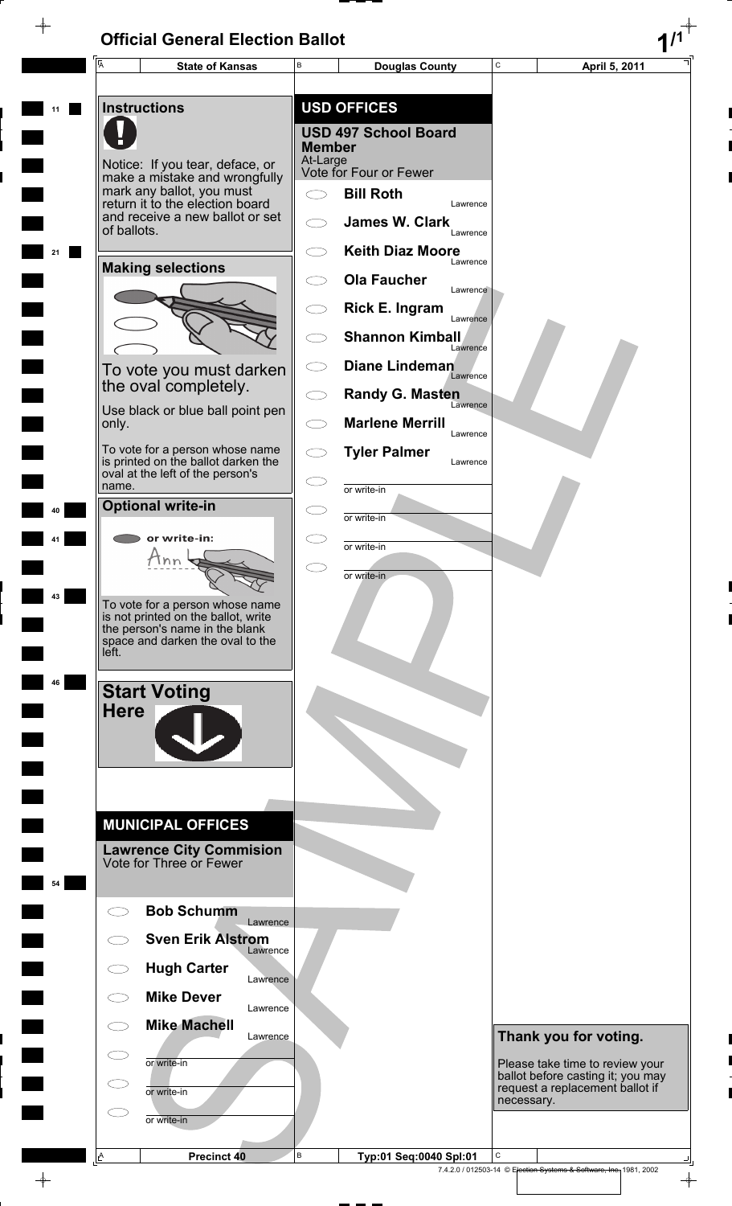# Official General Election Ballot

| A State of Kansas | B Douglas County | C April 5, 2011 |
|---|---|---|

## Instructions

Notice: If you tear, deface, or make a mistake and wrongfully mark any ballot, you must return it to the election board and receive a new ballot or set of ballots.

## Making selections

To vote you must darken the oval completely.

Use black or blue ball point pen only.

To vote for a person whose name is printed on the ballot darken the oval at the left of the person's name.

## Optional write-in

or write-in:

To vote for a person whose name is not printed on the ballot, write the person's name in the blank space and darken the oval to the left.

## Start Voting Here

## MUNICIPAL OFFICES

### Lawrence City Commision
Vote for Three or Fewer

- Bob Schumm — Lawrence
- Sven Erik Alstrom — Lawrence
- Hugh Carter — Lawrence
- Mike Dever — Lawrence
- Mike Machell — Lawrence
- or write-in
- or write-in
- or write-in

## USD OFFICES

### USD 497 School Board Member
At-Large
Vote for Four or Fewer

- Bill Roth — Lawrence
- James W. Clark — Lawrence
- Keith Diaz Moore — Lawrence
- Ola Faucher — Lawrence
- Rick E. Ingram — Lawrence
- Shannon Kimball — Lawrence
- Diane Lindeman — Lawrence
- Randy G. Masten — Lawrence
- Marlene Merrill — Lawrence
- Tyler Palmer — Lawrence
- or write-in
- or write-in
- or write-in
- or write-in

**Thank you for voting.**

Please take time to review your ballot before casting it; you may request a replacement ballot if necessary.

| A Precinct 40 | B Typ:01 Seq:0040 Spl:01 | C |
|---|---|---|

7.4.2.0 / 012503-14 © Election Systems & Software, Inc. 1981, 2002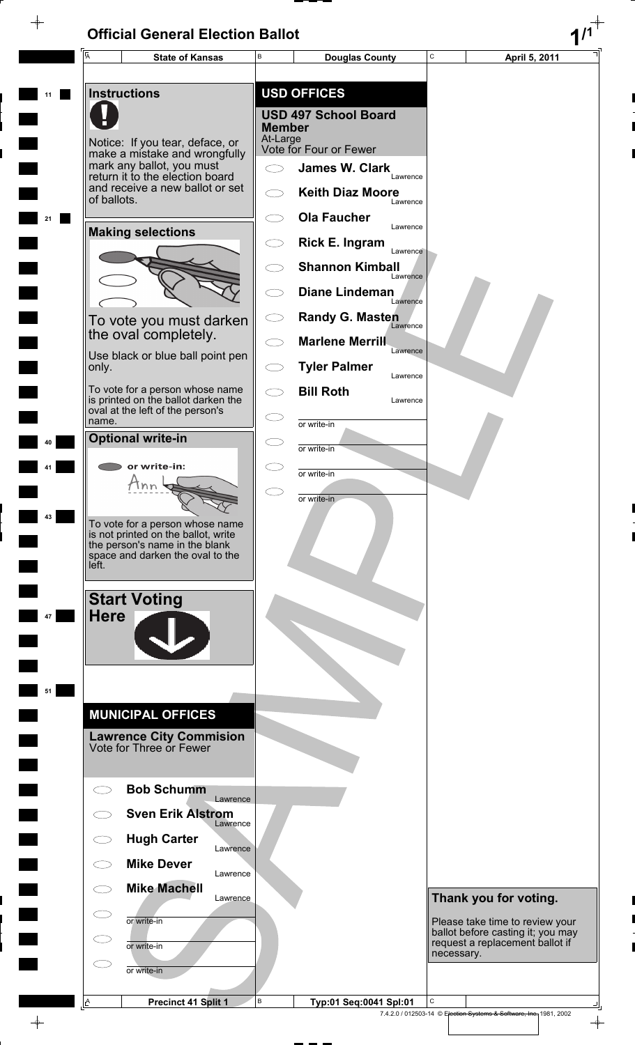# Official General Election Ballot

**State of Kansas** | **Douglas County** | **April 5, 2011**

## Instructions

Notice: If you tear, deface, or make a mistake and wrongfully mark any ballot, you must return it to the election board and receive a new ballot or set of ballots.

## Making selections

To vote you must darken the oval completely.

Use black or blue ball point pen only.

To vote for a person whose name is printed on the ballot darken the oval at the left of the person's name.

## Optional write-in

or write-in:

To vote for a person whose name is not printed on the ballot, write the person's name in the blank space and darken the oval to the left.

## Start Voting Here

## MUNICIPAL OFFICES

### Lawrence City Commision
Vote for Three or Fewer

- Bob Schumm — Lawrence
- Sven Erik Alstrom — Lawrence
- Hugh Carter — Lawrence
- Mike Dever — Lawrence
- Mike Machell — Lawrence
- or write-in
- or write-in
- or write-in

## USD OFFICES

### USD 497 School Board Member
At-Large
Vote for Four or Fewer

- James W. Clark — Lawrence
- Keith Diaz Moore — Lawrence
- Ola Faucher — Lawrence
- Rick E. Ingram — Lawrence
- Shannon Kimball — Lawrence
- Diane Lindeman — Lawrence
- Randy G. Masten — Lawrence
- Marlene Merrill — Lawrence
- Tyler Palmer — Lawrence
- Bill Roth — Lawrence
- or write-in
- or write-in
- or write-in
- or write-in

## Thank you for voting.

Please take time to review your ballot before casting it; you may request a replacement ballot if necessary.

SAMPLE

Precinct 41 Split 1 | Typ:01 Seq:0041 Spl:01

7.4.2.0 / 012503-14 © Election Systems & Software, Inc. 1981, 2002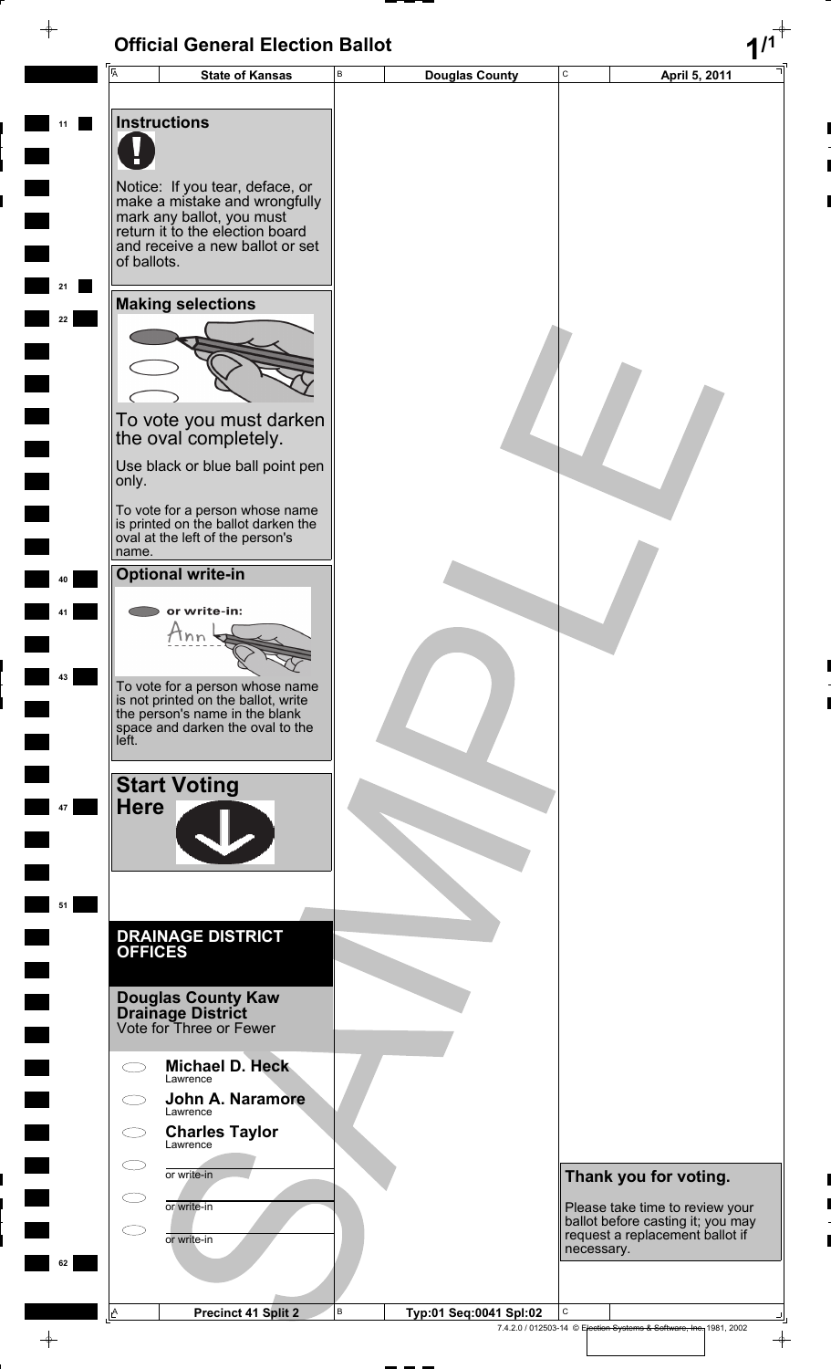# Official General Election Ballot

| State of Kansas | Douglas County | April 5, 2011 |
|---|---|---|

## Instructions

Notice: If you tear, deface, or make a mistake and wrongfully mark any ballot, you must return it to the election board and receive a new ballot or set of ballots.

## Making selections

To vote you must darken the oval completely.

Use black or blue ball point pen only.

To vote for a person whose name is printed on the ballot darken the oval at the left of the person's name.

## Optional write-in

or write-in:

To vote for a person whose name is not printed on the ballot, write the person's name in the blank space and darken the oval to the left.

## Start Voting Here

## DRAINAGE DISTRICT OFFICES

### Douglas County Kaw Drainage District

Vote for Three or Fewer

- ◯ **Michael D. Heck** — Lawrence
- ◯ **John A. Naramore** — Lawrence
- ◯ **Charles Taylor** — Lawrence
- ◯ or write-in ____________
- ◯ or write-in ____________
- ◯ or write-in ____________

**Thank you for voting.**

Please take time to review your ballot before casting it; you may request a replacement ballot if necessary.

SAMPLE

| Precinct 41 Split 2 | Typ:01 Seq:0041 Spl:02 |
|---|---|

7.4.2.0 / 012503-14 © Election Systems & Software, Inc. 1981, 2002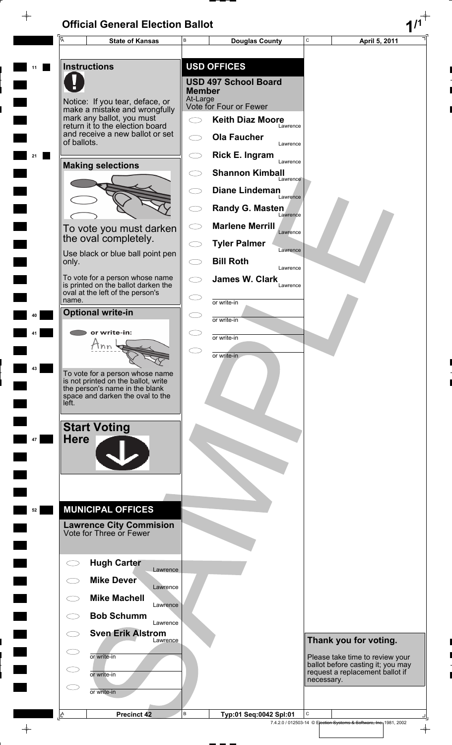# Official General Election Ballot

| State of Kansas | Douglas County | April 5, 2011 |
| --- | --- | --- |

## Instructions

Notice: If you tear, deface, or make a mistake and wrongfully mark any ballot, you must return it to the election board and receive a new ballot or set of ballots.

## Making selections

To vote you must darken the oval completely.

Use black or blue ball point pen only.

To vote for a person whose name is printed on the ballot darken the oval at the left of the person's name.

## Optional write-in

or write-in:

To vote for a person whose name is not printed on the ballot, write the person's name in the blank space and darken the oval to the left.

## Start Voting Here

## MUNICIPAL OFFICES

### Lawrence City Commision

Vote for Three or Fewer

- Hugh Carter — Lawrence
- Mike Dever — Lawrence
- Mike Machell — Lawrence
- Bob Schumm — Lawrence
- Sven Erik Alstrom — Lawrence
- or write-in
- or write-in
- or write-in

## USD OFFICES

### USD 497 School Board Member

At-Large

Vote for Four or Fewer

- Keith Diaz Moore — Lawrence
- Ola Faucher — Lawrence
- Rick E. Ingram — Lawrence
- Shannon Kimball — Lawrence
- Diane Lindeman — Lawrence
- Randy G. Masten — Lawrence
- Marlene Merrill — Lawrence
- Tyler Palmer — Lawrence
- Bill Roth — Lawrence
- James W. Clark — Lawrence
- or write-in
- or write-in
- or write-in
- or write-in

**Thank you for voting.**

Please take time to review your ballot before casting it; you may request a replacement ballot if necessary.

SAMPLE

| Precinct 42 | Typ:01 Seq:0042 Spl:01 | |
| --- | --- | --- |

7.4.2.0 / 012503-14 © Election Systems & Software, Inc. 1981, 2002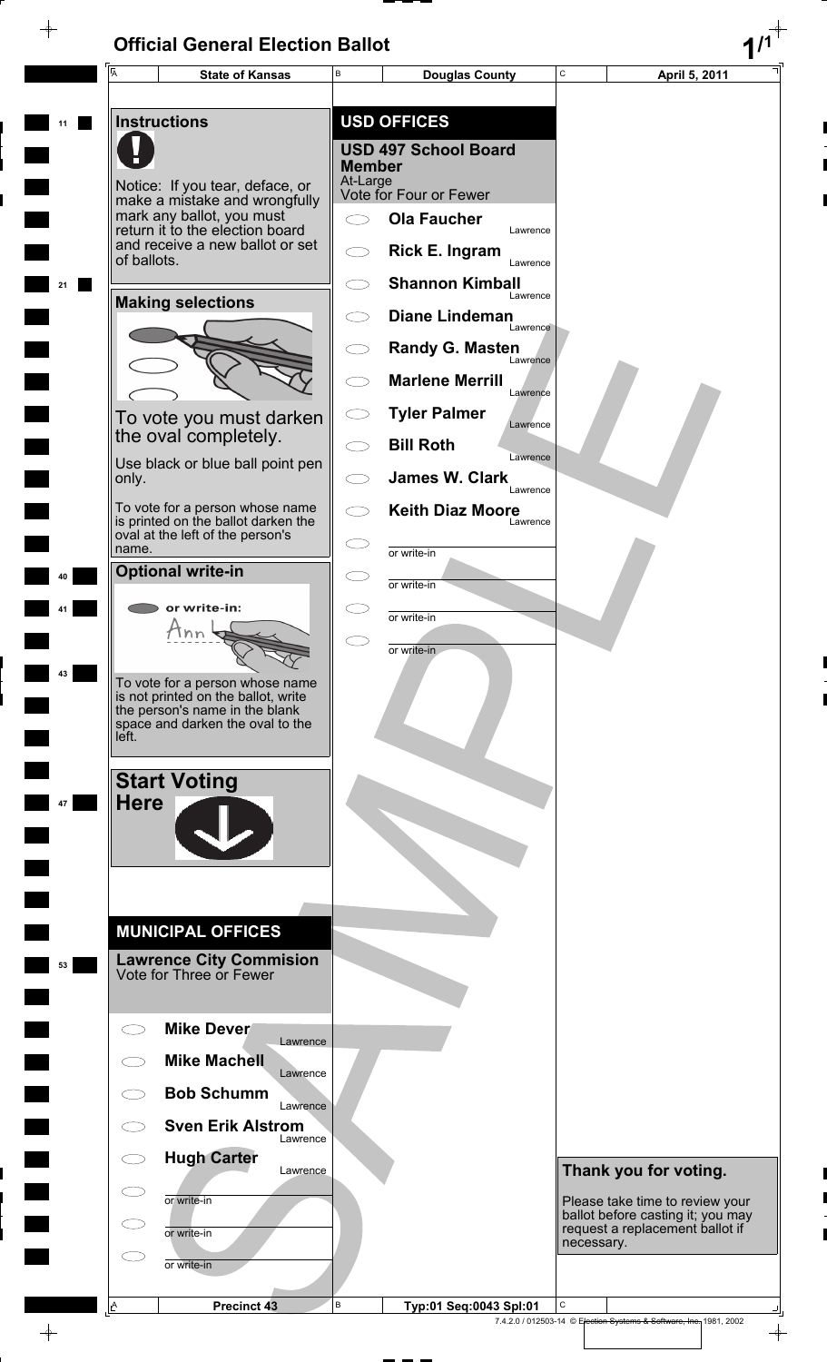# Official General Election Ballot

| State of Kansas | Douglas County | April 5, 2011 |
| --- | --- | --- |

## Instructions

Notice: If you tear, deface, or make a mistake and wrongfully mark any ballot, you must return it to the election board and receive a new ballot or set of ballots.

## Making selections

To vote you must darken the oval completely.

Use black or blue ball point pen only.

To vote for a person whose name is printed on the ballot darken the oval at the left of the person's name.

## Optional write-in

or write-in:

To vote for a person whose name is not printed on the ballot, write the person's name in the blank space and darken the oval to the left.

## Start Voting Here

## MUNICIPAL OFFICES

### Lawrence City Commision
Vote for Three or Fewer

- Mike Dever — Lawrence
- Mike Machell — Lawrence
- Bob Schumm — Lawrence
- Sven Erik Alstrom — Lawrence
- Hugh Carter — Lawrence
- or write-in
- or write-in
- or write-in

## USD OFFICES

### USD 497 School Board Member
At-Large
Vote for Four or Fewer

- Ola Faucher — Lawrence
- Rick E. Ingram — Lawrence
- Shannon Kimball — Lawrence
- Diane Lindeman — Lawrence
- Randy G. Masten — Lawrence
- Marlene Merrill — Lawrence
- Tyler Palmer — Lawrence
- Bill Roth — Lawrence
- James W. Clark — Lawrence
- Keith Diaz Moore — Lawrence
- or write-in
- or write-in
- or write-in
- or write-in

## Thank you for voting.

Please take time to review your ballot before casting it; you may request a replacement ballot if necessary.

SAMPLE

| Precinct 43 | Typ:01 Seq:0043 Spl:01 | |
| --- | --- | --- |

7.4.2.0 / 012503-14 © Election Systems & Software, Inc. 1981, 2002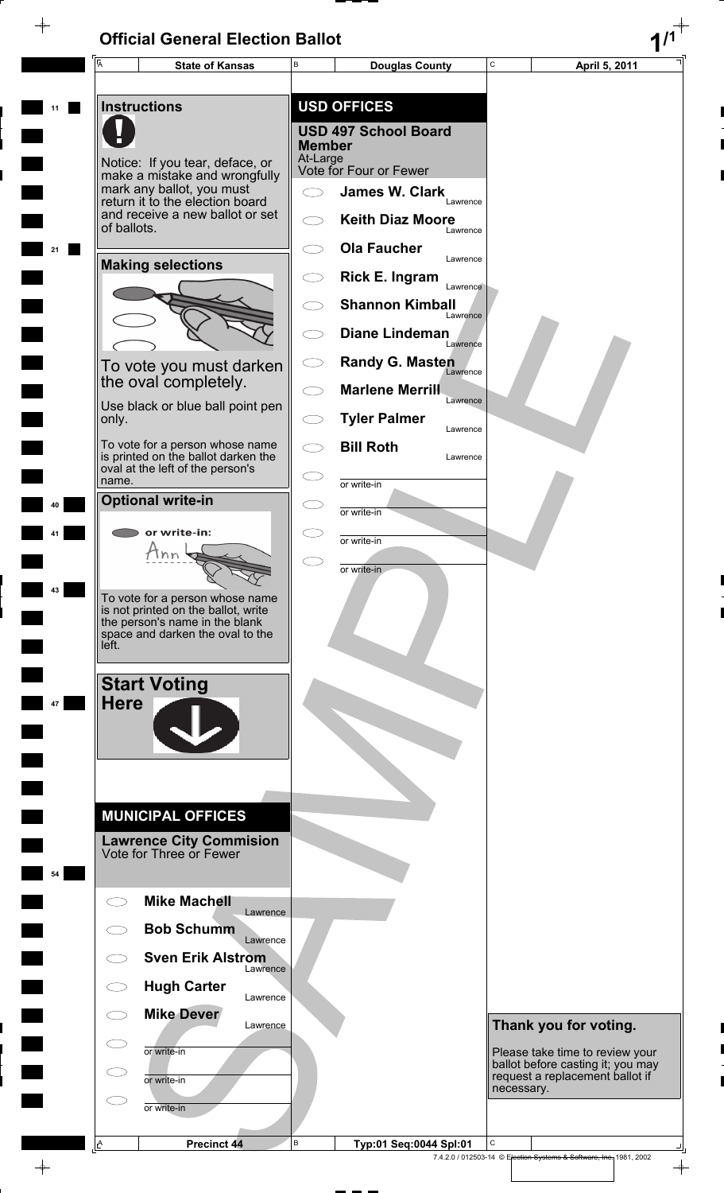# Official General Election Ballot

| A State of Kansas | B Douglas County | C April 5, 2011 |
|---|---|---|

## Instructions

Notice: If you tear, deface, or make a mistake and wrongfully mark any ballot, you must return it to the election board and receive a new ballot or set of ballots.

### Making selections

To vote you must darken the oval completely.

Use black or blue ball point pen only.

To vote for a person whose name is printed on the ballot darken the oval at the left of the person's name.

### Optional write-in

or write-in:

To vote for a person whose name is not printed on the ballot, write the person's name in the blank space and darken the oval to the left.

### Start Voting Here

## MUNICIPAL OFFICES

### Lawrence City Commision
Vote for Three or Fewer

- Mike Machell — Lawrence
- Bob Schumm — Lawrence
- Sven Erik Alstrom — Lawrence
- Hugh Carter — Lawrence
- Mike Dever — Lawrence
- or write-in
- or write-in
- or write-in

## USD OFFICES

### USD 497 School Board Member
At-Large
Vote for Four or Fewer

- James W. Clark — Lawrence
- Keith Diaz Moore — Lawrence
- Ola Faucher — Lawrence
- Rick E. Ingram — Lawrence
- Shannon Kimball — Lawrence
- Diane Lindeman — Lawrence
- Randy G. Masten — Lawrence
- Marlene Merrill — Lawrence
- Tyler Palmer — Lawrence
- Bill Roth — Lawrence
- or write-in
- or write-in
- or write-in
- or write-in

**Thank you for voting.**

Please take time to review your ballot before casting it; you may request a replacement ballot if necessary.

SAMPLE

| A Precinct 44 | B Typ:01 Seq:0044 Spl:01 | C |
|---|---|---|

7.4.2.0 / 012503-14 © Election Systems & Software, Inc. 1981, 2002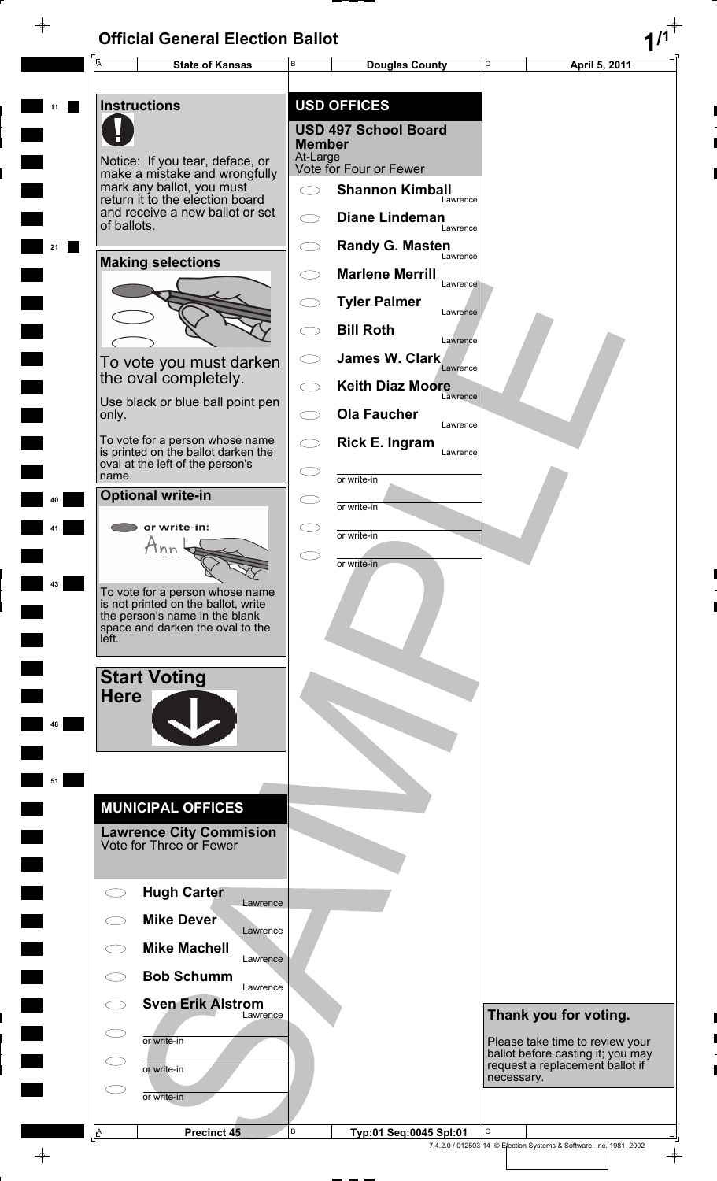# Official General Election Ballot

| State of Kansas | Douglas County | April 5, 2011 |
|---|---|---|

## Instructions

Notice: If you tear, deface, or make a mistake and wrongfully mark any ballot, you must return it to the election board and receive a new ballot or set of ballots.

### Making selections

To vote you must darken the oval completely.

Use black or blue ball point pen only.

To vote for a person whose name is printed on the ballot darken the oval at the left of the person's name.

### Optional write-in

or write-in:

To vote for a person whose name is not printed on the ballot, write the person's name in the blank space and darken the oval to the left.

### Start Voting Here

## MUNICIPAL OFFICES

### Lawrence City Commision
Vote for Three or Fewer

- Hugh Carter — Lawrence
- Mike Dever — Lawrence
- Mike Machell — Lawrence
- Bob Schumm — Lawrence
- Sven Erik Alstrom — Lawrence
- or write-in
- or write-in
- or write-in

## USD OFFICES

### USD 497 School Board Member
At-Large
Vote for Four or Fewer

- Shannon Kimball — Lawrence
- Diane Lindeman — Lawrence
- Randy G. Masten — Lawrence
- Marlene Merrill — Lawrence
- Tyler Palmer — Lawrence
- Bill Roth — Lawrence
- James W. Clark — Lawrence
- Keith Diaz Moore — Lawrence
- Ola Faucher — Lawrence
- Rick E. Ingram — Lawrence
- or write-in
- or write-in
- or write-in
- or write-in

### Thank you for voting.

Please take time to review your ballot before casting it; you may request a replacement ballot if necessary.

SAMPLE

| Precinct 45 | Typ:01 Seq:0045 Spl:01 | |
|---|---|---|

7.4.2.0 / 012503-14 © Election Systems & Software, Inc. 1981, 2002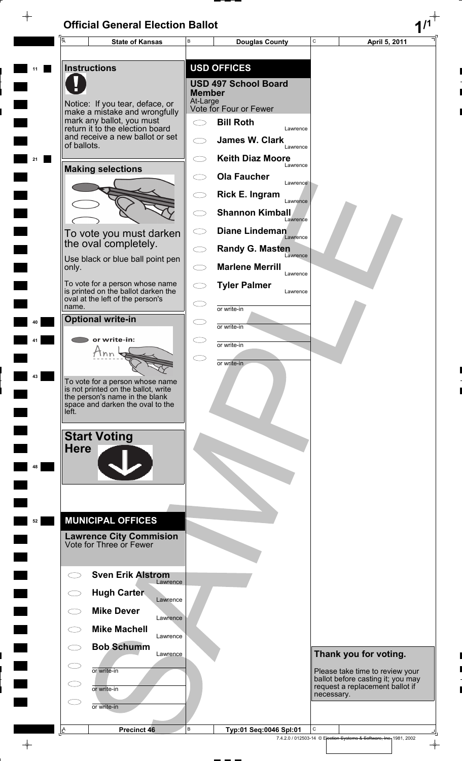# Official General Election Ballot

| State of Kansas | Douglas County | April 5, 2011 |
| --- | --- | --- |

## Instructions

Notice: If you tear, deface, or make a mistake and wrongfully mark any ballot, you must return it to the election board and receive a new ballot or set of ballots.

## Making selections

To vote you must darken the oval completely.

Use black or blue ball point pen only.

To vote for a person whose name is printed on the ballot darken the oval at the left of the person's name.

## Optional write-in

or write-in:

To vote for a person whose name is not printed on the ballot, write the person's name in the blank space and darken the oval to the left.

## Start Voting Here

## MUNICIPAL OFFICES

### Lawrence City Commision

Vote for Three or Fewer

- Sven Erik Alstrom — Lawrence
- Hugh Carter — Lawrence
- Mike Dever — Lawrence
- Mike Machell — Lawrence
- Bob Schumm — Lawrence
- or write-in
- or write-in
- or write-in

## USD OFFICES

### USD 497 School Board Member

At-Large

Vote for Four or Fewer

- Bill Roth — Lawrence
- James W. Clark — Lawrence
- Keith Diaz Moore — Lawrence
- Ola Faucher — Lawrence
- Rick E. Ingram — Lawrence
- Shannon Kimball — Lawrence
- Diane Lindeman — Lawrence
- Randy G. Masten — Lawrence
- Marlene Merrill — Lawrence
- Tyler Palmer — Lawrence
- or write-in
- or write-in
- or write-in
- or write-in

**Thank you for voting.**

Please take time to review your ballot before casting it; you may request a replacement ballot if necessary.

SAMPLE

| Precinct 46 | Typ:01 Seq:0046 Spl:01 | |
| --- | --- | --- |

7.4.2.0 / 012503-14 © Election Systems & Software, Inc. 1981, 2002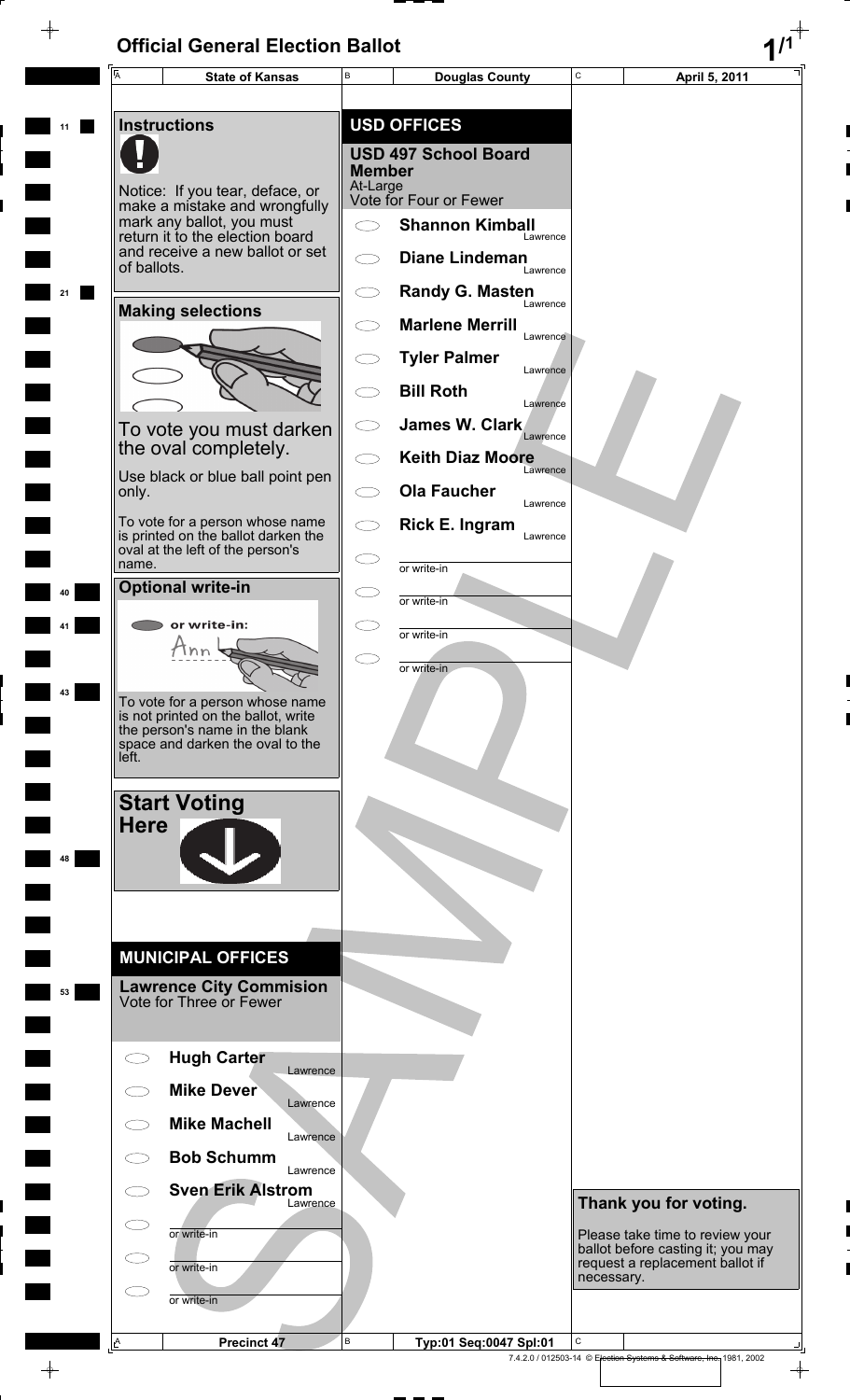# Official General Election Ballot

| State of Kansas | Douglas County | April 5, 2011 |
|---|---|---|

## Instructions

Notice: If you tear, deface, or make a mistake and wrongfully mark any ballot, you must return it to the election board and receive a new ballot or set of ballots.

## Making selections

To vote you must darken the oval completely.

Use black or blue ball point pen only.

To vote for a person whose name is printed on the ballot darken the oval at the left of the person's name.

## Optional write-in

or write-in:

To vote for a person whose name is not printed on the ballot, write the person's name in the blank space and darken the oval to the left.

## Start Voting Here

## MUNICIPAL OFFICES

### Lawrence City Commision
Vote for Three or Fewer

- Hugh Carter — Lawrence
- Mike Dever — Lawrence
- Mike Machell — Lawrence
- Bob Schumm — Lawrence
- Sven Erik Alstrom — Lawrence
- or write-in
- or write-in
- or write-in

## USD OFFICES

### USD 497 School Board Member
At-Large
Vote for Four or Fewer

- Shannon Kimball — Lawrence
- Diane Lindeman — Lawrence
- Randy G. Masten — Lawrence
- Marlene Merrill — Lawrence
- Tyler Palmer — Lawrence
- Bill Roth — Lawrence
- James W. Clark — Lawrence
- Keith Diaz Moore — Lawrence
- Ola Faucher — Lawrence
- Rick E. Ingram — Lawrence
- or write-in
- or write-in
- or write-in
- or write-in

**Thank you for voting.**

Please take time to review your ballot before casting it; you may request a replacement ballot if necessary.

SAMPLE

| Precinct 47 | Typ:01 Seq:0047 Spl:01 | |
|---|---|---|

7.4.2.0 / 012503-14 © Election Systems & Software, Inc. 1981, 2002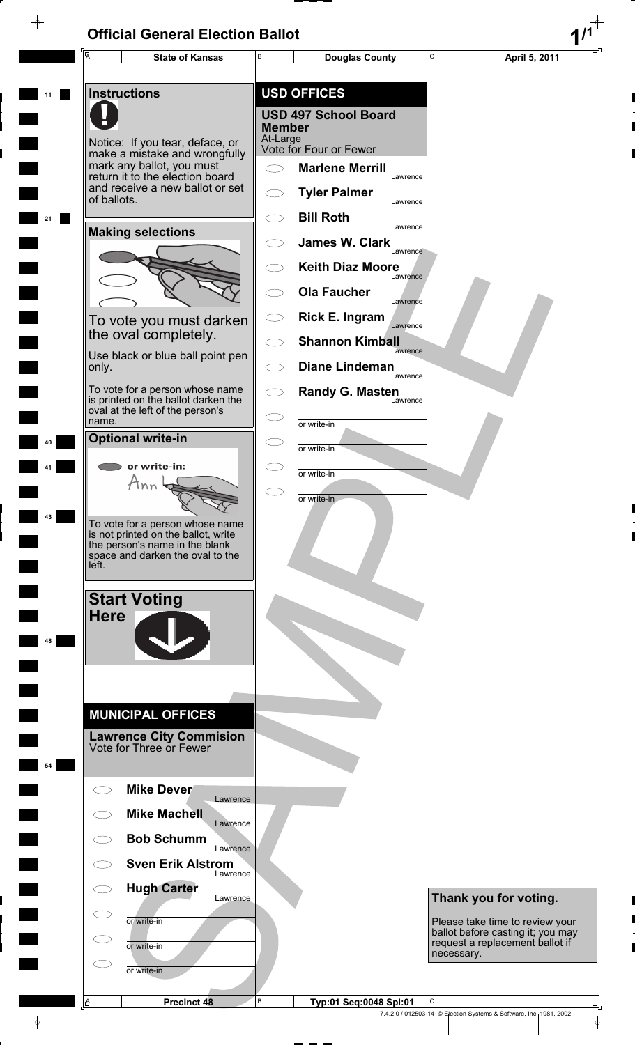# Official General Election Ballot

| State of Kansas | Douglas County | April 5, 2011 |
|---|---|---|

## Instructions

Notice: If you tear, deface, or make a mistake and wrongfully mark any ballot, you must return it to the election board and receive a new ballot or set of ballots.

### Making selections

To vote you must darken the oval completely.

Use black or blue ball point pen only.

To vote for a person whose name is printed on the ballot darken the oval at the left of the person's name.

### Optional write-in

or write-in:

To vote for a person whose name is not printed on the ballot, write the person's name in the blank space and darken the oval to the left.

### Start Voting Here

## MUNICIPAL OFFICES

### Lawrence City Commision
Vote for Three or Fewer

- Mike Dever — Lawrence
- Mike Machell — Lawrence
- Bob Schumm — Lawrence
- Sven Erik Alstrom — Lawrence
- Hugh Carter — Lawrence
- or write-in
- or write-in
- or write-in

## USD OFFICES

### USD 497 School Board Member
At-Large
Vote for Four or Fewer

- Marlene Merrill — Lawrence
- Tyler Palmer — Lawrence
- Bill Roth — Lawrence
- James W. Clark — Lawrence
- Keith Diaz Moore — Lawrence
- Ola Faucher — Lawrence
- Rick E. Ingram — Lawrence
- Shannon Kimball — Lawrence
- Diane Lindeman — Lawrence
- Randy G. Masten — Lawrence
- or write-in
- or write-in
- or write-in
- or write-in

**Thank you for voting.**

Please take time to review your ballot before casting it; you may request a replacement ballot if necessary.

SAMPLE

| Precinct 48 | Typ:01 Seq:0048 Spl:01 | |
|---|---|---|

7.4.2.0 / 012503-14 © Election Systems & Software, Inc. 1981, 2002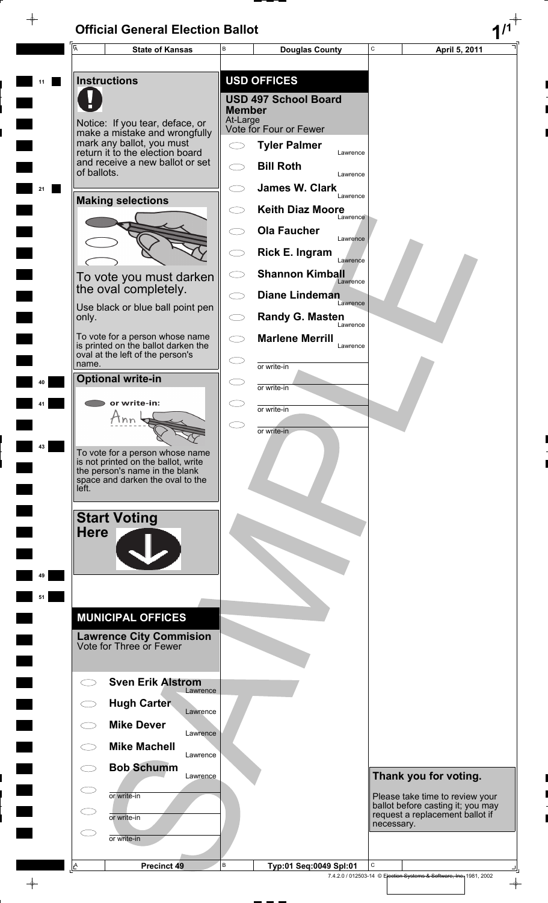# Official General Election Ballot

| State of Kansas | Douglas County | April 5, 2011 |
|---|---|---|

## Instructions

Notice: If you tear, deface, or make a mistake and wrongfully mark any ballot, you must return it to the election board and receive a new ballot or set of ballots.

## Making selections

To vote you must darken the oval completely.

Use black or blue ball point pen only.

To vote for a person whose name is printed on the ballot darken the oval at the left of the person's name.

## Optional write-in

or write-in:

To vote for a person whose name is not printed on the ballot, write the person's name in the blank space and darken the oval to the left.

## Start Voting Here

## MUNICIPAL OFFICES

### Lawrence City Commision

Vote for Three or Fewer

- Sven Erik Alstrom — Lawrence
- Hugh Carter — Lawrence
- Mike Dever — Lawrence
- Mike Machell — Lawrence
- Bob Schumm — Lawrence
- or write-in
- or write-in
- or write-in

## USD OFFICES

### USD 497 School Board Member

At-Large

Vote for Four or Fewer

- Tyler Palmer — Lawrence
- Bill Roth — Lawrence
- James W. Clark — Lawrence
- Keith Diaz Moore — Lawrence
- Ola Faucher — Lawrence
- Rick E. Ingram — Lawrence
- Shannon Kimball — Lawrence
- Diane Lindeman — Lawrence
- Randy G. Masten — Lawrence
- Marlene Merrill — Lawrence
- or write-in
- or write-in
- or write-in
- or write-in

## Thank you for voting.

Please take time to review your ballot before casting it; you may request a replacement ballot if necessary.

| Precinct 49 | Typ:01 Seq:0049 Spl:01 | |
|---|---|---|

7.4.2.0 / 012503-14 © Election Systems & Software, Inc. 1981, 2002

SAMPLE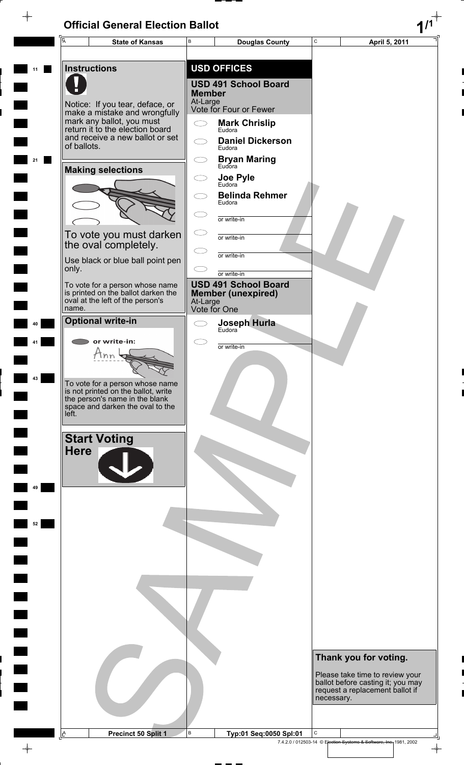# Official General Election Ballot

| State of Kansas | Douglas County | April 5, 2011 |
| --- | --- | --- |

## Instructions

Notice: If you tear, deface, or make a mistake and wrongfully mark any ballot, you must return it to the election board and receive a new ballot or set of ballots.

## Making selections

To vote you must darken the oval completely.

Use black or blue ball point pen only.

To vote for a person whose name is printed on the ballot darken the oval at the left of the person's name.

## Optional write-in

or write-in:

To vote for a person whose name is not printed on the ballot, write the person's name in the blank space and darken the oval to the left.

## Start Voting Here

## USD OFFICES

### USD 491 School Board Member

At-Large
Vote for Four or Fewer

- Mark Chrislip — Eudora
- Daniel Dickerson — Eudora
- Bryan Maring — Eudora
- Joe Pyle — Eudora
- Belinda Rehmer — Eudora
- ____________ or write-in
- ____________ or write-in
- ____________ or write-in
- ____________ or write-in

### USD 491 School Board Member (unexpired)

At-Large
Vote for One

- Joseph Hurla — Eudora
- ____________ or write-in

## Thank you for voting.

Please take time to review your ballot before casting it; you may request a replacement ballot if necessary.

| Precinct 50 Split 1 | Typ:01 Seq:0050 Spl:01 |
| --- | --- |

7.4.2.0 / 012503-14 © Election Systems & Software, Inc. 1981, 2002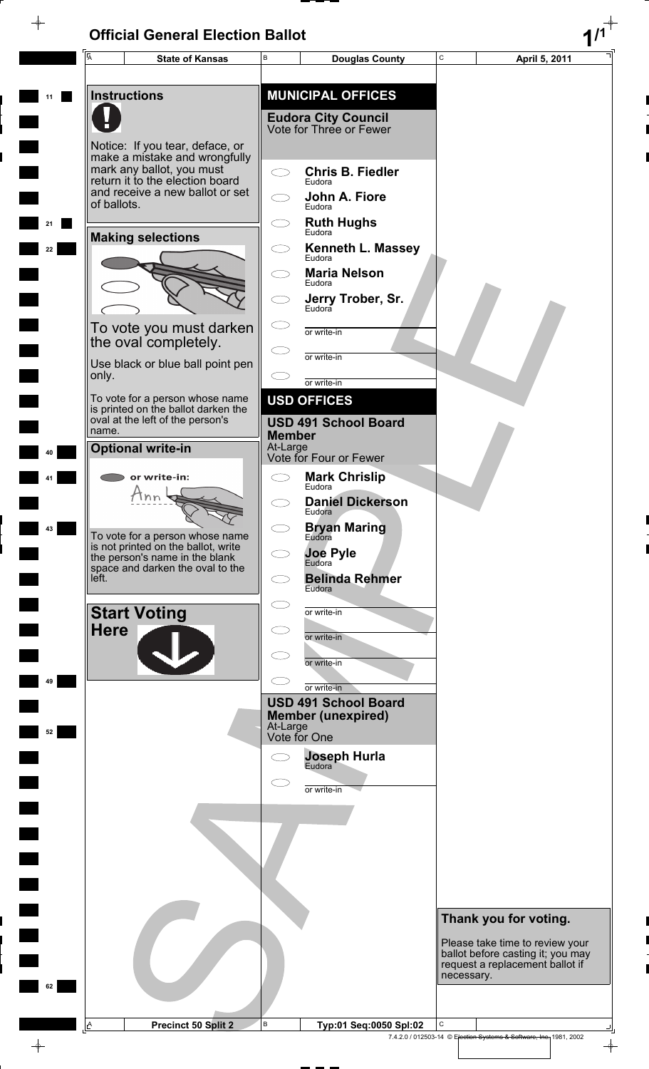# Official General Election Ballot

| State of Kansas | Douglas County | April 5, 2011 |
|---|---|---|

## Instructions

Notice: If you tear, deface, or make a mistake and wrongfully mark any ballot, you must return it to the election board and receive a new ballot or set of ballots.

### Making selections

To vote you must darken the oval completely.

Use black or blue ball point pen only.

To vote for a person whose name is printed on the ballot darken the oval at the left of the person's name.

### Optional write-in

or write-in:

To vote for a person whose name is not printed on the ballot, write the person's name in the blank space and darken the oval to the left.

### Start Voting Here

## MUNICIPAL OFFICES

### Eudora City Council
Vote for Three or Fewer

- Chris B. Fiedler — Eudora
- John A. Fiore — Eudora
- Ruth Hughs — Eudora
- Kenneth L. Massey — Eudora
- Maria Nelson — Eudora
- Jerry Trober, Sr. — Eudora
- or write-in
- or write-in
- or write-in

## USD OFFICES

### USD 491 School Board Member
At-Large
Vote for Four or Fewer

- Mark Chrislip — Eudora
- Daniel Dickerson — Eudora
- Bryan Maring — Eudora
- Joe Pyle — Eudora
- Belinda Rehmer — Eudora
- or write-in
- or write-in
- or write-in
- or write-in

### USD 491 School Board Member (unexpired)
At-Large
Vote for One

- Joseph Hurla — Eudora
- or write-in

**Thank you for voting.**

Please take time to review your ballot before casting it; you may request a replacement ballot if necessary.

| Precinct 50 Split 2 | Typ:01 Seq:0050 Spl:02 | |
|---|---|---|

7.4.2.0 / 012503-14 © Election Systems & Software, Inc. 1981, 2002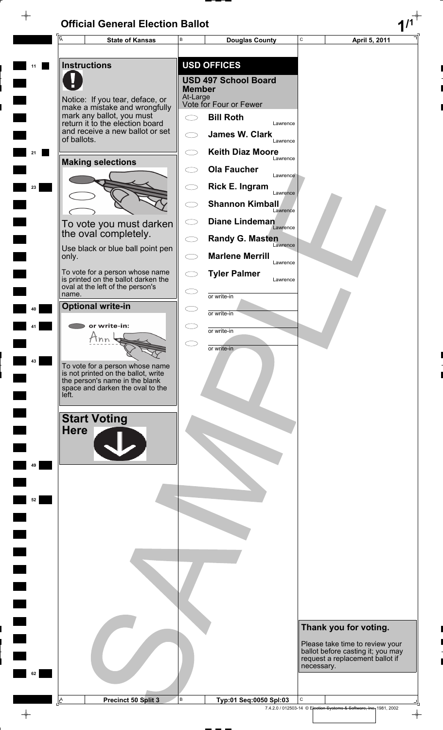# Official General Election Ballot

| State of Kansas | Douglas County | April 5, 2011 |
|---|---|---|

## Instructions

Notice: If you tear, deface, or make a mistake and wrongfully mark any ballot, you must return it to the election board and receive a new ballot or set of ballots.

## Making selections

To vote you must darken the oval completely.

Use black or blue ball point pen only.

To vote for a person whose name is printed on the ballot darken the oval at the left of the person's name.

## Optional write-in

or write-in:

To vote for a person whose name is not printed on the ballot, write the person's name in the blank space and darken the oval to the left.

## Start Voting Here

## USD OFFICES

### USD 497 School Board Member

At-Large
Vote for Four or Fewer

- Bill Roth — Lawrence
- James W. Clark — Lawrence
- Keith Diaz Moore — Lawrence
- Ola Faucher — Lawrence
- Rick E. Ingram — Lawrence
- Shannon Kimball — Lawrence
- Diane Lindeman — Lawrence
- Randy G. Masten — Lawrence
- Marlene Merrill — Lawrence
- Tyler Palmer — Lawrence
- or write-in
- or write-in
- or write-in
- or write-in

## Thank you for voting.

Please take time to review your ballot before casting it; you may request a replacement ballot if necessary.

SAMPLE

Precinct 50 Split 3 | Typ:01 Seq:0050 Spl:03

7.4.2.0 / 012503-14 © Election Systems & Software, Inc. 1981, 2002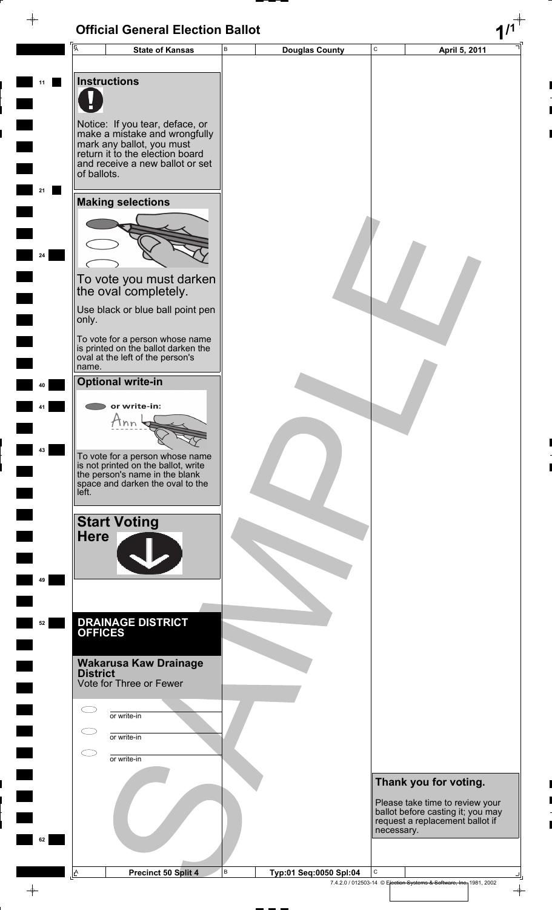# Official General Election Ballot

| State of Kansas | Douglas County | April 5, 2011 |
|---|---|---|

## Instructions

Notice: If you tear, deface, or make a mistake and wrongfully mark any ballot, you must return it to the election board and receive a new ballot or set of ballots.

## Making selections

To vote you must darken the oval completely.

Use black or blue ball point pen only.

To vote for a person whose name is printed on the ballot darken the oval at the left of the person's name.

## Optional write-in

or write-in:

To vote for a person whose name is not printed on the ballot, write the person's name in the blank space and darken the oval to the left.

## Start Voting Here

## DRAINAGE DISTRICT OFFICES

### Wakarusa Kaw Drainage District

Vote for Three or Fewer

- ◯ ________ or write-in
- ◯ ________ or write-in
- ◯ ________ or write-in

## Thank you for voting.

Please take time to review your ballot before casting it; you may request a replacement ballot if necessary.

| Precinct 50 Split 4 | Typ:01 Seq:0050 Spl:04 |
|---|---|

7.4.2.0 / 012503-14 © Election Systems & Software, Inc. 1981, 2002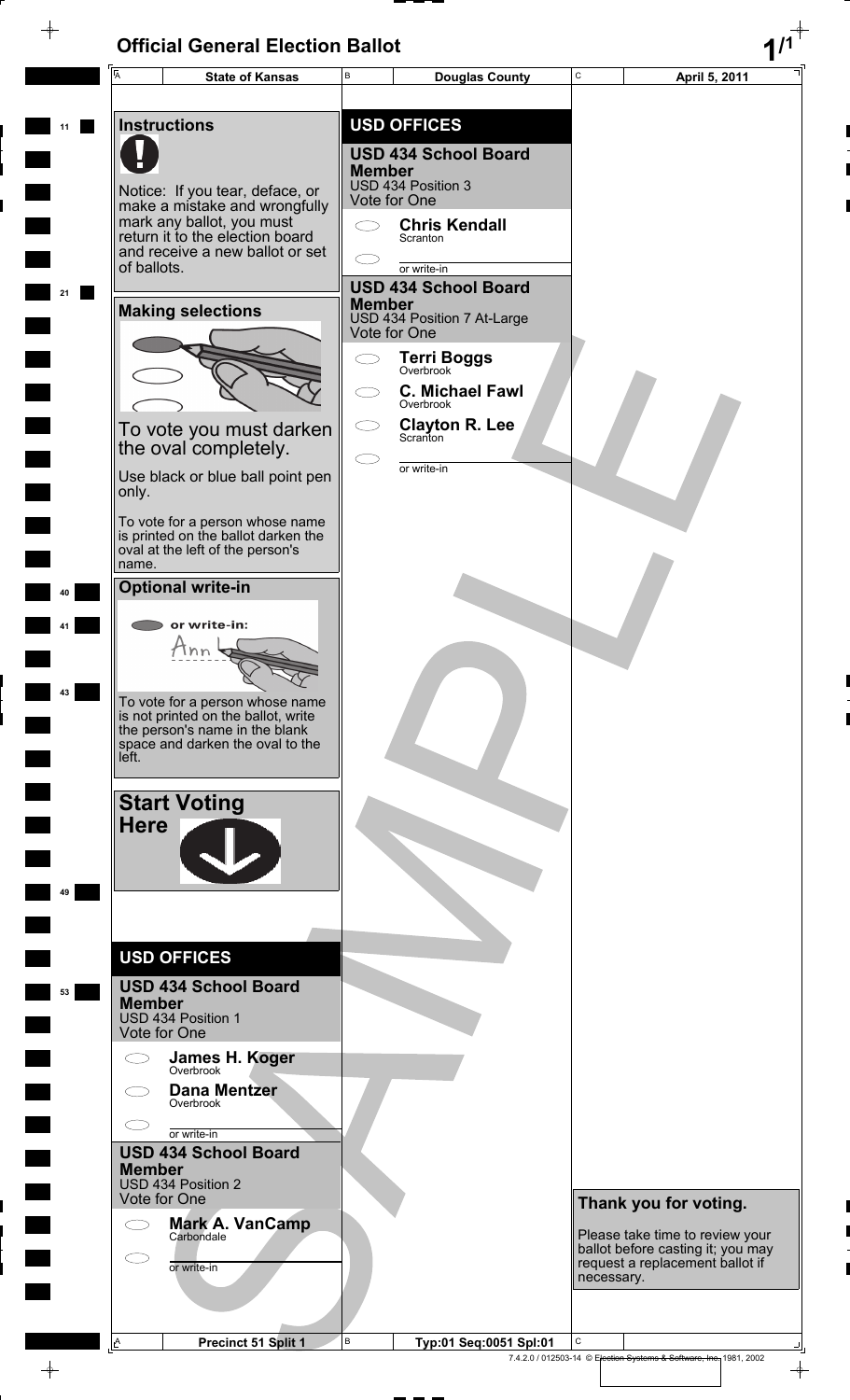# Official General Election Ballot

| State of Kansas | Douglas County | April 5, 2011 |
|---|---|---|

## Instructions

Notice: If you tear, deface, or make a mistake and wrongfully mark any ballot, you must return it to the election board and receive a new ballot or set of ballots.

## Making selections

To vote you must darken the oval completely.

Use black or blue ball point pen only.

To vote for a person whose name is printed on the ballot darken the oval at the left of the person's name.

## Optional write-in

or write-in:

Ann

To vote for a person whose name is not printed on the ballot, write the person's name in the blank space and darken the oval to the left.

## Start Voting Here

## USD OFFICES

### USD 434 School Board Member
USD 434 Position 1
Vote for One

- James H. Koger — Overbrook
- Dana Mentzer — Overbrook
- or write-in

### USD 434 School Board Member
USD 434 Position 2
Vote for One

- Mark A. VanCamp — Carbondale
- or write-in

## USD OFFICES

### USD 434 School Board Member
USD 434 Position 3
Vote for One

- Chris Kendall — Scranton
- or write-in

### USD 434 School Board Member
USD 434 Position 7 At-Large
Vote for One

- Terri Boggs — Overbrook
- C. Michael Fawl — Overbrook
- Clayton R. Lee — Scranton
- or write-in

SAMPLE

## Thank you for voting.

Please take time to review your ballot before casting it; you may request a replacement ballot if necessary.

| Precinct 51 Split 1 | Typ:01 Seq:0051 Spl:01 | |
|---|---|---|

7.4.2.0 / 012503-14 © Election Systems & Software, Inc. 1981, 2002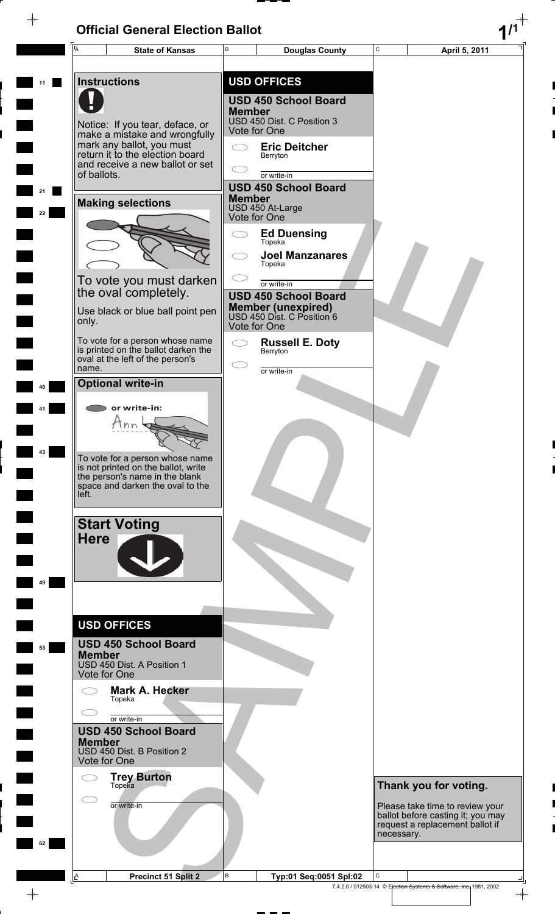# Official General Election Ballot

| State of Kansas | Douglas County | April 5, 2011 |
|---|---|---|

## Instructions

Notice: If you tear, deface, or make a mistake and wrongfully mark any ballot, you must return it to the election board and receive a new ballot or set of ballots.

## Making selections

To vote you must darken the oval completely.

Use black or blue ball point pen only.

To vote for a person whose name is printed on the ballot darken the oval at the left of the person's name.

## Optional write-in

or write-in:

To vote for a person whose name is not printed on the ballot, write the person's name in the blank space and darken the oval to the left.

## Start Voting Here

## USD OFFICES

### USD 450 School Board Member
USD 450 Dist. A Position 1
Vote for One

- **Mark A. Hecker** Topeka
- or write-in

### USD 450 School Board Member
USD 450 Dist. B Position 2
Vote for One

- **Trey Burton** Topeka
- or write-in

## USD OFFICES

### USD 450 School Board Member
USD 450 Dist. C Position 3
Vote for One

- **Eric Deitcher** Berryton
- or write-in

### USD 450 School Board Member
USD 450 At-Large
Vote for One

- **Ed Duensing** Topeka
- **Joel Manzanares** Topeka
- or write-in

### USD 450 School Board Member (unexpired)
USD 450 Dist. C Position 6
Vote for One

- **Russell E. Doty** Berryton
- or write-in

## Thank you for voting.

Please take time to review your ballot before casting it; you may request a replacement ballot if necessary.

SAMPLE

| Precinct 51 Split 2 | Typ:01 Seq:0051 Spl:02 | |
|---|---|---|

7.4.2.0 / 012503-14 © Election Systems & Software, Inc. 1981, 2002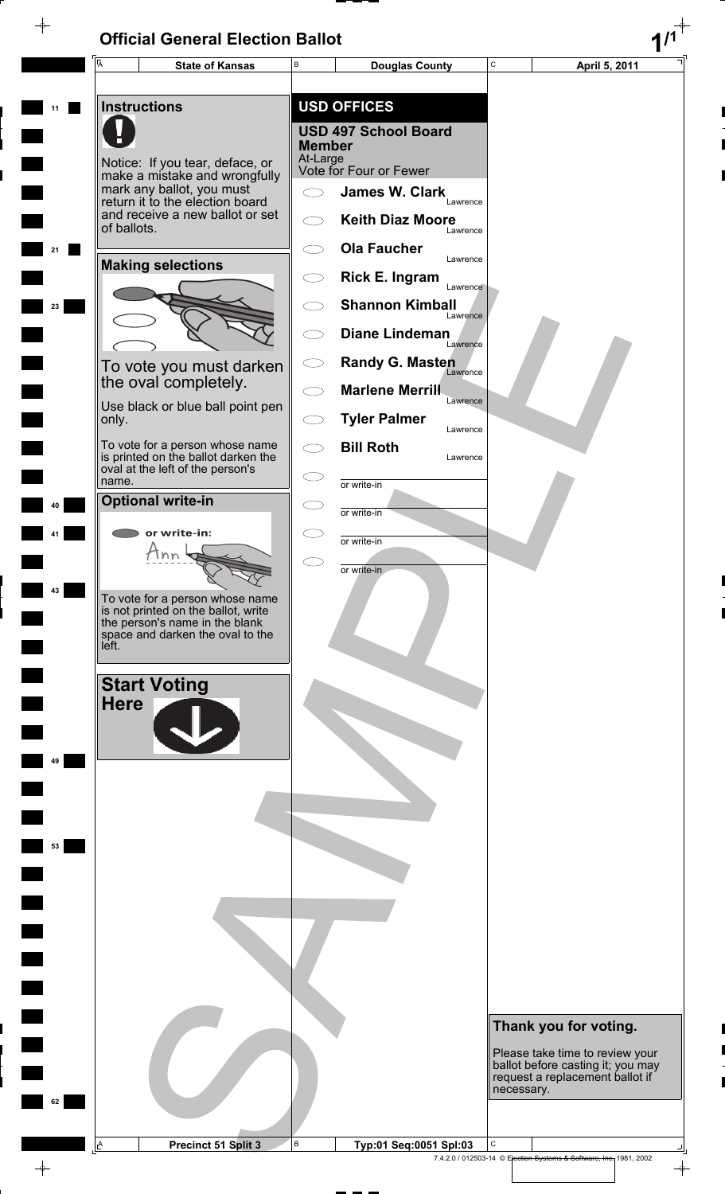# Official General Election Ballot

| State of Kansas | Douglas County | April 5, 2011 |
|---|---|---|

## Instructions

Notice: If you tear, deface, or make a mistake and wrongfully mark any ballot, you must return it to the election board and receive a new ballot or set of ballots.

### Making selections

To vote you must darken the oval completely.

Use black or blue ball point pen only.

To vote for a person whose name is printed on the ballot darken the oval at the left of the person's name.

### Optional write-in

or write-in:

Ann

To vote for a person whose name is not printed on the ballot, write the person's name in the blank space and darken the oval to the left.

### Start Voting Here

## USD OFFICES

### USD 497 School Board Member

At-Large
Vote for Four or Fewer

- James W. Clark — Lawrence
- Keith Diaz Moore — Lawrence
- Ola Faucher — Lawrence
- Rick E. Ingram — Lawrence
- Shannon Kimball — Lawrence
- Diane Lindeman — Lawrence
- Randy G. Masten — Lawrence
- Marlene Merrill — Lawrence
- Tyler Palmer — Lawrence
- Bill Roth — Lawrence
- or write-in
- or write-in
- or write-in
- or write-in

### Thank you for voting.

Please take time to review your ballot before casting it; you may request a replacement ballot if necessary.

| Precinct 51 Split 3 | Typ:01 Seq:0051 Spl:03 | |
|---|---|---|

7.4.2.0 / 012503-14 © Election Systems & Software, Inc. 1981, 2002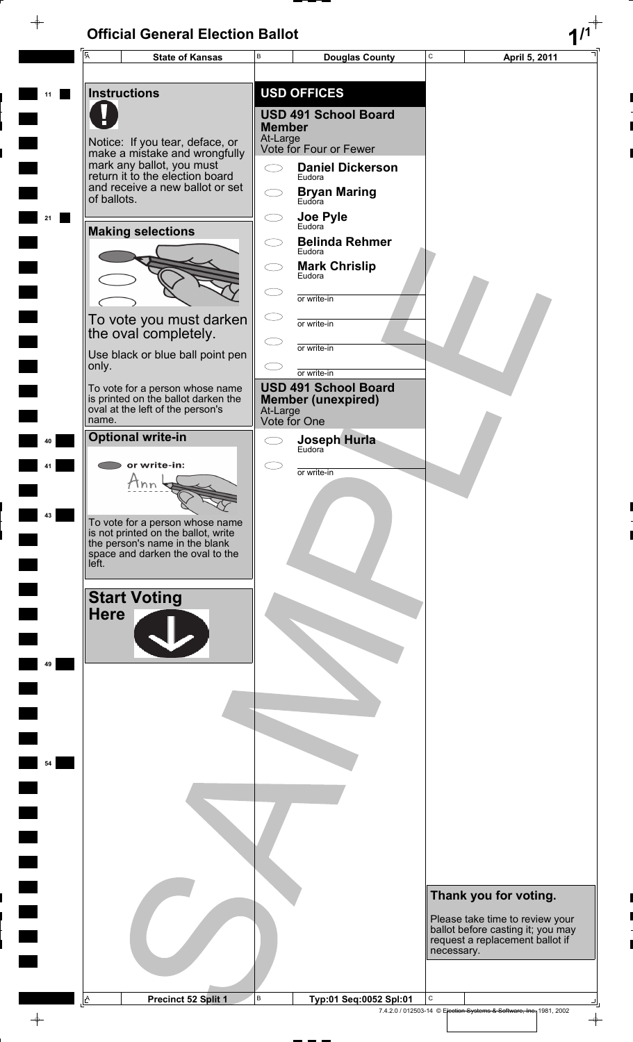# Official General Election Ballot

| State of Kansas | Douglas County | April 5, 2011 |
| --- | --- | --- |

## Instructions

Notice: If you tear, deface, or make a mistake and wrongfully mark any ballot, you must return it to the election board and receive a new ballot or set of ballots.

## Making selections

To vote you must darken the oval completely.

Use black or blue ball point pen only.

To vote for a person whose name is printed on the ballot darken the oval at the left of the person's name.

## Optional write-in

or write-in:

To vote for a person whose name is not printed on the ballot, write the person's name in the blank space and darken the oval to the left.

## Start Voting Here

## USD OFFICES

### USD 491 School Board Member

At-Large
Vote for Four or Fewer

- Daniel Dickerson — Eudora
- Bryan Maring — Eudora
- Joe Pyle — Eudora
- Belinda Rehmer — Eudora
- Mark Chrislip — Eudora
- or write-in
- or write-in
- or write-in
- or write-in

### USD 491 School Board Member (unexpired)

At-Large
Vote for One

- Joseph Hurla — Eudora
- or write-in

## Thank you for voting.

Please take time to review your ballot before casting it; you may request a replacement ballot if necessary.

| Precinct 52 Split 1 | Typ:01 Seq:0052 Spl:01 |
| --- | --- |

7.4.2.0 / 012503-14 © Election Systems & Software, Inc. 1981, 2002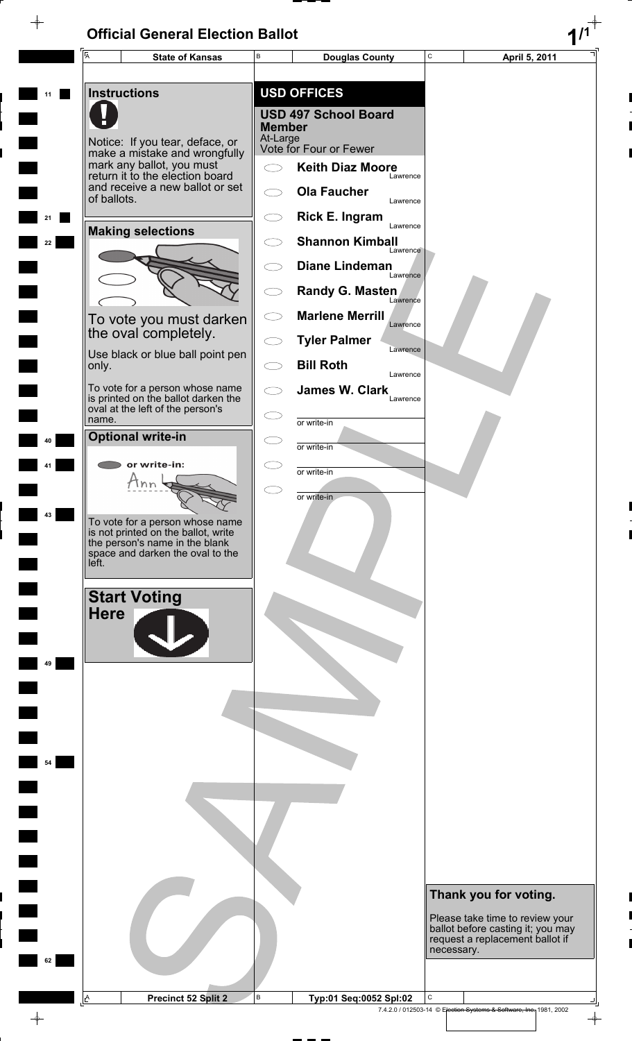# Official General Election Ballot

| State of Kansas | Douglas County | April 5, 2011 |
|---|---|---|

## Instructions

Notice: If you tear, deface, or make a mistake and wrongfully mark any ballot, you must return it to the election board and receive a new ballot or set of ballots.

## Making selections

To vote you must darken the oval completely.

Use black or blue ball point pen only.

To vote for a person whose name is printed on the ballot darken the oval at the left of the person's name.

## Optional write-in

or write-in:

To vote for a person whose name is not printed on the ballot, write the person's name in the blank space and darken the oval to the left.

## Start Voting Here

## USD OFFICES

### USD 497 School Board Member

At-Large

Vote for Four or Fewer

- Keith Diaz Moore — Lawrence
- Ola Faucher — Lawrence
- Rick E. Ingram — Lawrence
- Shannon Kimball — Lawrence
- Diane Lindeman — Lawrence
- Randy G. Masten — Lawrence
- Marlene Merrill — Lawrence
- Tyler Palmer — Lawrence
- Bill Roth — Lawrence
- James W. Clark — Lawrence
- or write-in
- or write-in
- or write-in
- or write-in

## Thank you for voting.

Please take time to review your ballot before casting it; you may request a replacement ballot if necessary.

| Precinct 52 Split 2 | Typ:01 Seq:0052 Spl:02 | |
|---|---|---|

7.4.2.0 / 012503-14 © Election Systems & Software, Inc. 1981, 2002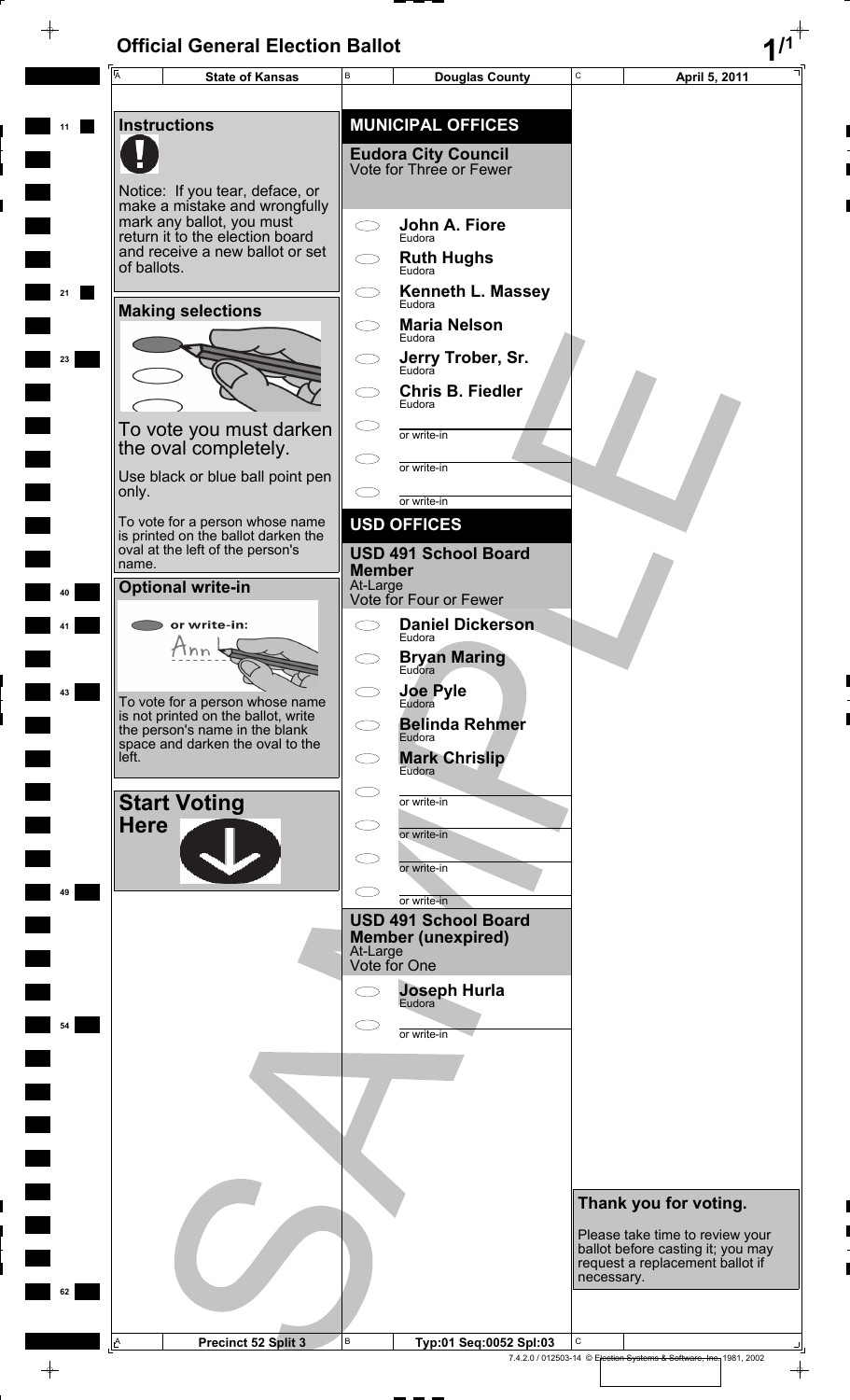# Official General Election Ballot

| State of Kansas | Douglas County | April 5, 2011 |
|---|---|---|

## Instructions

Notice: If you tear, deface, or make a mistake and wrongfully mark any ballot, you must return it to the election board and receive a new ballot or set of ballots.

### Making selections

To vote you must darken the oval completely.

Use black or blue ball point pen only.

To vote for a person whose name is printed on the ballot darken the oval at the left of the person's name.

### Optional write-in

or write-in:

Ann

To vote for a person whose name is not printed on the ballot, write the person's name in the blank space and darken the oval to the left.

### Start Voting Here

## MUNICIPAL OFFICES

### Eudora City Council
Vote for Three or Fewer

- John A. Fiore — Eudora
- Ruth Hughs — Eudora
- Kenneth L. Massey — Eudora
- Maria Nelson — Eudora
- Jerry Trober, Sr. — Eudora
- Chris B. Fiedler — Eudora
- or write-in ______
- or write-in ______
- or write-in ______

## USD OFFICES

### USD 491 School Board Member
At-Large
Vote for Four or Fewer

- Daniel Dickerson — Eudora
- Bryan Maring — Eudora
- Joe Pyle — Eudora
- Belinda Rehmer — Eudora
- Mark Chrislip — Eudora
- or write-in ______
- or write-in ______
- or write-in ______
- or write-in ______

### USD 491 School Board Member (unexpired)
At-Large
Vote for One

- Joseph Hurla — Eudora
- or write-in ______

### Thank you for voting.

Please take time to review your ballot before casting it; you may request a replacement ballot if necessary.

| Precinct 52 Split 3 | Typ:01 Seq:0052 Spl:03 | |
|---|---|---|

7.4.2.0 / 012503-14 © Election Systems & Software, Inc. 1981, 2002

SAMPLE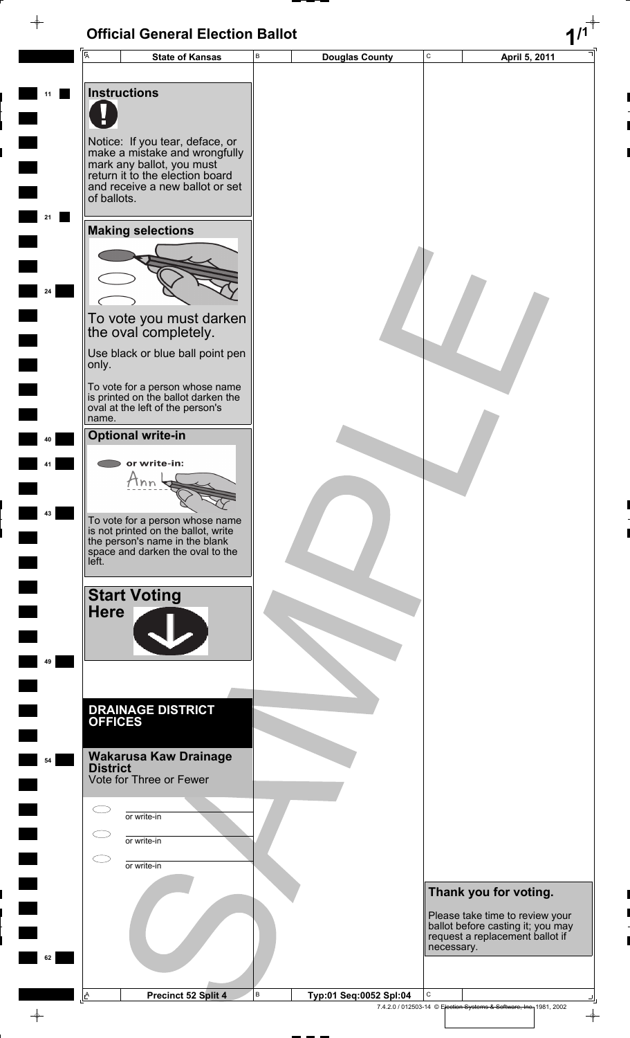# Official General Election Ballot

| State of Kansas | Douglas County | April 5, 2011 |
|---|---|---|

## Instructions

Notice: If you tear, deface, or make a mistake and wrongfully mark any ballot, you must return it to the election board and receive a new ballot or set of ballots.

## Making selections

To vote you must darken the oval completely.

Use black or blue ball point pen only.

To vote for a person whose name is printed on the ballot darken the oval at the left of the person's name.

## Optional write-in

or write-in:

To vote for a person whose name is not printed on the ballot, write the person's name in the blank space and darken the oval to the left.

## Start Voting Here

## DRAINAGE DISTRICT OFFICES

### Wakarusa Kaw Drainage District

Vote for Three or Fewer

- ⬭ ________ or write-in
- ⬭ ________ or write-in
- ⬭ ________ or write-in

**Thank you for voting.**

Please take time to review your ballot before casting it; you may request a replacement ballot if necessary.

Precinct 52 Split 4 — Typ:01 Seq:0052 Spl:04

7.4.2.0 / 012503-14 © Election Systems & Software, Inc. 1981, 2002

SAMPLE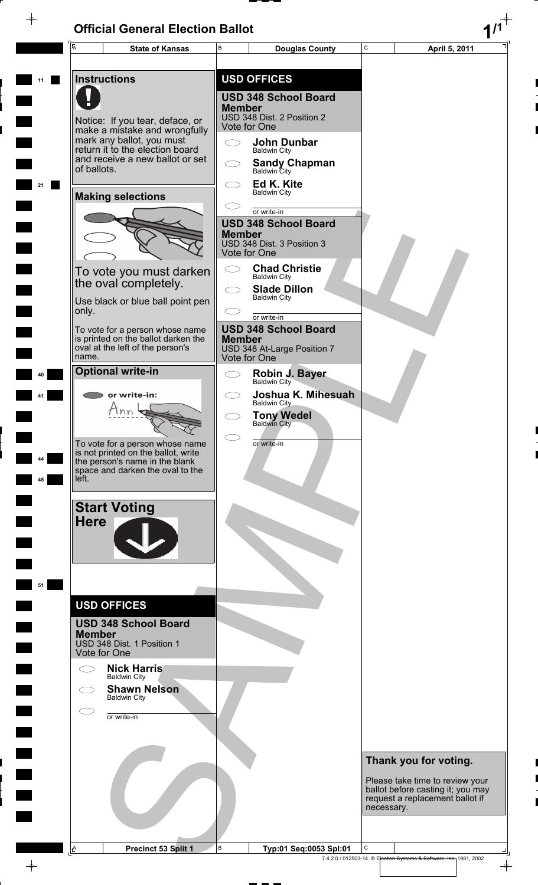# Official General Election Ballot

| State of Kansas | Douglas County | April 5, 2011 |
|---|---|---|

## Instructions

Notice: If you tear, deface, or make a mistake and wrongfully mark any ballot, you must return it to the election board and receive a new ballot or set of ballots.

## Making selections

To vote you must darken the oval completely.

Use black or blue ball point pen only.

To vote for a person whose name is printed on the ballot darken the oval at the left of the person's name.

## Optional write-in

or write-in:

To vote for a person whose name is not printed on the ballot, write the person's name in the blank space and darken the oval to the left.

## Start Voting Here

## USD OFFICES

### USD 348 School Board Member
USD 348 Dist. 1 Position 1
Vote for One

- Nick Harris — Baldwin City
- Shawn Nelson — Baldwin City
- or write-in

## USD OFFICES

### USD 348 School Board Member
USD 348 Dist. 2 Position 2
Vote for One

- John Dunbar — Baldwin City
- Sandy Chapman — Baldwin City
- Ed K. Kite — Baldwin City
- or write-in

### USD 348 School Board Member
USD 348 Dist. 3 Position 3
Vote for One

- Chad Christie — Baldwin City
- Slade Dillon — Baldwin City
- or write-in

### USD 348 School Board Member
USD 348 At-Large Position 7
Vote for One

- Robin J. Bayer — Baldwin City
- Joshua K. Mihesuah — Baldwin City
- Tony Wedel — Baldwin City
- or write-in

## Thank you for voting.

Please take time to review your ballot before casting it; you may request a replacement ballot if necessary.

SAMPLE

| Precinct 53 Split 1 | Typ:01 Seq:0053 Spl:01 |
|---|---|

7.4.2.0 / 012503-14 © Election Systems & Software, Inc. 1981, 2002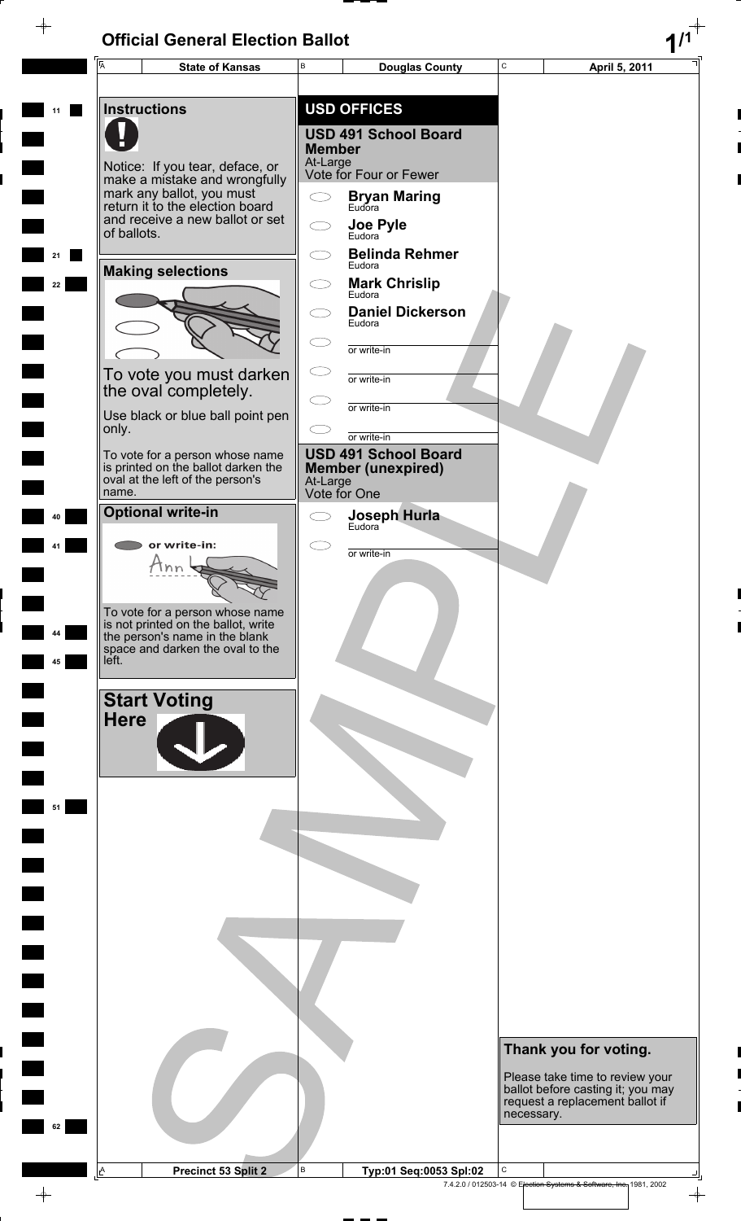# Official General Election Ballot

| State of Kansas | Douglas County | April 5, 2011 |
|---|---|---|

## Instructions

Notice: If you tear, deface, or make a mistake and wrongfully mark any ballot, you must return it to the election board and receive a new ballot or set of ballots.

## Making selections

To vote you must darken the oval completely.

Use black or blue ball point pen only.

To vote for a person whose name is printed on the ballot darken the oval at the left of the person's name.

## Optional write-in

or write-in:

To vote for a person whose name is not printed on the ballot, write the person's name in the blank space and darken the oval to the left.

## Start Voting Here

## USD OFFICES

### USD 491 School Board Member

At-Large
Vote for Four or Fewer

- Bryan Maring — Eudora
- Joe Pyle — Eudora
- Belinda Rehmer — Eudora
- Mark Chrislip — Eudora
- Daniel Dickerson — Eudora
- or write-in
- or write-in
- or write-in
- or write-in

### USD 491 School Board Member (unexpired)

At-Large
Vote for One

- Joseph Hurla — Eudora
- or write-in

## Thank you for voting.

Please take time to review your ballot before casting it; you may request a replacement ballot if necessary.

| Precinct 53 Split 2 | Typ:01 Seq:0053 Spl:02 |
|---|---|

7.4.2.0 / 012503-14 © Election Systems & Software, Inc. 1981, 2002

SAMPLE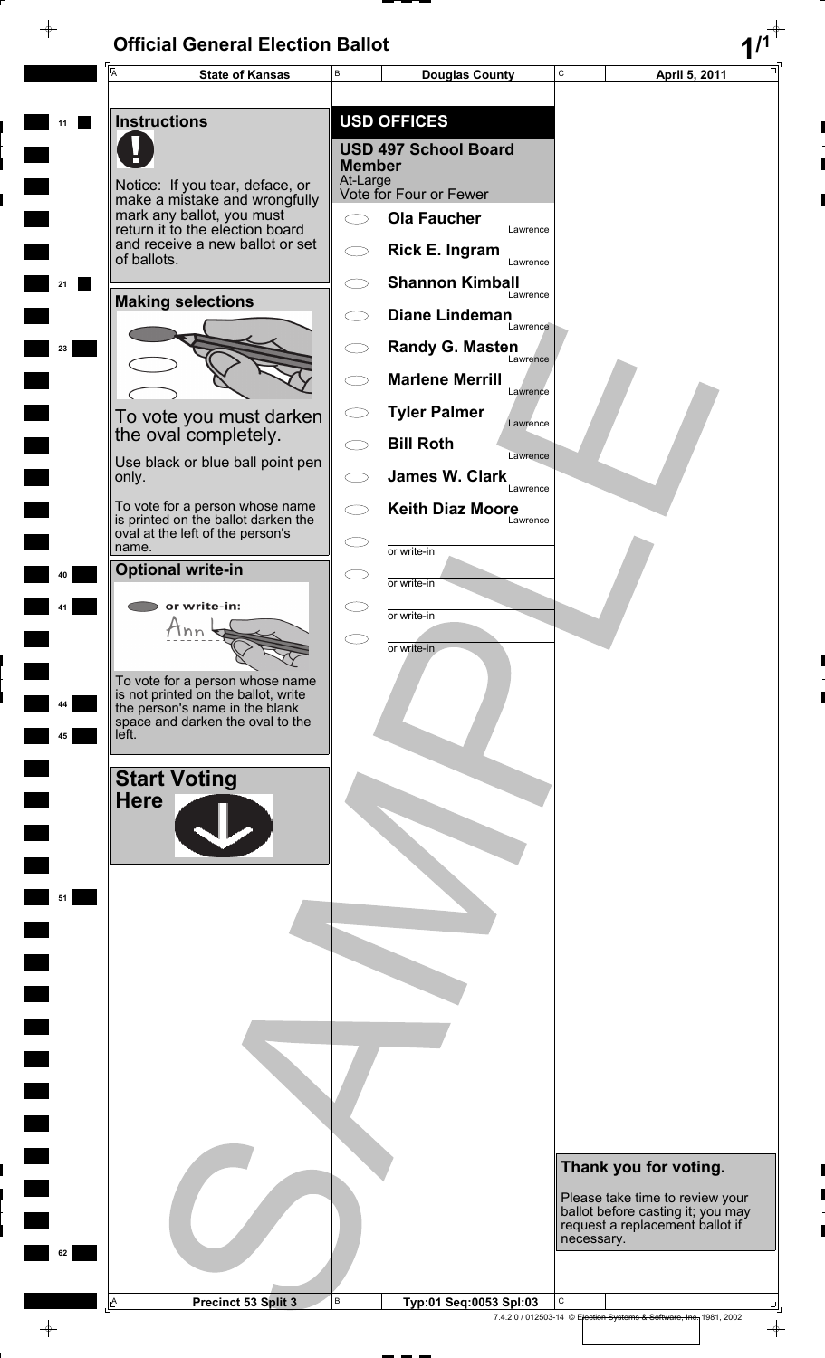# Official General Election Ballot

| State of Kansas | Douglas County | April 5, 2011 |
|---|---|---|

## Instructions

Notice: If you tear, deface, or make a mistake and wrongfully mark any ballot, you must return it to the election board and receive a new ballot or set of ballots.

## Making selections

To vote you must darken the oval completely.

Use black or blue ball point pen only.

To vote for a person whose name is printed on the ballot darken the oval at the left of the person's name.

## Optional write-in

or write-in:

To vote for a person whose name is not printed on the ballot, write the person's name in the blank space and darken the oval to the left.

## Start Voting Here

## USD OFFICES

### USD 497 School Board Member

At-Large
Vote for Four or Fewer

- Ola Faucher — Lawrence
- Rick E. Ingram — Lawrence
- Shannon Kimball — Lawrence
- Diane Lindeman — Lawrence
- Randy G. Masten — Lawrence
- Marlene Merrill — Lawrence
- Tyler Palmer — Lawrence
- Bill Roth — Lawrence
- James W. Clark — Lawrence
- Keith Diaz Moore — Lawrence
- ______ or write-in
- ______ or write-in
- ______ or write-in
- ______ or write-in

## Thank you for voting.

Please take time to review your ballot before casting it; you may request a replacement ballot if necessary.

SAMPLE

| Precinct 53 Split 3 | Typ:01 Seq:0053 Spl:03 | |
|---|---|---|

7.4.2.0 / 012503-14 © Election Systems & Software, Inc. 1981, 2002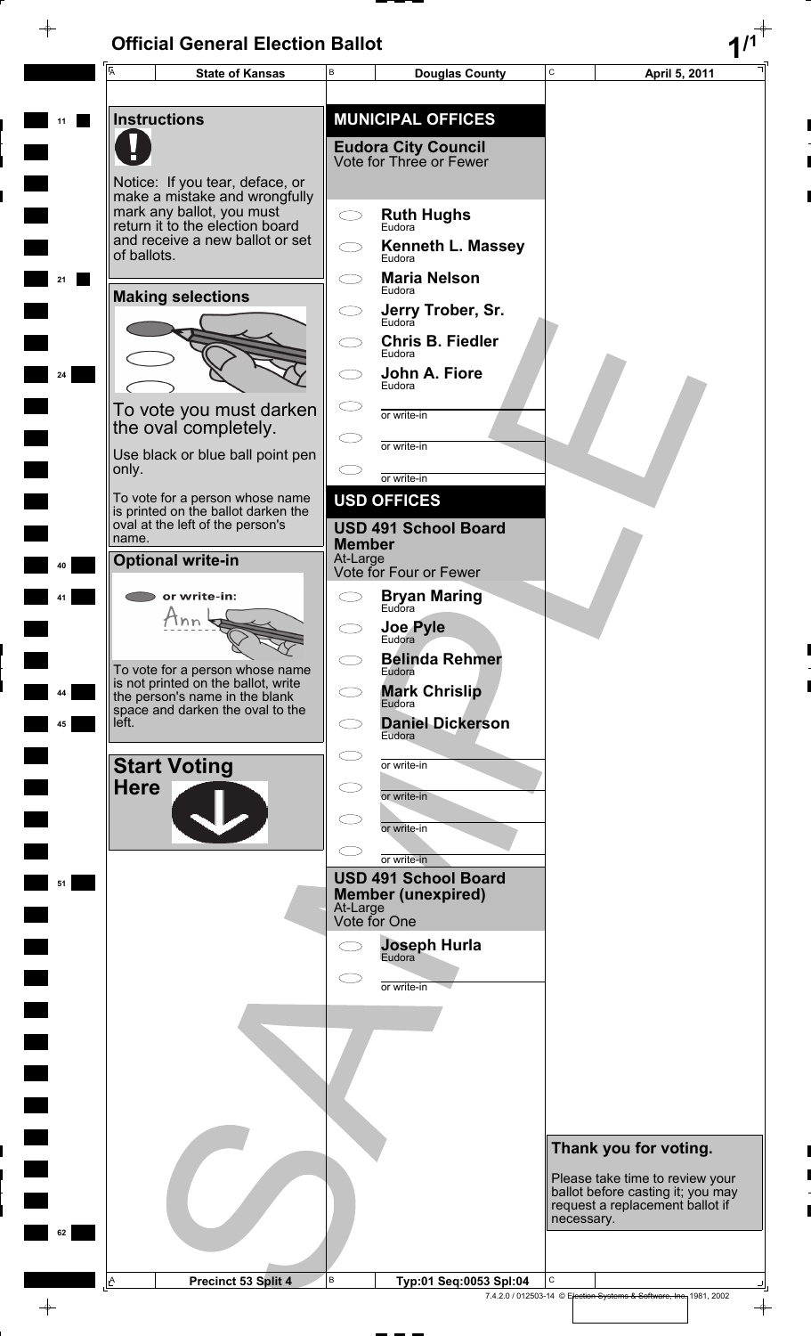# Official General Election Ballot

| State of Kansas | Douglas County | April 5, 2011 |
|---|---|---|

## Instructions

Notice: If you tear, deface, or make a mistake and wrongfully mark any ballot, you must return it to the election board and receive a new ballot or set of ballots.

## Making selections

To vote you must darken the oval completely.

Use black or blue ball point pen only.

To vote for a person whose name is printed on the ballot darken the oval at the left of the person's name.

## Optional write-in

or write-in:

To vote for a person whose name is not printed on the ballot, write the person's name in the blank space and darken the oval to the left.

## Start Voting Here

## MUNICIPAL OFFICES

### Eudora City Council
Vote for Three or Fewer

- Ruth Hughs, Eudora
- Kenneth L. Massey, Eudora
- Maria Nelson, Eudora
- Jerry Trober, Sr., Eudora
- Chris B. Fiedler, Eudora
- John A. Fiore, Eudora
- or write-in
- or write-in
- or write-in

## USD OFFICES

### USD 491 School Board Member
At-Large
Vote for Four or Fewer

- Bryan Maring, Eudora
- Joe Pyle, Eudora
- Belinda Rehmer, Eudora
- Mark Chrislip, Eudora
- Daniel Dickerson, Eudora
- or write-in
- or write-in
- or write-in
- or write-in

### USD 491 School Board Member (unexpired)
At-Large
Vote for One

- Joseph Hurla, Eudora
- or write-in

## Thank you for voting.

Please take time to review your ballot before casting it; you may request a replacement ballot if necessary.

| Precinct 53 Split 4 | Typ:01 Seq:0053 Spl:04 | |
|---|---|---|

7.4.2.0 / 012503-14 © Election Systems & Software, Inc. 1981, 2002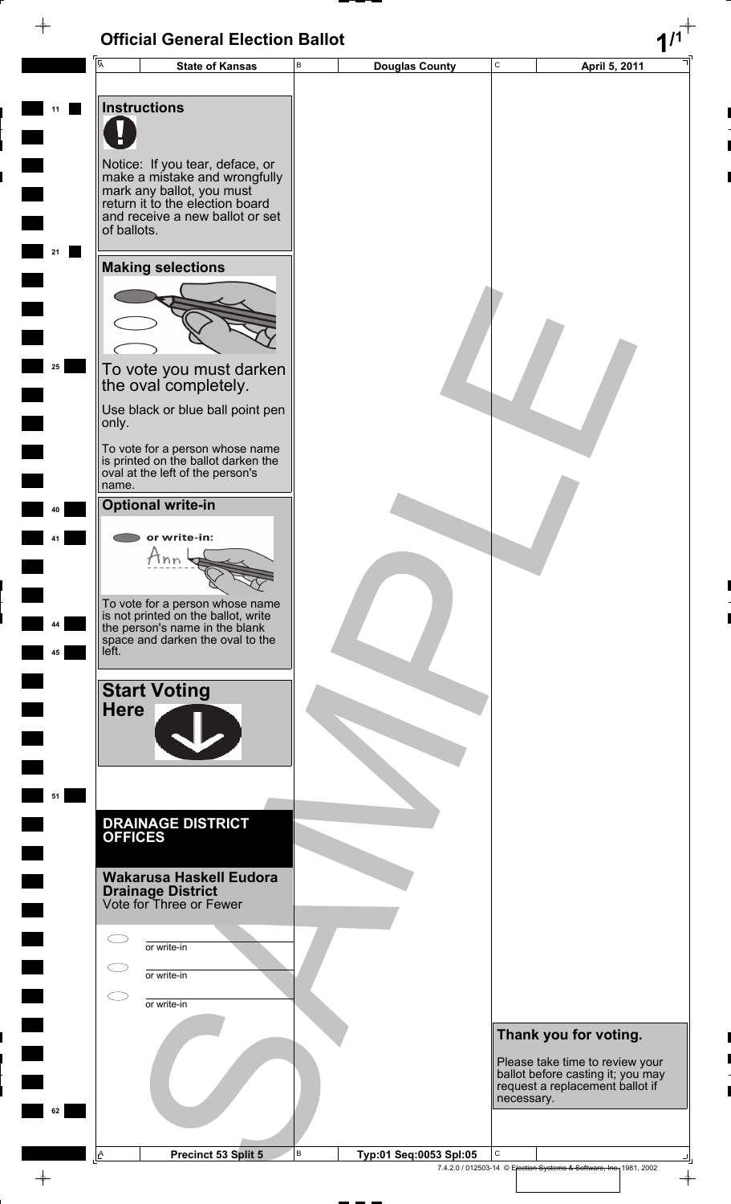# Official General Election Ballot

| State of Kansas | Douglas County | April 5, 2011 |
| --- | --- | --- |

## Instructions

Notice: If you tear, deface, or make a mistake and wrongfully mark any ballot, you must return it to the election board and receive a new ballot or set of ballots.

## Making selections

To vote you must darken the oval completely.

Use black or blue ball point pen only.

To vote for a person whose name is printed on the ballot darken the oval at the left of the person's name.

## Optional write-in

or write-in:

To vote for a person whose name is not printed on the ballot, write the person's name in the blank space and darken the oval to the left.

## Start Voting Here

## DRAINAGE DISTRICT OFFICES

### Wakarusa Haskell Eudora Drainage District

Vote for Three or Fewer

- ◯ ________ or write-in
- ◯ ________ or write-in
- ◯ ________ or write-in

## Thank you for voting.

Please take time to review your ballot before casting it; you may request a replacement ballot if necessary.

SAMPLE

| Precinct 53 Split 5 | Typ:01 Seq:0053 Spl:05 | |
| --- | --- | --- |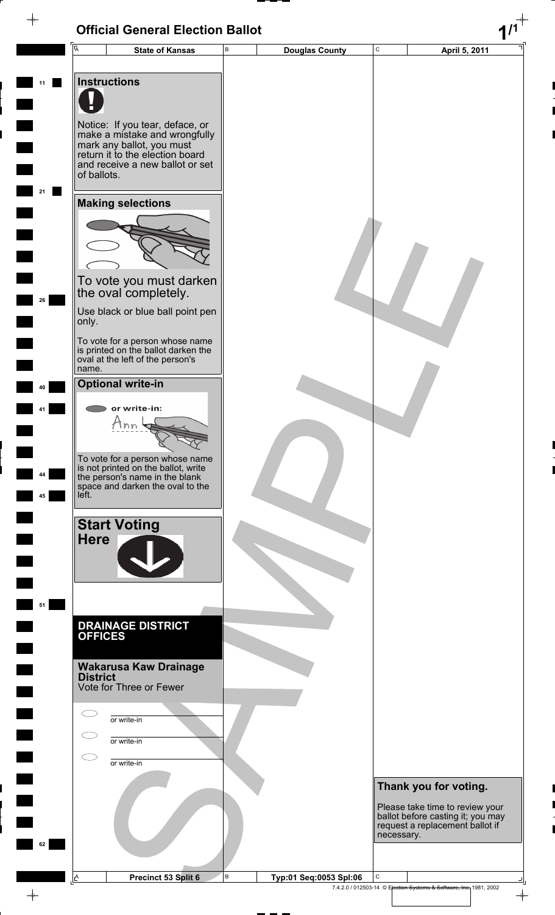# Official General Election Ballot

| State of Kansas | Douglas County | April 5, 2011 |
|---|---|---|

## Instructions

Notice: If you tear, deface, or make a mistake and wrongfully mark any ballot, you must return it to the election board and receive a new ballot or set of ballots.

## Making selections

To vote you must darken the oval completely.

Use black or blue ball point pen only.

To vote for a person whose name is printed on the ballot darken the oval at the left of the person's name.

## Optional write-in

or write-in:

To vote for a person whose name is not printed on the ballot, write the person's name in the blank space and darken the oval to the left.

## Start Voting Here

## DRAINAGE DISTRICT OFFICES

### Wakarusa Kaw Drainage District

Vote for Three or Fewer

- ○ ______ or write-in
- ○ ______ or write-in
- ○ ______ or write-in

## Thank you for voting.

Please take time to review your ballot before casting it; you may request a replacement ballot if necessary.

SAMPLE

| Precinct 53 Split 6 | Typ:01 Seq:0053 Spl:06 | |
|---|---|---|

7.4.2.0 / 012503-14 © Election Systems & Software, Inc. 1981, 2002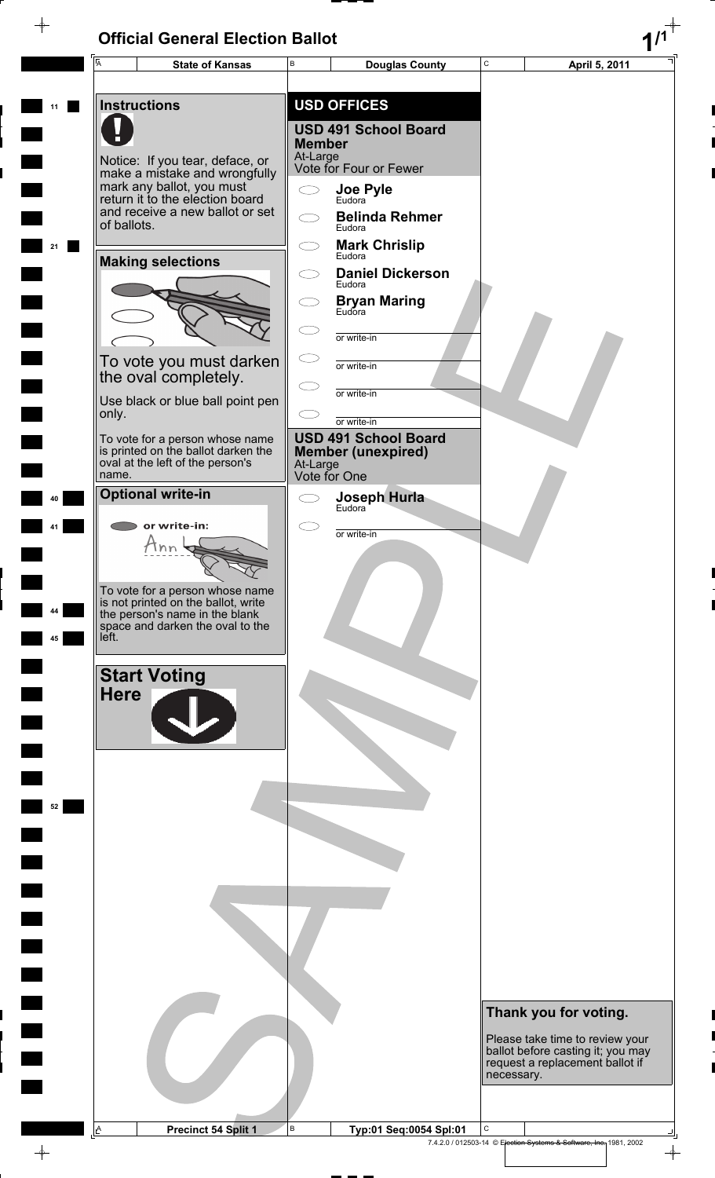# Official General Election Ballot

| State of Kansas | Douglas County | April 5, 2011 |
|---|---|---|

## Instructions

Notice: If you tear, deface, or make a mistake and wrongfully mark any ballot, you must return it to the election board and receive a new ballot or set of ballots.

## Making selections

To vote you must darken the oval completely.

Use black or blue ball point pen only.

To vote for a person whose name is printed on the ballot darken the oval at the left of the person's name.

## Optional write-in

or write-in: Ann

To vote for a person whose name is not printed on the ballot, write the person's name in the blank space and darken the oval to the left.

## Start Voting Here

## USD OFFICES

### USD 491 School Board Member

At-Large
Vote for Four or Fewer

- Joe Pyle — Eudora
- Belinda Rehmer — Eudora
- Mark Chrislip — Eudora
- Daniel Dickerson — Eudora
- Bryan Maring — Eudora
- ________ or write-in
- ________ or write-in
- ________ or write-in
- ________ or write-in

### USD 491 School Board Member (unexpired)

At-Large
Vote for One

- Joseph Hurla — Eudora
- ________ or write-in

## Thank you for voting.

Please take time to review your ballot before casting it; you may request a replacement ballot if necessary.

SAMPLE

Precinct 54 Split 1 | Typ:01 Seq:0054 Spl:01

7.4.2.0 / 012503-14 © Election Systems & Software, Inc. 1981, 2002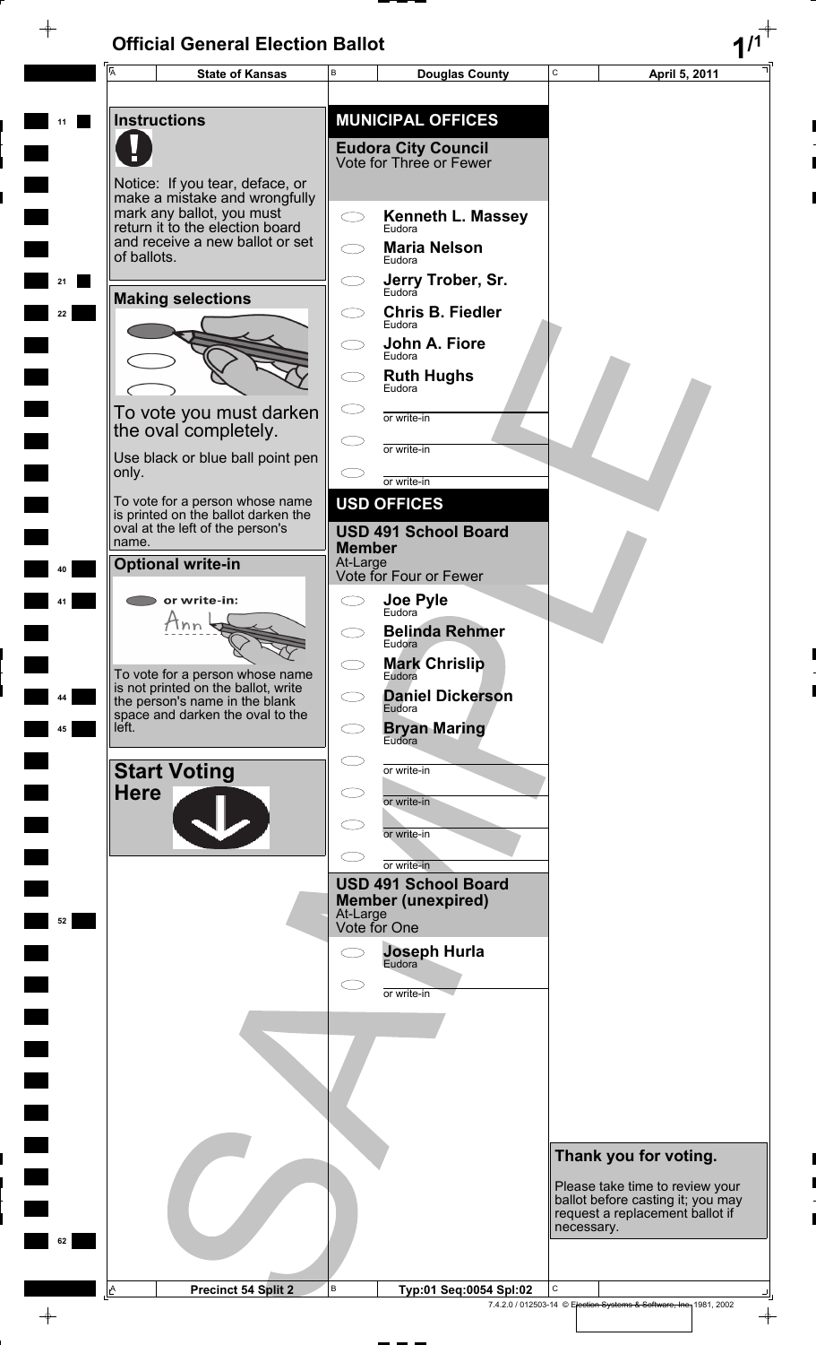# Official General Election Ballot

**State of Kansas** | **Douglas County** | **April 5, 2011**

## Instructions

Notice: If you tear, deface, or make a mistake and wrongfully mark any ballot, you must return it to the election board and receive a new ballot or set of ballots.

## Making selections

To vote you must darken the oval completely.

Use black or blue ball point pen only.

To vote for a person whose name is printed on the ballot darken the oval at the left of the person's name.

## Optional write-in

or write-in:

To vote for a person whose name is not printed on the ballot, write the person's name in the blank space and darken the oval to the left.

## Start Voting Here

## MUNICIPAL OFFICES

### Eudora City Council
Vote for Three or Fewer

- Kenneth L. Massey — Eudora
- Maria Nelson — Eudora
- Jerry Trober, Sr. — Eudora
- Chris B. Fiedler — Eudora
- John A. Fiore — Eudora
- Ruth Hughs — Eudora
- or write-in
- or write-in
- or write-in

## USD OFFICES

### USD 491 School Board Member
At-Large
Vote for Four or Fewer

- Joe Pyle — Eudora
- Belinda Rehmer — Eudora
- Mark Chrislip — Eudora
- Daniel Dickerson — Eudora
- Bryan Maring — Eudora
- or write-in
- or write-in
- or write-in
- or write-in

### USD 491 School Board Member (unexpired)
At-Large
Vote for One

- Joseph Hurla — Eudora
- or write-in

## Thank you for voting.

Please take time to review your ballot before casting it; you may request a replacement ballot if necessary.

Precinct 54 Split 2 | Typ:01 Seq:0054 Spl:02

7.4.2.0 / 012503-14 © Election Systems & Software, Inc. 1981, 2002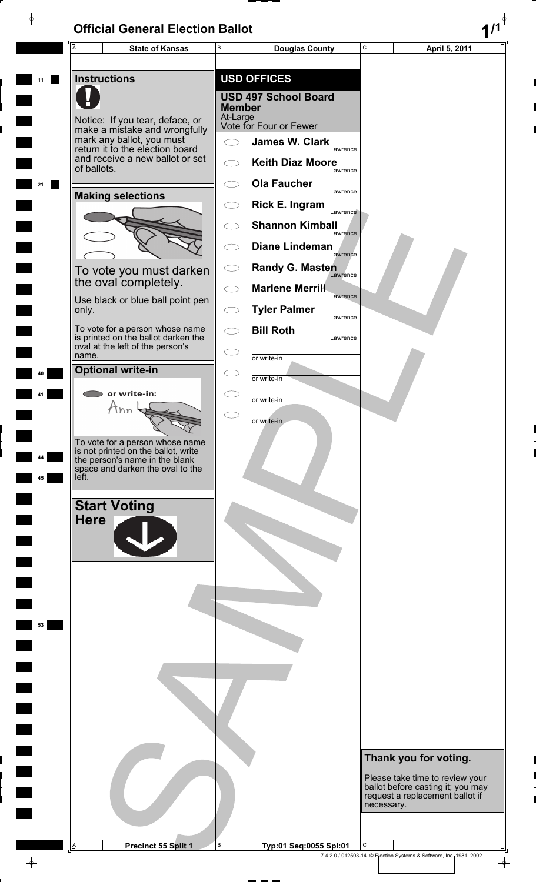# Official General Election Ballot

| A State of Kansas | B Douglas County | C April 5, 2011 |
|---|---|---|

## Instructions

Notice: If you tear, deface, or make a mistake and wrongfully mark any ballot, you must return it to the election board and receive a new ballot or set of ballots.

## Making selections

To vote you must darken the oval completely.

Use black or blue ball point pen only.

To vote for a person whose name is printed on the ballot darken the oval at the left of the person's name.

## Optional write-in

or write-in:

To vote for a person whose name is not printed on the ballot, write the person's name in the blank space and darken the oval to the left.

## Start Voting Here

## USD OFFICES

### USD 497 School Board Member

At-Large
Vote for Four or Fewer

- James W. Clark — Lawrence
- Keith Diaz Moore — Lawrence
- Ola Faucher — Lawrence
- Rick E. Ingram — Lawrence
- Shannon Kimball — Lawrence
- Diane Lindeman — Lawrence
- Randy G. Masten — Lawrence
- Marlene Merrill — Lawrence
- Tyler Palmer — Lawrence
- Bill Roth — Lawrence
- or write-in
- or write-in
- or write-in
- or write-in

## Thank you for voting.

Please take time to review your ballot before casting it; you may request a replacement ballot if necessary.

| A Precinct 55 Split 1 | B Typ:01 Seq:0055 Spl:01 | C |
|---|---|---|

7.4.2.0 / 012503-14 © Election Systems & Software, Inc. 1981, 2002

SAMPLE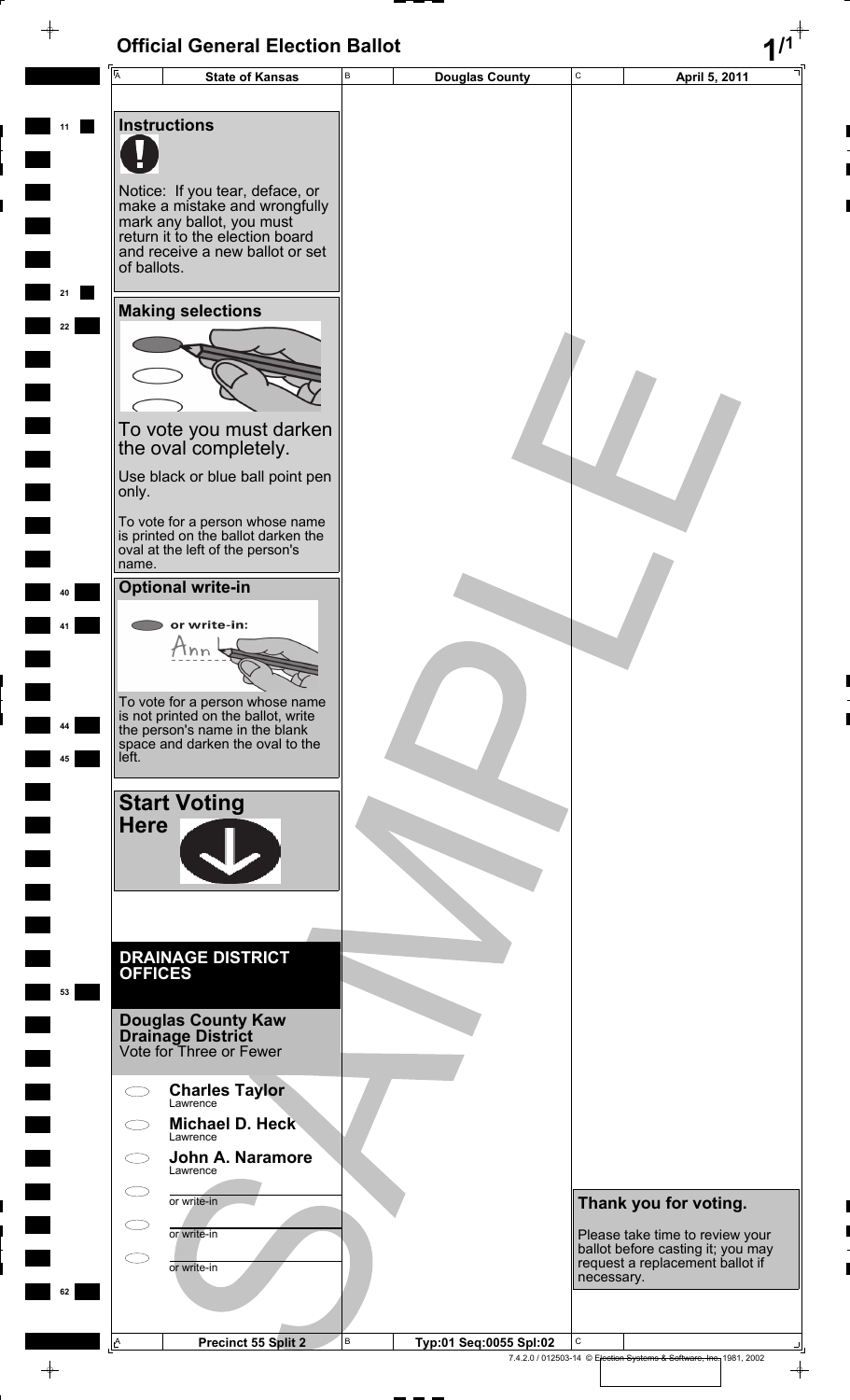# Official General Election Ballot

| State of Kansas | Douglas County | April 5, 2011 |
|---|---|---|

## Instructions

Notice: If you tear, deface, or make a mistake and wrongfully mark any ballot, you must return it to the election board and receive a new ballot or set of ballots.

## Making selections

To vote you must darken the oval completely.

Use black or blue ball point pen only.

To vote for a person whose name is printed on the ballot darken the oval at the left of the person's name.

## Optional write-in

or write-in:

To vote for a person whose name is not printed on the ballot, write the person's name in the blank space and darken the oval to the left.

## Start Voting Here

## DRAINAGE DISTRICT OFFICES

### Douglas County Kaw Drainage District

Vote for Three or Fewer

- ⬭ **Charles Taylor** Lawrence
- ⬭ **Michael D. Heck** Lawrence
- ⬭ **John A. Naramore** Lawrence
- ⬭ ________ or write-in
- ⬭ ________ or write-in
- ⬭ ________ or write-in

**Thank you for voting.**

Please take time to review your ballot before casting it; you may request a replacement ballot if necessary.

SAMPLE

| Precinct 55 Split 2 | Typ:01 Seq:0055 Spl:02 |
|---|---|

7.4.2.0 / 012503-14 © Election Systems & Software, Inc. 1981, 2002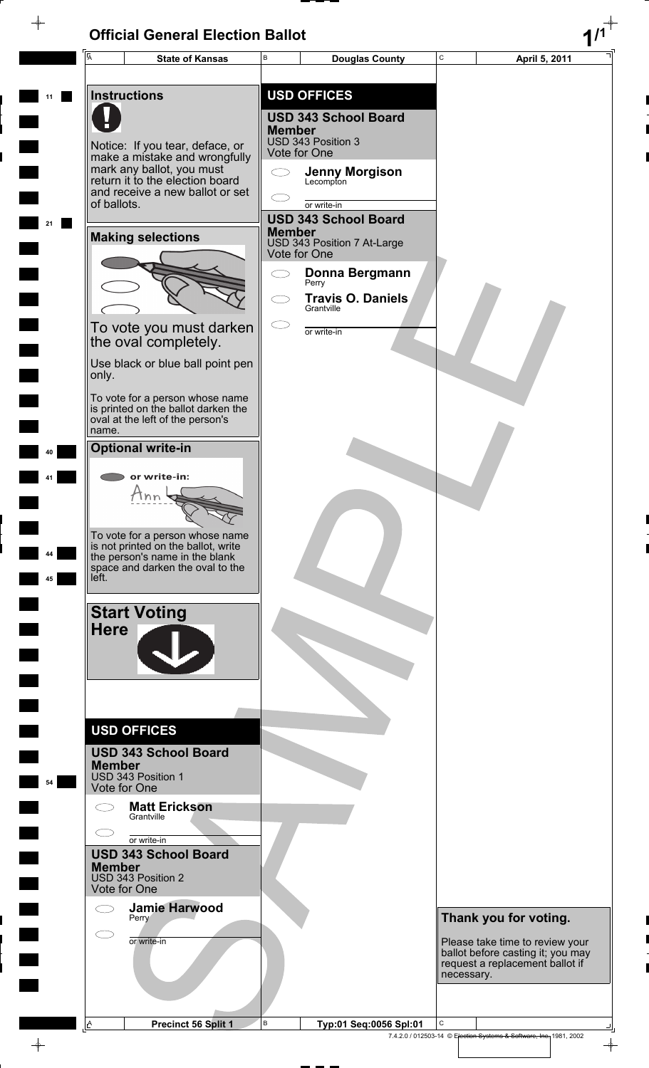# Official General Election Ballot

| State of Kansas | Douglas County | April 5, 2011 |
| --- | --- | --- |

## Instructions

Notice: If you tear, deface, or make a mistake and wrongfully mark any ballot, you must return it to the election board and receive a new ballot or set of ballots.

### Making selections

To vote you must darken the oval completely.

Use black or blue ball point pen only.

To vote for a person whose name is printed on the ballot darken the oval at the left of the person's name.

### Optional write-in

or write-in:

To vote for a person whose name is not printed on the ballot, write the person's name in the blank space and darken the oval to the left.

### Start Voting Here

## USD OFFICES

### USD 343 School Board Member

USD 343 Position 1

Vote for One

- Matt Erickson, Grantville
- or write-in

### USD 343 School Board Member

USD 343 Position 2

Vote for One

- Jamie Harwood, Perry
- or write-in

## USD OFFICES

### USD 343 School Board Member

USD 343 Position 3

Vote for One

- Jenny Morgison, Lecompton
- or write-in

### USD 343 School Board Member

USD 343 Position 7 At-Large

Vote for One

- Donna Bergmann, Perry
- Travis O. Daniels, Grantville
- or write-in

SAMPLE

**Thank you for voting.**

Please take time to review your ballot before casting it; you may request a replacement ballot if necessary.

| Precinct 56 Split 1 | Typ:01 Seq:0056 Spl:01 | |
| --- | --- | --- |

7.4.2.0 / 012503-14 © Election Systems & Software, Inc. 1981, 2002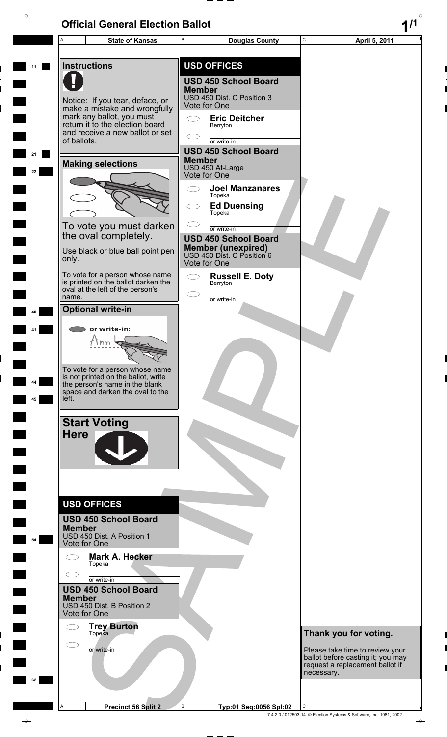# Official General Election Ballot

| State of Kansas | Douglas County | April 5, 2011 |
|---|---|---|

## Instructions

Notice: If you tear, deface, or make a mistake and wrongfully mark any ballot, you must return it to the election board and receive a new ballot or set of ballots.

## Making selections

To vote you must darken the oval completely.

Use black or blue ball point pen only.

To vote for a person whose name is printed on the ballot darken the oval at the left of the person's name.

## Optional write-in

or write-in:

To vote for a person whose name is not printed on the ballot, write the person's name in the blank space and darken the oval to the left.

## Start Voting Here

## USD OFFICES

### USD 450 School Board Member
USD 450 Dist. A Position 1
Vote for One

- **Mark A. Hecker** Topeka
- ______ or write-in

### USD 450 School Board Member
USD 450 Dist. B Position 2
Vote for One

- **Trey Burton** Topeka
- ______ or write-in

## USD OFFICES

### USD 450 School Board Member
USD 450 Dist. C Position 3
Vote for One

- **Eric Deitcher** Berryton
- ______ or write-in

### USD 450 School Board Member
USD 450 At-Large
Vote for One

- **Joel Manzanares** Topeka
- **Ed Duensing** Topeka
- ______ or write-in

### USD 450 School Board Member (unexpired)
USD 450 Dist. C Position 6
Vote for One

- **Russell E. Doty** Berryton
- ______ or write-in

## Thank you for voting.

Please take time to review your ballot before casting it; you may request a replacement ballot if necessary.

SAMPLE

| Precinct 56 Split 2 | Typ:01 Seq:0056 Spl:02 | |
|---|---|---|

7.4.2.0 / 012503-14 © Election Systems & Software, Inc. 1981, 2002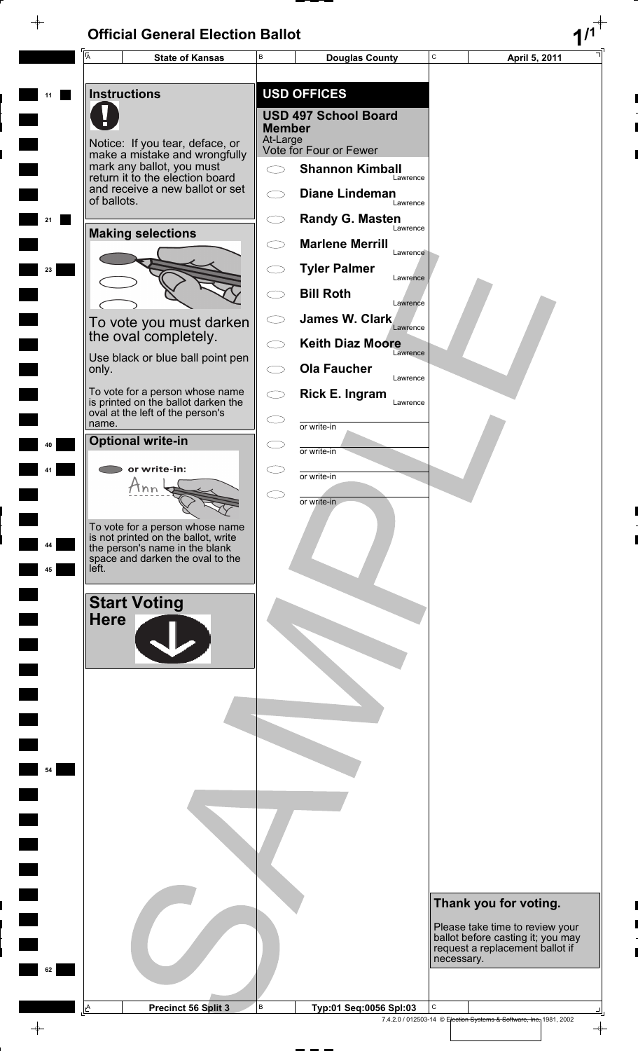# Official General Election Ballot

| State of Kansas | Douglas County | April 5, 2011 |
|---|---|---|

## Instructions

Notice: If you tear, deface, or make a mistake and wrongfully mark any ballot, you must return it to the election board and receive a new ballot or set of ballots.

## Making selections

To vote you must darken the oval completely.

Use black or blue ball point pen only.

To vote for a person whose name is printed on the ballot darken the oval at the left of the person's name.

## Optional write-in

or write-in:

To vote for a person whose name is not printed on the ballot, write the person's name in the blank space and darken the oval to the left.

## Start Voting Here

## USD OFFICES

### USD 497 School Board Member

At-Large
Vote for Four or Fewer

- Shannon Kimball — Lawrence
- Diane Lindeman — Lawrence
- Randy G. Masten — Lawrence
- Marlene Merrill — Lawrence
- Tyler Palmer — Lawrence
- Bill Roth — Lawrence
- James W. Clark — Lawrence
- Keith Diaz Moore — Lawrence
- Ola Faucher — Lawrence
- Rick E. Ingram — Lawrence
- or write-in ________
- or write-in ________
- or write-in ________
- or write-in ________

**Thank you for voting.**

Please take time to review your ballot before casting it; you may request a replacement ballot if necessary.

| Precinct 56 Split 3 | Typ:01 Seq:0056 Spl:03 | |
|---|---|---|

7.4.2.0 / 012503-14 © Election Systems & Software, Inc. 1981, 2002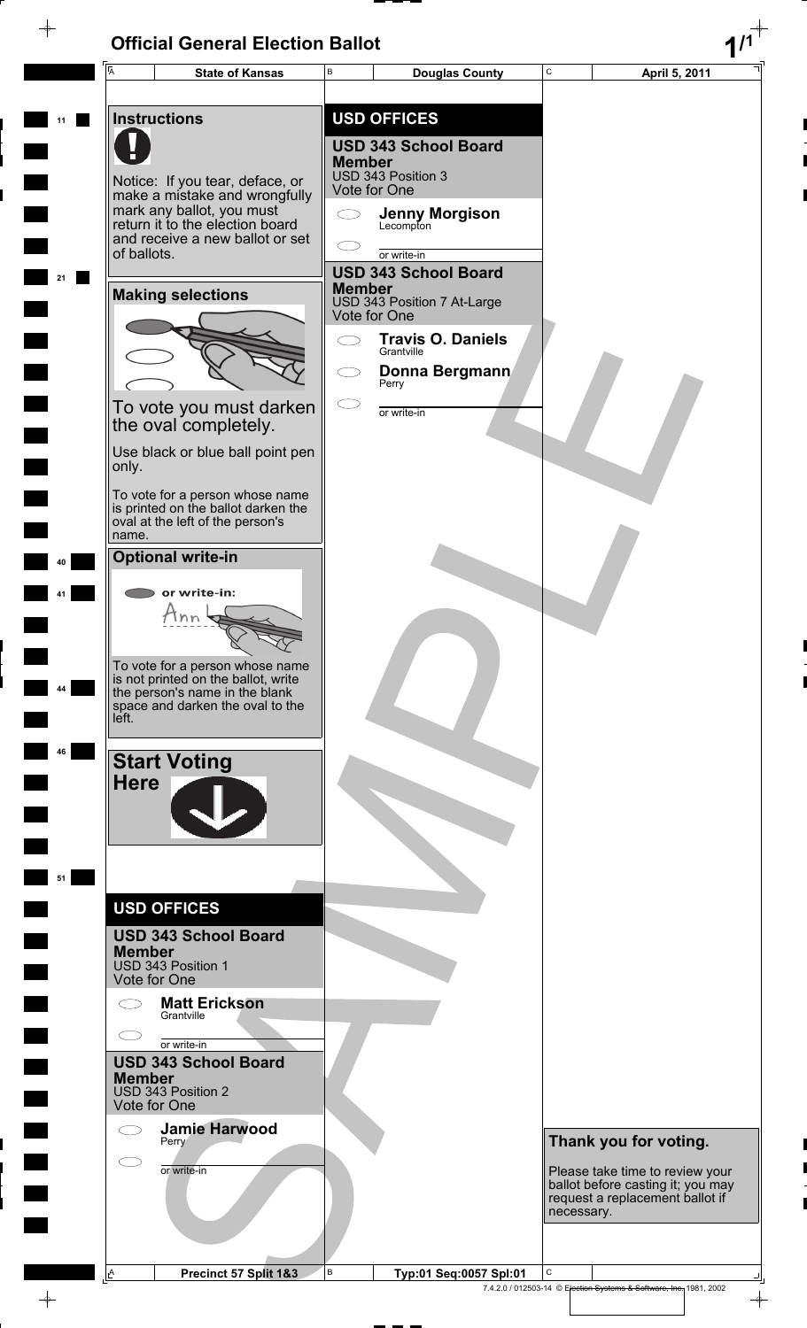# Official General Election Ballot

| State of Kansas | Douglas County | April 5, 2011 |
| --- | --- | --- |

## Instructions

Notice: If you tear, deface, or make a mistake and wrongfully mark any ballot, you must return it to the election board and receive a new ballot or set of ballots.

## Making selections

To vote you must darken the oval completely.

Use black or blue ball point pen only.

To vote for a person whose name is printed on the ballot darken the oval at the left of the person's name.

## Optional write-in

or write-in:

To vote for a person whose name is not printed on the ballot, write the person's name in the blank space and darken the oval to the left.

## Start Voting Here

## USD OFFICES

### USD 343 School Board Member
USD 343 Position 1
Vote for One

- Matt Erickson — Grantville
- or write-in

### USD 343 School Board Member
USD 343 Position 2
Vote for One

- Jamie Harwood — Perry
- or write-in

## USD OFFICES

### USD 343 School Board Member
USD 343 Position 3
Vote for One

- Jenny Morgison — Lecompton
- or write-in

### USD 343 School Board Member
USD 343 Position 7 At-Large
Vote for One

- Travis O. Daniels — Grantville
- Donna Bergmann — Perry
- or write-in

SAMPLE

**Thank you for voting.**

Please take time to review your ballot before casting it; you may request a replacement ballot if necessary.

| Precinct 57 Split 1&3 | Typ:01 Seq:0057 Spl:01 | |
| --- | --- | --- |

7.4.2.0 / 012503-14 © Election Systems & Software, Inc. 1981, 2002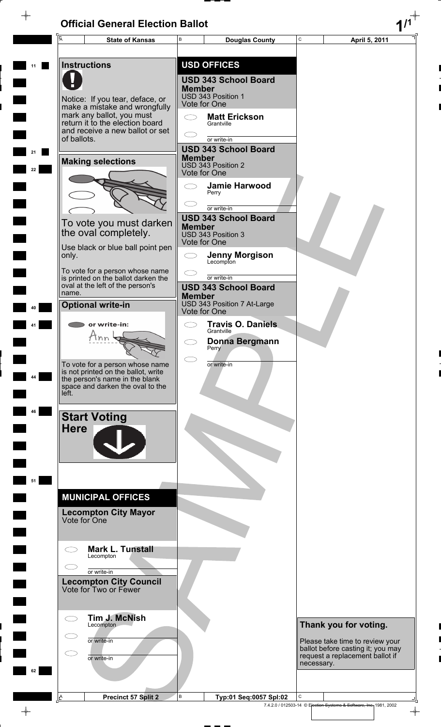# Official General Election Ballot

| State of Kansas | Douglas County | April 5, 2011 |
|---|---|---|

## Instructions

Notice: If you tear, deface, or make a mistake and wrongfully mark any ballot, you must return it to the election board and receive a new ballot or set of ballots.

## Making selections

To vote you must darken the oval completely.

Use black or blue ball point pen only.

To vote for a person whose name is printed on the ballot darken the oval at the left of the person's name.

## Optional write-in

or write-in:

To vote for a person whose name is not printed on the ballot, write the person's name in the blank space and darken the oval to the left.

## Start Voting Here

## MUNICIPAL OFFICES

### Lecompton City Mayor
Vote for One

- ⬭ **Mark L. Tunstall** Lecompton
- ⬭ ______ or write-in

### Lecompton City Council
Vote for Two or Fewer

- ⬭ **Tim J. McNish** Lecompton
- ⬭ ______ or write-in
- ⬭ ______ or write-in

## USD OFFICES

### USD 343 School Board Member
USD 343 Position 1
Vote for One

- ⬭ **Matt Erickson** Grantville
- ⬭ ______ or write-in

### USD 343 School Board Member
USD 343 Position 2
Vote for One

- ⬭ **Jamie Harwood** Perry
- ⬭ ______ or write-in

### USD 343 School Board Member
USD 343 Position 3
Vote for One

- ⬭ **Jenny Morgison** Lecompton
- ⬭ ______ or write-in

### USD 343 School Board Member
USD 343 Position 7 At-Large
Vote for One

- ⬭ **Travis O. Daniels** Grantville
- ⬭ **Donna Bergmann** Perry
- ⬭ ______ or write-in

**Thank you for voting.**

Please take time to review your ballot before casting it; you may request a replacement ballot if necessary.

| Precinct 57 Split 2 | Typ:01 Seq:0057 Spl:02 |
|---|---|

7.4.2.0 / 012503-14 © Election Systems & Software, Inc. 1981, 2002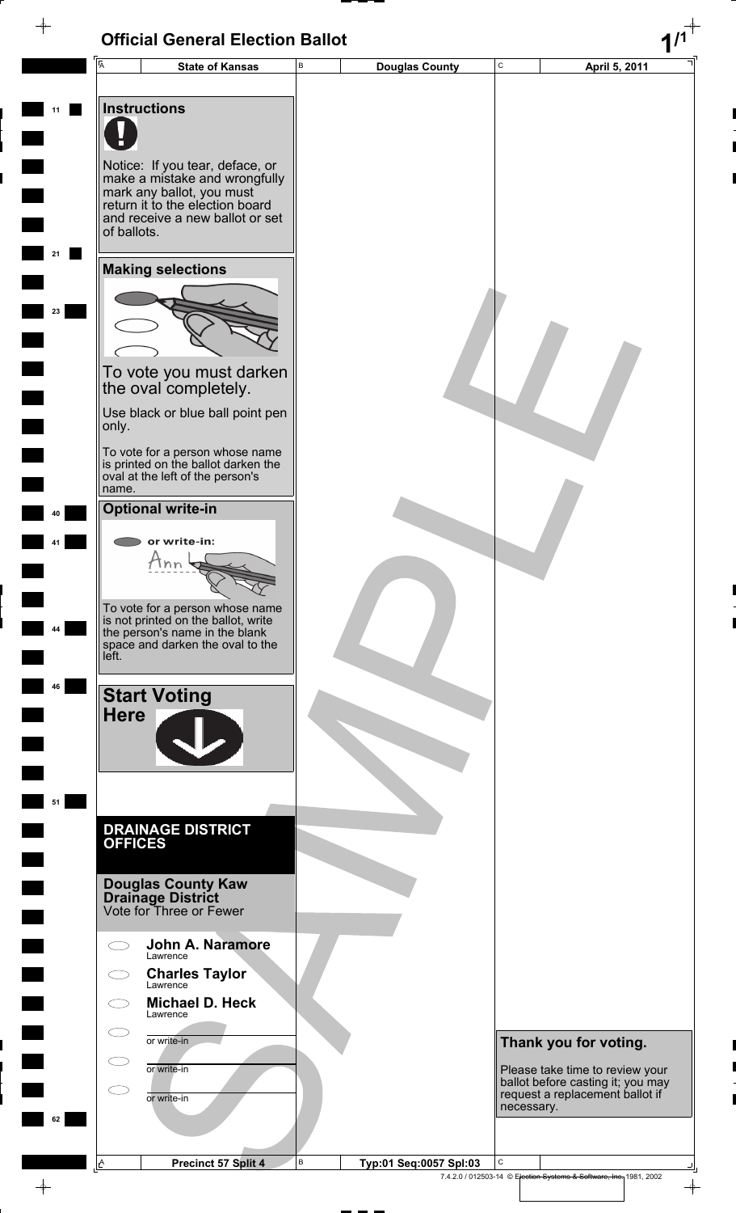# Official General Election Ballot

| State of Kansas | Douglas County | April 5, 2011 |
|---|---|---|

## Instructions

Notice: If you tear, deface, or make a mistake and wrongfully mark any ballot, you must return it to the election board and receive a new ballot or set of ballots.

## Making selections

To vote you must darken the oval completely.

Use black or blue ball point pen only.

To vote for a person whose name is printed on the ballot darken the oval at the left of the person's name.

## Optional write-in

or write-in:

To vote for a person whose name is not printed on the ballot, write the person's name in the blank space and darken the oval to the left.

## Start Voting Here

## DRAINAGE DISTRICT OFFICES

### Douglas County Kaw Drainage District

Vote for Three or Fewer

- **John A. Naramore** — Lawrence
- **Charles Taylor** — Lawrence
- **Michael D. Heck** — Lawrence
- or write-in
- or write-in
- or write-in

**Thank you for voting.**

Please take time to review your ballot before casting it; you may request a replacement ballot if necessary.

SAMPLE

| Precinct 57 Split 4 | Typ:01 Seq:0057 Spl:03 |
|---|---|

7.4.2.0 / 012503-14 © Election Systems & Software, Inc. 1981, 2002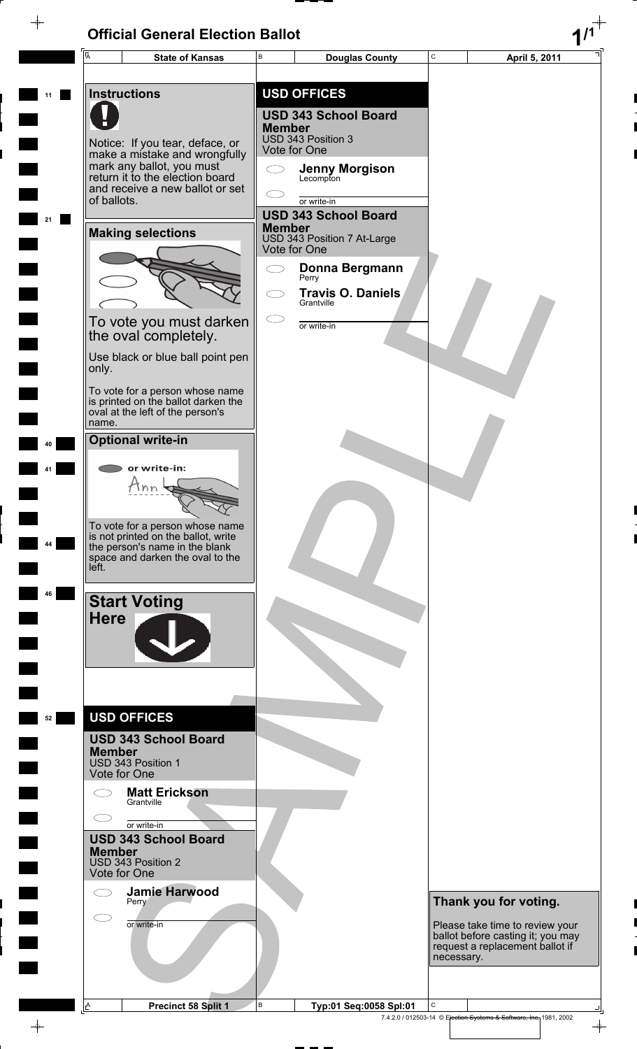# Official General Election Ballot

| State of Kansas | Douglas County | April 5, 2011 |
| --- | --- | --- |

## Instructions

Notice: If you tear, deface, or make a mistake and wrongfully mark any ballot, you must return it to the election board and receive a new ballot or set of ballots.

## Making selections

To vote you must darken the oval completely.

Use black or blue ball point pen only.

To vote for a person whose name is printed on the ballot darken the oval at the left of the person's name.

## Optional write-in

or write-in:

To vote for a person whose name is not printed on the ballot, write the person's name in the blank space and darken the oval to the left.

## Start Voting Here

## USD OFFICES

### USD 343 School Board Member
USD 343 Position 1
Vote for One

- ◯ **Matt Erickson** Grantville
- ◯ or write-in ____________

### USD 343 School Board Member
USD 343 Position 2
Vote for One

- ◯ **Jamie Harwood** Perry
- ◯ or write-in ____________

## USD OFFICES

### USD 343 School Board Member
USD 343 Position 3
Vote for One

- ◯ **Jenny Morgison** Lecompton
- ◯ or write-in ____________

### USD 343 School Board Member
USD 343 Position 7 At-Large
Vote for One

- ◯ **Donna Bergmann** Perry
- ◯ **Travis O. Daniels** Grantville
- ◯ or write-in ____________

**Thank you for voting.**

Please take time to review your ballot before casting it; you may request a replacement ballot if necessary.

SAMPLE

| Precinct 58 Split 1 | Typ:01 Seq:0058 Spl:01 | |
| --- | --- | --- |

7.4.2.0 / 012503-14 © Election Systems & Software, Inc. 1981, 2002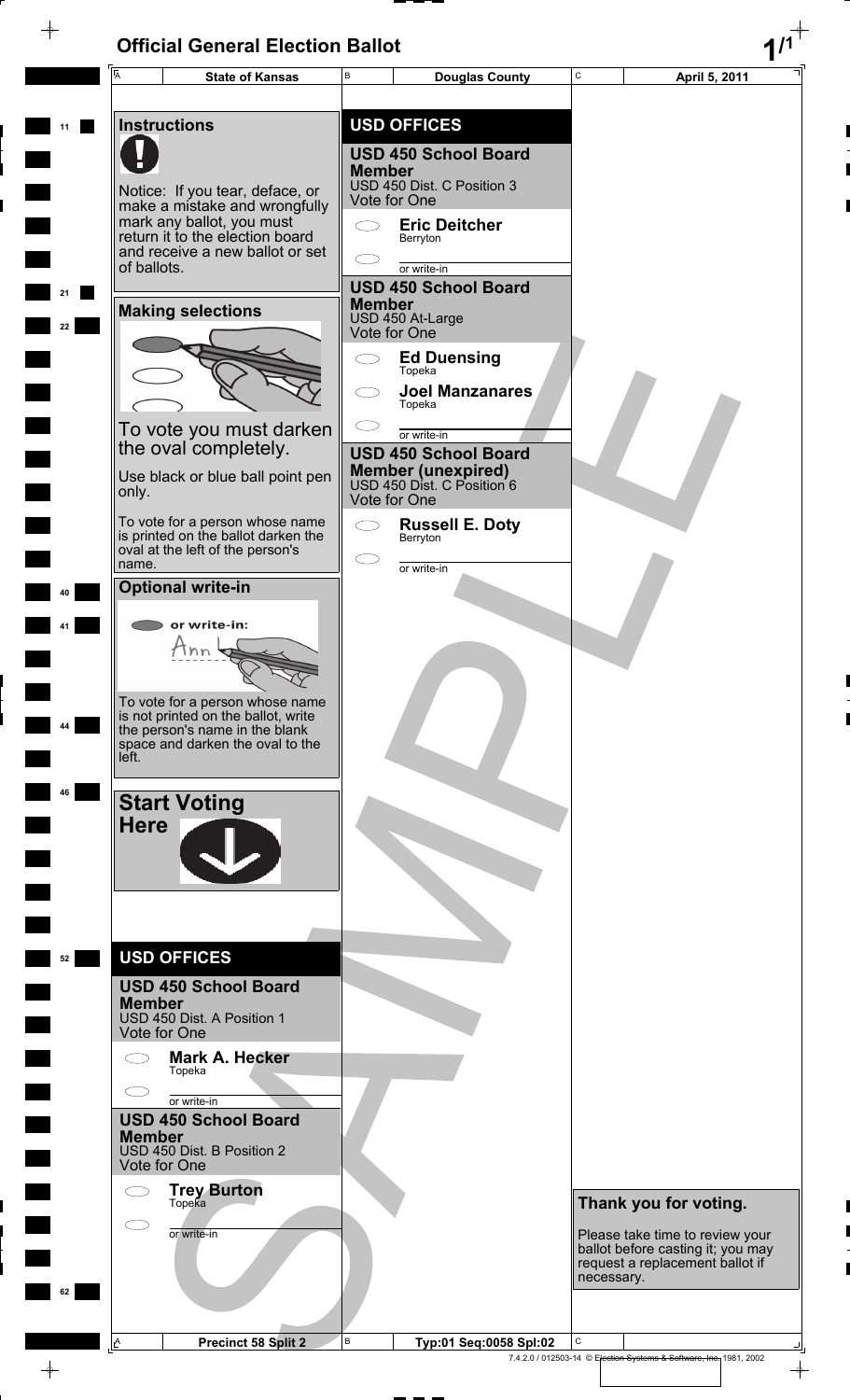# Official General Election Ballot

| State of Kansas | Douglas County | April 5, 2011 |
|---|---|---|

## Instructions

Notice: If you tear, deface, or make a mistake and wrongfully mark any ballot, you must return it to the election board and receive a new ballot or set of ballots.

## Making selections

To vote you must darken the oval completely.

Use black or blue ball point pen only.

To vote for a person whose name is printed on the ballot darken the oval at the left of the person's name.

## Optional write-in

or write-in:

To vote for a person whose name is not printed on the ballot, write the person's name in the blank space and darken the oval to the left.

## Start Voting Here

## USD OFFICES

### USD 450 School Board Member
USD 450 Dist. A Position 1
Vote for One

- ◯ **Mark A. Hecker** Topeka
- ◯ ________ or write-in

### USD 450 School Board Member
USD 450 Dist. B Position 2
Vote for One

- ◯ **Trey Burton** Topeka
- ◯ ________ or write-in

## USD OFFICES

### USD 450 School Board Member
USD 450 Dist. C Position 3
Vote for One

- ◯ **Eric Deitcher** Berryton
- ◯ ________ or write-in

### USD 450 School Board Member
USD 450 At-Large
Vote for One

- ◯ **Ed Duensing** Topeka
- ◯ **Joel Manzanares** Topeka
- ◯ ________ or write-in

### USD 450 School Board Member (unexpired)
USD 450 Dist. C Position 6
Vote for One

- ◯ **Russell E. Doty** Berryton
- ◯ ________ or write-in

**Thank you for voting.**

Please take time to review your ballot before casting it; you may request a replacement ballot if necessary.

SAMPLE

| Precinct 58 Split 2 | Typ:01 Seq:0058 Spl:02 | |
|---|---|---|

7.4.2.0 / 012503-14 © Election Systems & Software, Inc. 1981, 2002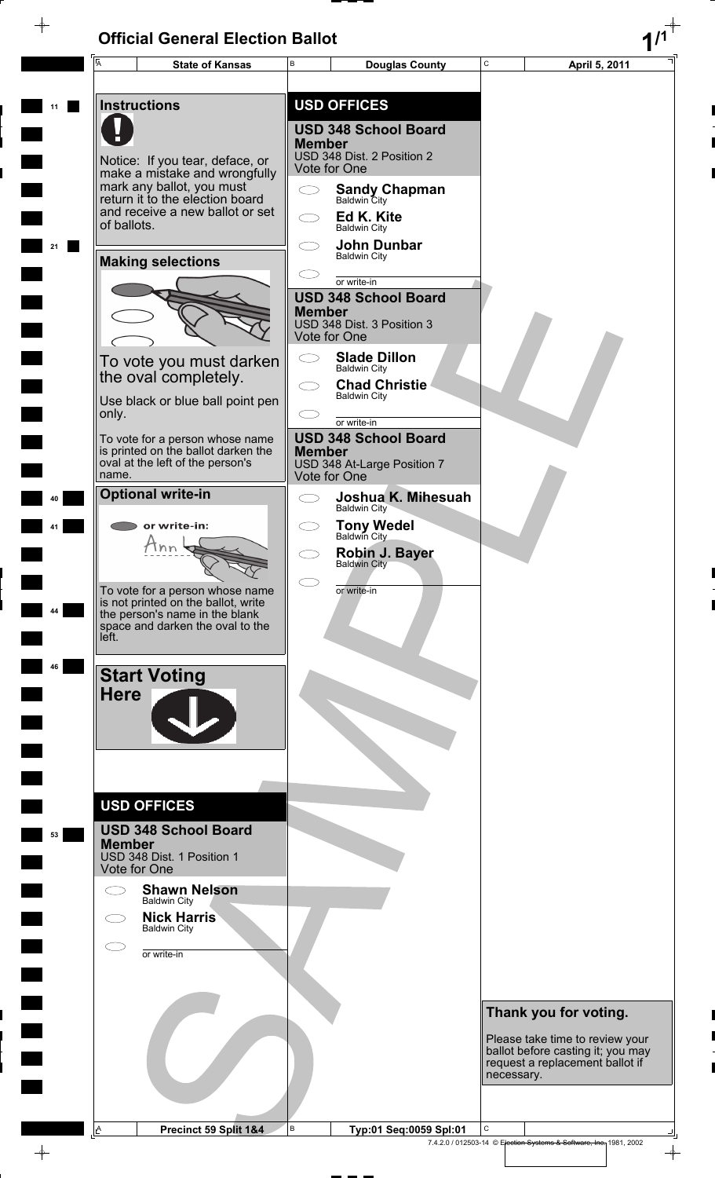# Official General Election Ballot

| A State of Kansas | B Douglas County | C April 5, 2011 |
|---|---|---|

## Instructions

Notice: If you tear, deface, or make a mistake and wrongfully mark any ballot, you must return it to the election board and receive a new ballot or set of ballots.

## Making selections

To vote you must darken the oval completely.

Use black or blue ball point pen only.

To vote for a person whose name is printed on the ballot darken the oval at the left of the person's name.

## Optional write-in

or write-in:

To vote for a person whose name is not printed on the ballot, write the person's name in the blank space and darken the oval to the left.

## Start Voting Here

## USD OFFICES

### USD 348 School Board Member
USD 348 Dist. 1 Position 1
Vote for One

- Shawn Nelson, Baldwin City
- Nick Harris, Baldwin City
- or write-in

## USD OFFICES

### USD 348 School Board Member
USD 348 Dist. 2 Position 2
Vote for One

- Sandy Chapman, Baldwin City
- Ed K. Kite, Baldwin City
- John Dunbar, Baldwin City
- or write-in

### USD 348 School Board Member
USD 348 Dist. 3 Position 3
Vote for One

- Slade Dillon, Baldwin City
- Chad Christie, Baldwin City
- or write-in

### USD 348 School Board Member
USD 348 At-Large Position 7
Vote for One

- Joshua K. Mihesuah, Baldwin City
- Tony Wedel, Baldwin City
- Robin J. Bayer, Baldwin City
- or write-in

## Thank you for voting.

Please take time to review your ballot before casting it; you may request a replacement ballot if necessary.

SAMPLE

| A Precinct 59 Split 1&4 | B Typ:01 Seq:0059 Spl:01 | C |
|---|---|---|

7.4.2.0 / 012503-14 © Election Systems & Software, Inc. 1981, 2002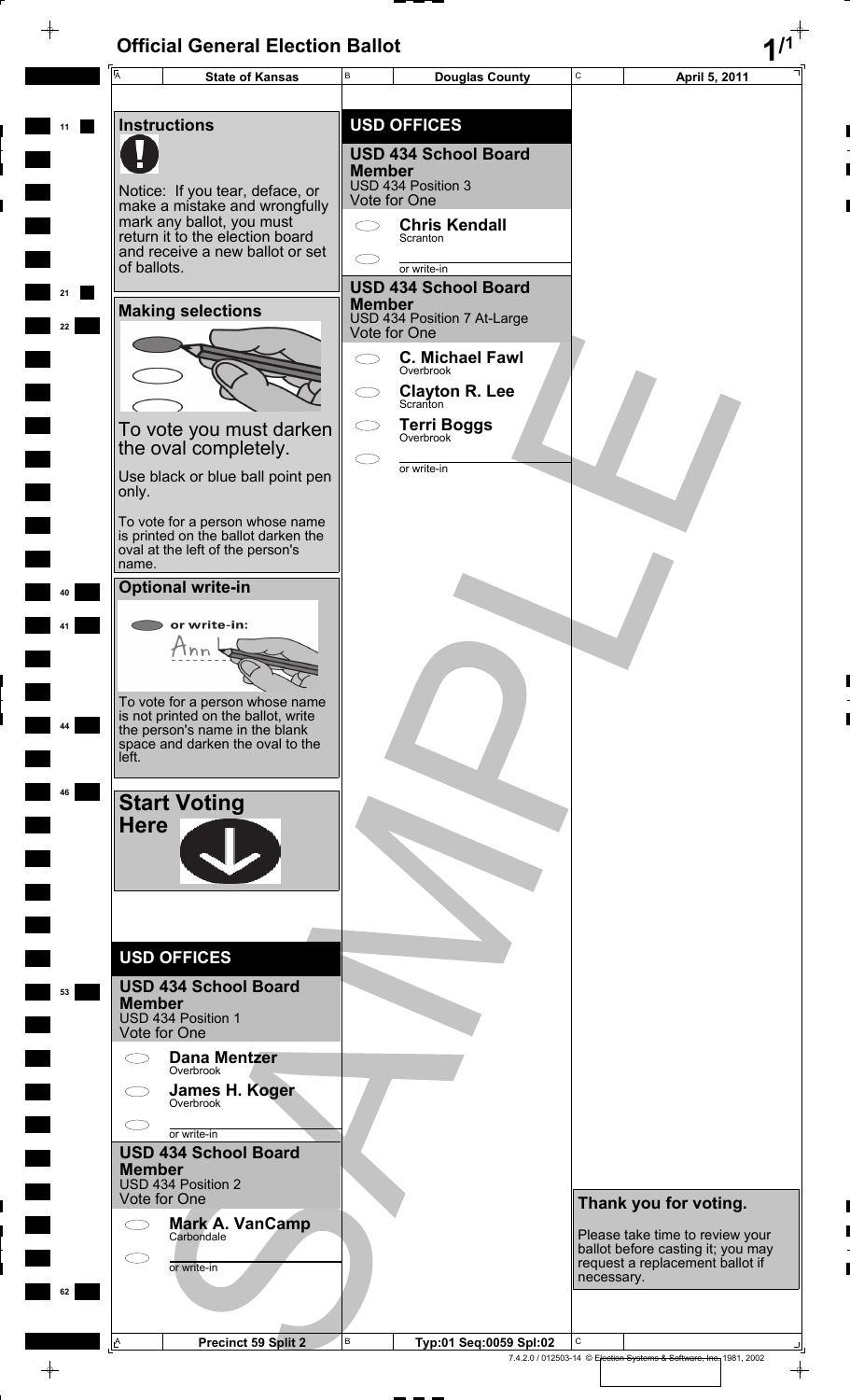# Official General Election Ballot

| State of Kansas | Douglas County | April 5, 2011 |
|---|---|---|

## Instructions

Notice: If you tear, deface, or make a mistake and wrongfully mark any ballot, you must return it to the election board and receive a new ballot or set of ballots.

### Making selections

To vote you must darken the oval completely.

Use black or blue ball point pen only.

To vote for a person whose name is printed on the ballot darken the oval at the left of the person's name.

### Optional write-in

or write-in:

To vote for a person whose name is not printed on the ballot, write the person's name in the blank space and darken the oval to the left.

### Start Voting Here

## USD OFFICES

### USD 434 School Board Member
USD 434 Position 1
Vote for One

- Dana Mentzer — Overbrook
- James H. Koger — Overbrook
- or write-in

### USD 434 School Board Member
USD 434 Position 2
Vote for One

- Mark A. VanCamp — Carbondale
- or write-in

## USD OFFICES

### USD 434 School Board Member
USD 434 Position 3
Vote for One

- Chris Kendall — Scranton
- or write-in

### USD 434 School Board Member
USD 434 Position 7 At-Large
Vote for One

- C. Michael Fawl — Overbrook
- Clayton R. Lee — Scranton
- Terri Boggs — Overbrook
- or write-in

### Thank you for voting.

Please take time to review your ballot before casting it; you may request a replacement ballot if necessary.

SAMPLE

| Precinct 59 Split 2 | Typ:01 Seq:0059 Spl:02 | |
|---|---|---|

7.4.2.0 / 012503-14 © Election Systems & Software, Inc. 1981, 2002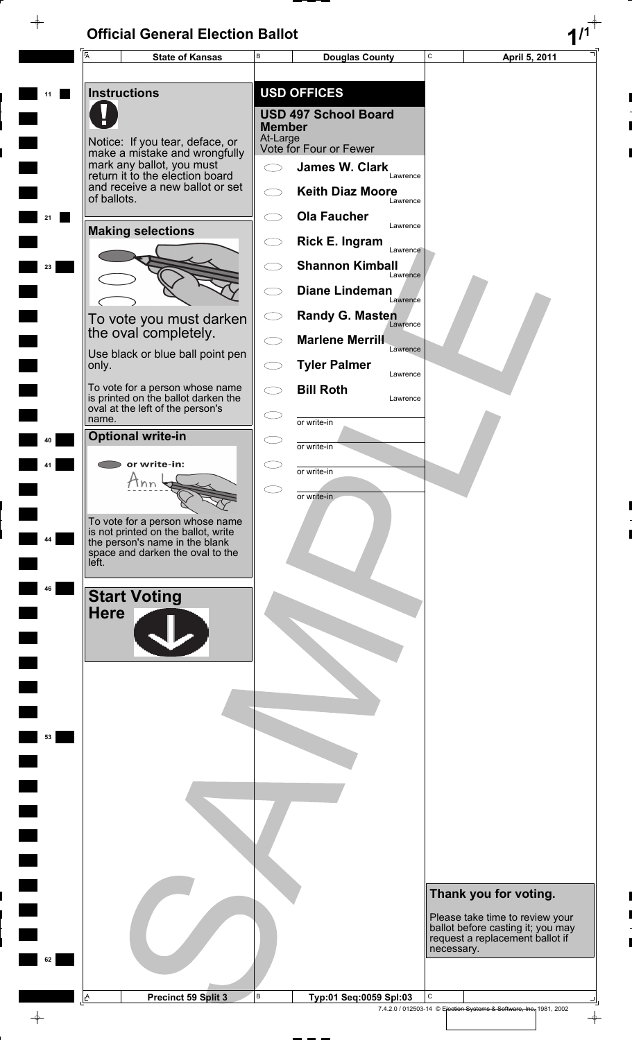# Official General Election Ballot

| State of Kansas | Douglas County | April 5, 2011 |
|---|---|---|

## Instructions

Notice: If you tear, deface, or make a mistake and wrongfully mark any ballot, you must return it to the election board and receive a new ballot or set of ballots.

## Making selections

To vote you must darken the oval completely.

Use black or blue ball point pen only.

To vote for a person whose name is printed on the ballot darken the oval at the left of the person's name.

## Optional write-in

or write-in:

To vote for a person whose name is not printed on the ballot, write the person's name in the blank space and darken the oval to the left.

## Start Voting Here

## USD OFFICES

### USD 497 School Board Member

At-Large

Vote for Four or Fewer

- James W. Clark — Lawrence
- Keith Diaz Moore — Lawrence
- Ola Faucher — Lawrence
- Rick E. Ingram — Lawrence
- Shannon Kimball — Lawrence
- Diane Lindeman — Lawrence
- Randy G. Masten — Lawrence
- Marlene Merrill — Lawrence
- Tyler Palmer — Lawrence
- Bill Roth — Lawrence
- or write-in
- or write-in
- or write-in
- or write-in

**Thank you for voting.**

Please take time to review your ballot before casting it; you may request a replacement ballot if necessary.

| Precinct 59 Split 3 | Typ:01 Seq:0059 Spl:03 |
|---|---|

7.4.2.0 / 012503-14 © Election Systems & Software, Inc. 1981, 2002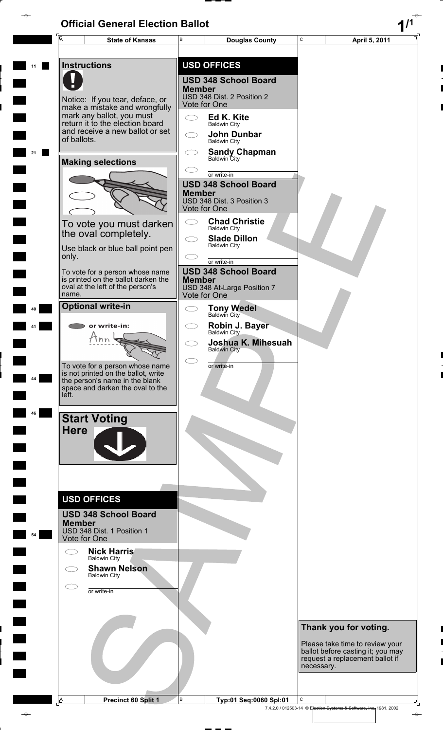# Official General Election Ballot

| State of Kansas | Douglas County | April 5, 2011 |
|---|---|---|

## Instructions

Notice: If you tear, deface, or make a mistake and wrongfully mark any ballot, you must return it to the election board and receive a new ballot or set of ballots.

## Making selections

To vote you must darken the oval completely.

Use black or blue ball point pen only.

To vote for a person whose name is printed on the ballot darken the oval at the left of the person's name.

## Optional write-in

or write-in:

To vote for a person whose name is not printed on the ballot, write the person's name in the blank space and darken the oval to the left.

## Start Voting Here

## USD OFFICES

### USD 348 School Board Member
USD 348 Dist. 1 Position 1
Vote for One

- Nick Harris — Baldwin City
- Shawn Nelson — Baldwin City
- or write-in

## USD OFFICES

### USD 348 School Board Member
USD 348 Dist. 2 Position 2
Vote for One

- Ed K. Kite — Baldwin City
- John Dunbar — Baldwin City
- Sandy Chapman — Baldwin City
- or write-in

### USD 348 School Board Member
USD 348 Dist. 3 Position 3
Vote for One

- Chad Christie — Baldwin City
- Slade Dillon — Baldwin City
- or write-in

### USD 348 School Board Member
USD 348 At-Large Position 7
Vote for One

- Tony Wedel — Baldwin City
- Robin J. Bayer — Baldwin City
- Joshua K. Mihesuah — Baldwin City
- or write-in

## Thank you for voting.

Please take time to review your ballot before casting it; you may request a replacement ballot if necessary.

| Precinct 60 Split 1 | Typ:01 Seq:0060 Spl:01 | |
|---|---|---|

7.4.2.0 / 012503-14 © Election Systems & Software, Inc. 1981, 2002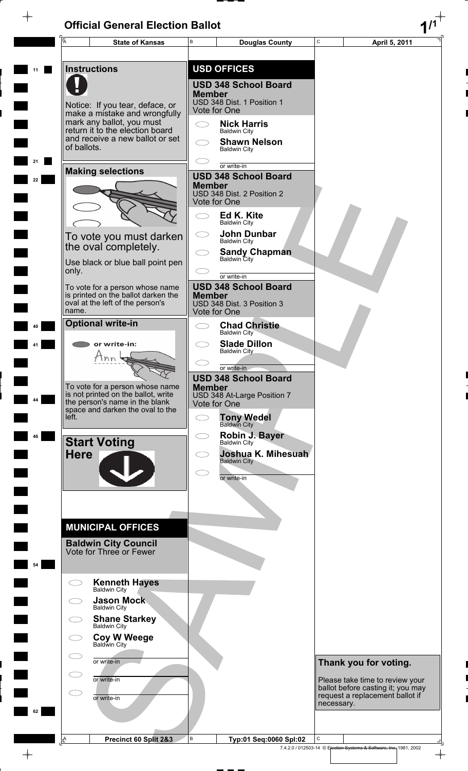# Official General Election Ballot

**State of Kansas** | **Douglas County** | **April 5, 2011**

## Instructions

Notice: If you tear, deface, or make a mistake and wrongfully mark any ballot, you must return it to the election board and receive a new ballot or set of ballots.

## Making selections

To vote you must darken the oval completely.

Use black or blue ball point pen only.

To vote for a person whose name is printed on the ballot darken the oval at the left of the person's name.

## Optional write-in

or write-in:

To vote for a person whose name is not printed on the ballot, write the person's name in the blank space and darken the oval to the left.

## Start Voting Here

## MUNICIPAL OFFICES

### Baldwin City Council
Vote for Three or Fewer

- Kenneth Hayes — Baldwin City
- Jason Mock — Baldwin City
- Shane Starkey — Baldwin City
- Coy W Weege — Baldwin City
- or write-in
- or write-in
- or write-in

## USD OFFICES

### USD 348 School Board Member
USD 348 Dist. 1 Position 1
Vote for One

- Nick Harris — Baldwin City
- Shawn Nelson — Baldwin City
- or write-in

### USD 348 School Board Member
USD 348 Dist. 2 Position 2
Vote for One

- Ed K. Kite — Baldwin City
- John Dunbar — Baldwin City
- Sandy Chapman — Baldwin City
- or write-in

### USD 348 School Board Member
USD 348 Dist. 3 Position 3
Vote for One

- Chad Christie — Baldwin City
- Slade Dillon — Baldwin City
- or write-in

### USD 348 School Board Member
USD 348 At-Large Position 7
Vote for One

- Tony Wedel — Baldwin City
- Robin J. Bayer — Baldwin City
- Joshua K. Mihesuah — Baldwin City
- or write-in

**Thank you for voting.**

Please take time to review your ballot before casting it; you may request a replacement ballot if necessary.

Precinct 60 Split 2&3 | Typ:01 Seq:0060 Spl:02

SAMPLE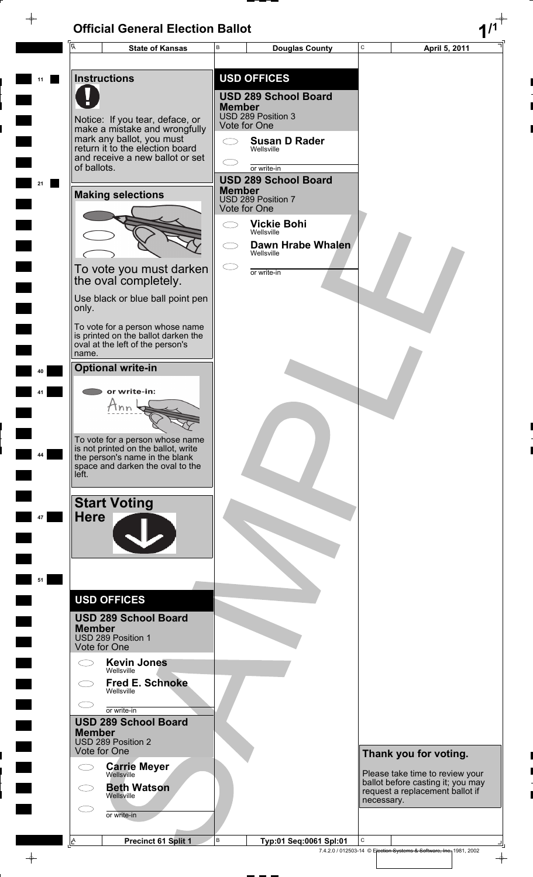# Official General Election Ballot

| State of Kansas | Douglas County | April 5, 2011 |
|---|---|---|

## Instructions

Notice: If you tear, deface, or make a mistake and wrongfully mark any ballot, you must return it to the election board and receive a new ballot or set of ballots.

## Making selections

To vote you must darken the oval completely.

Use black or blue ball point pen only.

To vote for a person whose name is printed on the ballot darken the oval at the left of the person's name.

## Optional write-in

or write-in:

To vote for a person whose name is not printed on the ballot, write the person's name in the blank space and darken the oval to the left.

## Start Voting Here

## USD OFFICES

### USD 289 School Board Member
USD 289 Position 1
Vote for One

- ⬭ **Kevin Jones** Wellsville
- ⬭ **Fred E. Schnoke** Wellsville
- ⬭ ________ or write-in

### USD 289 School Board Member
USD 289 Position 2
Vote for One

- ⬭ **Carrie Meyer** Wellsville
- ⬭ **Beth Watson** Wellsville
- ⬭ ________ or write-in

## USD OFFICES

### USD 289 School Board Member
USD 289 Position 3
Vote for One

- ⬭ **Susan D Rader** Wellsville
- ⬭ ________ or write-in

### USD 289 School Board Member
USD 289 Position 7
Vote for One

- ⬭ **Vickie Bohi** Wellsville
- ⬭ **Dawn Hrabe Whalen** Wellsville
- ⬭ ________ or write-in

## Thank you for voting.

Please take time to review your ballot before casting it; you may request a replacement ballot if necessary.

SAMPLE

| Precinct 61 Split 1 | Typ:01 Seq:0061 Spl:01 | |
|---|---|---|

7.4.2.0 / 012503-14 © Election Systems & Software, Inc. 1981, 2002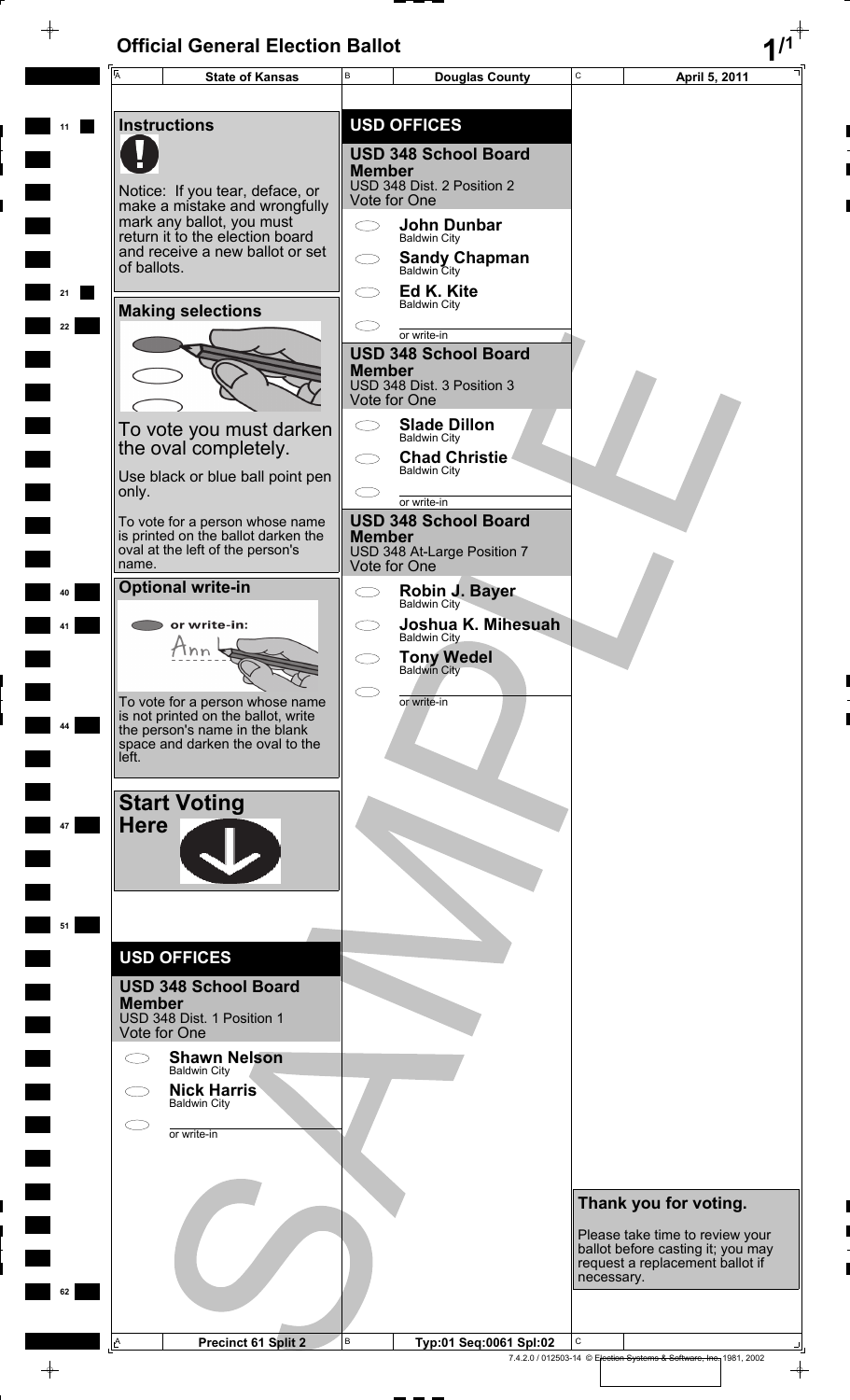# Official General Election Ballot

| State of Kansas | Douglas County | April 5, 2011 |
| --- | --- | --- |

## Instructions

Notice: If you tear, deface, or make a mistake and wrongfully mark any ballot, you must return it to the election board and receive a new ballot or set of ballots.

## Making selections

To vote you must darken the oval completely.

Use black or blue ball point pen only.

To vote for a person whose name is printed on the ballot darken the oval at the left of the person's name.

## Optional write-in

or write-in:

To vote for a person whose name is not printed on the ballot, write the person's name in the blank space and darken the oval to the left.

## Start Voting Here

## USD OFFICES

### USD 348 School Board Member

USD 348 Dist. 1 Position 1
Vote for One

- Shawn Nelson, Baldwin City
- Nick Harris, Baldwin City
- or write-in

## USD OFFICES

### USD 348 School Board Member

USD 348 Dist. 2 Position 2
Vote for One

- John Dunbar, Baldwin City
- Sandy Chapman, Baldwin City
- Ed K. Kite, Baldwin City
- or write-in

### USD 348 School Board Member

USD 348 Dist. 3 Position 3
Vote for One

- Slade Dillon, Baldwin City
- Chad Christie, Baldwin City
- or write-in

### USD 348 School Board Member

USD 348 At-Large Position 7
Vote for One

- Robin J. Bayer, Baldwin City
- Joshua K. Mihesuah, Baldwin City
- Tony Wedel, Baldwin City
- or write-in

## Thank you for voting.

Please take time to review your ballot before casting it; you may request a replacement ballot if necessary.

| Precinct 61 Split 2 | Typ:01 Seq:0061 Spl:02 |
| --- | --- |

7.4.2.0 / 012503-14 © Election Systems & Software, Inc. 1981, 2002

SAMPLE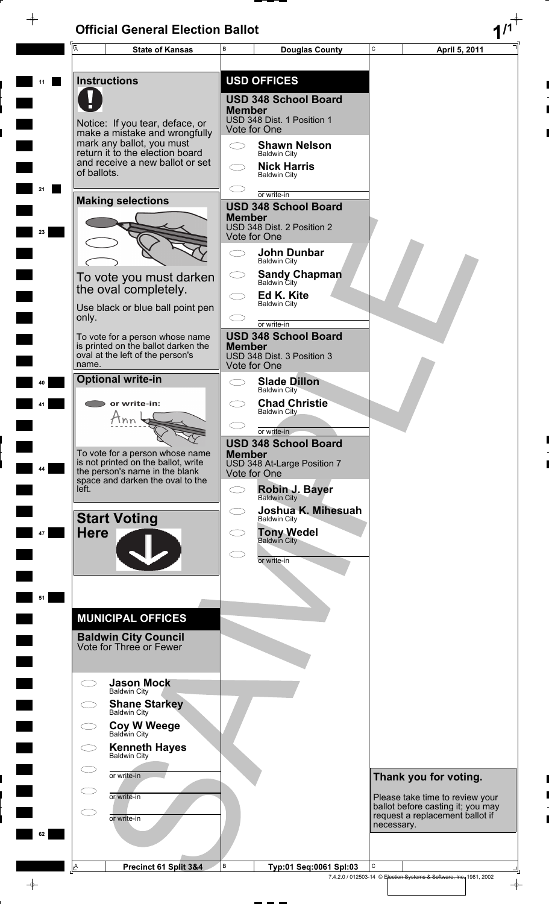# Official General Election Ballot

| State of Kansas | Douglas County | April 5, 2011 |
|---|---|---|

## Instructions

Notice: If you tear, deface, or make a mistake and wrongfully mark any ballot, you must return it to the election board and receive a new ballot or set of ballots.

### Making selections

To vote you must darken the oval completely.

Use black or blue ball point pen only.

To vote for a person whose name is printed on the ballot darken the oval at the left of the person's name.

### Optional write-in

or write-in:

To vote for a person whose name is not printed on the ballot, write the person's name in the blank space and darken the oval to the left.

### Start Voting Here

## MUNICIPAL OFFICES

### Baldwin City Council
Vote for Three or Fewer

- Jason Mock, Baldwin City
- Shane Starkey, Baldwin City
- Coy W Weege, Baldwin City
- Kenneth Hayes, Baldwin City
- ______ or write-in
- ______ or write-in
- ______ or write-in

## USD OFFICES

### USD 348 School Board Member
USD 348 Dist. 1 Position 1
Vote for One

- Shawn Nelson, Baldwin City
- Nick Harris, Baldwin City
- ______ or write-in

### USD 348 School Board Member
USD 348 Dist. 2 Position 2
Vote for One

- John Dunbar, Baldwin City
- Sandy Chapman, Baldwin City
- Ed K. Kite, Baldwin City
- ______ or write-in

### USD 348 School Board Member
USD 348 Dist. 3 Position 3
Vote for One

- Slade Dillon, Baldwin City
- Chad Christie, Baldwin City
- ______ or write-in

### USD 348 School Board Member
USD 348 At-Large Position 7
Vote for One

- Robin J. Bayer, Baldwin City
- Joshua K. Mihesuah, Baldwin City
- Tony Wedel, Baldwin City
- ______ or write-in

### Thank you for voting.

Please take time to review your ballot before casting it; you may request a replacement ballot if necessary.

SAMPLE

| Precinct 61 Split 3&4 | Typ:01 Seq:0061 Spl:03 | |
|---|---|---|

7.4.2.0 / 012503-14 © Election Systems & Software, Inc. 1981, 2002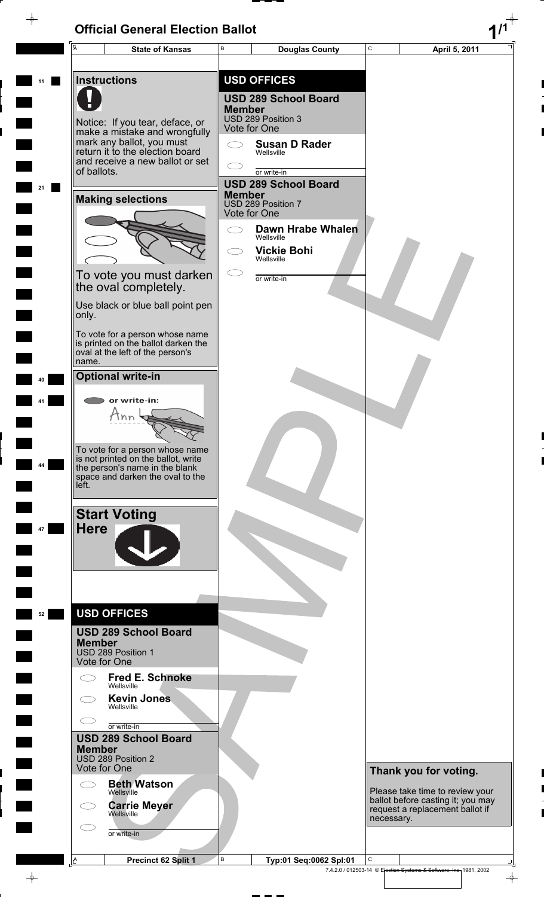# Official General Election Ballot

| State of Kansas | Douglas County | April 5, 2011 |
| --- | --- | --- |

## Instructions

Notice: If you tear, deface, or make a mistake and wrongfully mark any ballot, you must return it to the election board and receive a new ballot or set of ballots.

## Making selections

To vote you must darken the oval completely.

Use black or blue ball point pen only.

To vote for a person whose name is printed on the ballot darken the oval at the left of the person's name.

## Optional write-in

or write-in:

To vote for a person whose name is not printed on the ballot, write the person's name in the blank space and darken the oval to the left.

## Start Voting Here

## USD OFFICES

### USD 289 School Board Member
USD 289 Position 1
Vote for One

- Fred E. Schnoke — Wellsville
- Kevin Jones — Wellsville
- or write-in

### USD 289 School Board Member
USD 289 Position 2
Vote for One

- Beth Watson — Wellsville
- Carrie Meyer — Wellsville
- or write-in

## USD OFFICES

### USD 289 School Board Member
USD 289 Position 3
Vote for One

- Susan D Rader — Wellsville
- or write-in

### USD 289 School Board Member
USD 289 Position 7
Vote for One

- Dawn Hrabe Whalen — Wellsville
- Vickie Bohi — Wellsville
- or write-in

SAMPLE

## Thank you for voting.

Please take time to review your ballot before casting it; you may request a replacement ballot if necessary.

| Precinct 62 Split 1 | Typ:01 Seq:0062 Spl:01 | |
| --- | --- | --- |

7.4.2.0 / 012503-14 © Election Systems & Software, Inc. 1981, 2002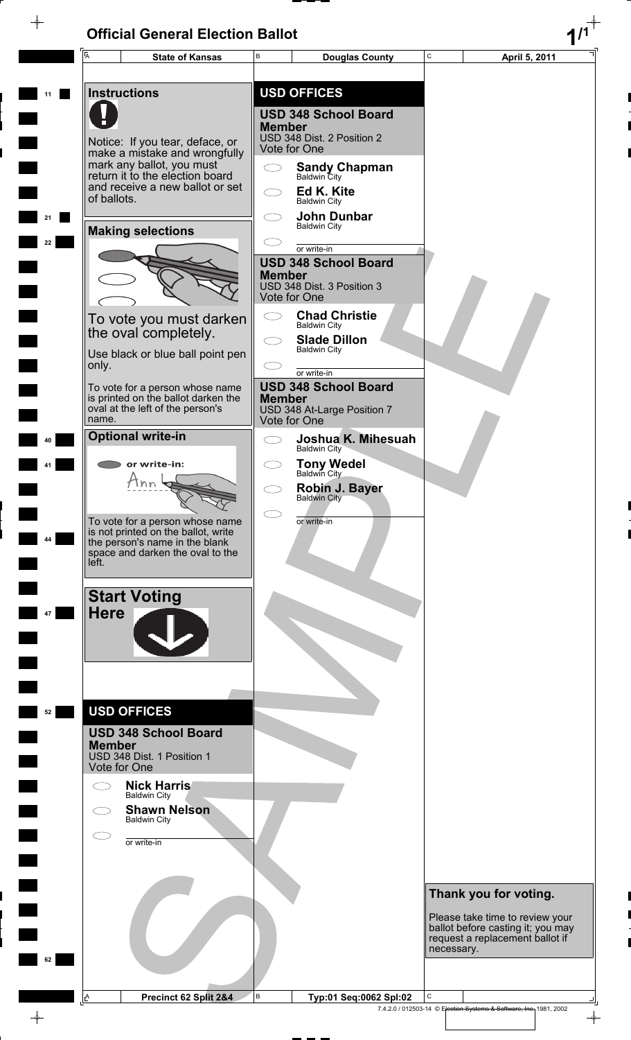# Official General Election Ballot

| State of Kansas | Douglas County | April 5, 2011 |
|---|---|---|

## Instructions

Notice: If you tear, deface, or make a mistake and wrongfully mark any ballot, you must return it to the election board and receive a new ballot or set of ballots.

## Making selections

To vote you must darken the oval completely.

Use black or blue ball point pen only.

To vote for a person whose name is printed on the ballot darken the oval at the left of the person's name.

## Optional write-in

or write-in:

To vote for a person whose name is not printed on the ballot, write the person's name in the blank space and darken the oval to the left.

## Start Voting Here

## USD OFFICES

### USD 348 School Board Member
USD 348 Dist. 1 Position 1
Vote for One

- **Nick Harris** — Baldwin City
- **Shawn Nelson** — Baldwin City
- or write-in

### USD 348 School Board Member
USD 348 Dist. 2 Position 2
Vote for One

- **Sandy Chapman** — Baldwin City
- **Ed K. Kite** — Baldwin City
- **John Dunbar** — Baldwin City
- or write-in

### USD 348 School Board Member
USD 348 Dist. 3 Position 3
Vote for One

- **Chad Christie** — Baldwin City
- **Slade Dillon** — Baldwin City
- or write-in

### USD 348 School Board Member
USD 348 At-Large Position 7
Vote for One

- **Joshua K. Mihesuah** — Baldwin City
- **Tony Wedel** — Baldwin City
- **Robin J. Bayer** — Baldwin City
- or write-in

## Thank you for voting.

Please take time to review your ballot before casting it; you may request a replacement ballot if necessary.

SAMPLE

Precinct 62 Split 2&4 | Typ:01 Seq:0062 Spl:02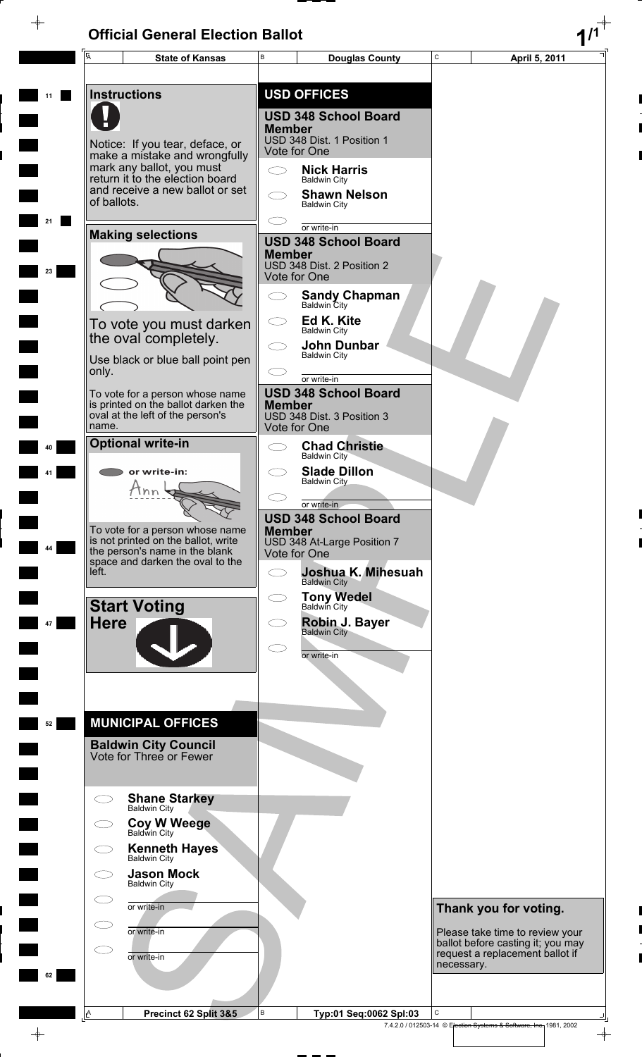# Official General Election Ballot

| State of Kansas | Douglas County | April 5, 2011 |
|---|---|---|

## Instructions

Notice: If you tear, deface, or make a mistake and wrongfully mark any ballot, you must return it to the election board and receive a new ballot or set of ballots.

### Making selections

To vote you must darken the oval completely.

Use black or blue ball point pen only.

To vote for a person whose name is printed on the ballot darken the oval at the left of the person's name.

### Optional write-in

or write-in:

To vote for a person whose name is not printed on the ballot, write the person's name in the blank space and darken the oval to the left.

### Start Voting Here

## MUNICIPAL OFFICES

### Baldwin City Council
Vote for Three or Fewer

- Shane Starkey — Baldwin City
- Coy W Weege — Baldwin City
- Kenneth Hayes — Baldwin City
- Jason Mock — Baldwin City
- or write-in
- or write-in
- or write-in

## USD OFFICES

### USD 348 School Board Member
USD 348 Dist. 1 Position 1
Vote for One

- Nick Harris — Baldwin City
- Shawn Nelson — Baldwin City
- or write-in

### USD 348 School Board Member
USD 348 Dist. 2 Position 2
Vote for One

- Sandy Chapman — Baldwin City
- Ed K. Kite — Baldwin City
- John Dunbar — Baldwin City
- or write-in

### USD 348 School Board Member
USD 348 Dist. 3 Position 3
Vote for One

- Chad Christie — Baldwin City
- Slade Dillon — Baldwin City
- or write-in

### USD 348 School Board Member
USD 348 At-Large Position 7
Vote for One

- Joshua K. Mihesuah — Baldwin City
- Tony Wedel — Baldwin City
- Robin J. Bayer — Baldwin City
- or write-in

### Thank you for voting.

Please take time to review your ballot before casting it; you may request a replacement ballot if necessary.

SAMPLE

| Precinct 62 Split 3&5 | Typ:01 Seq:0062 Spl:03 |
|---|---|

7.4.2.0 / 012503-14 © Election Systems & Software, Inc. 1981, 2002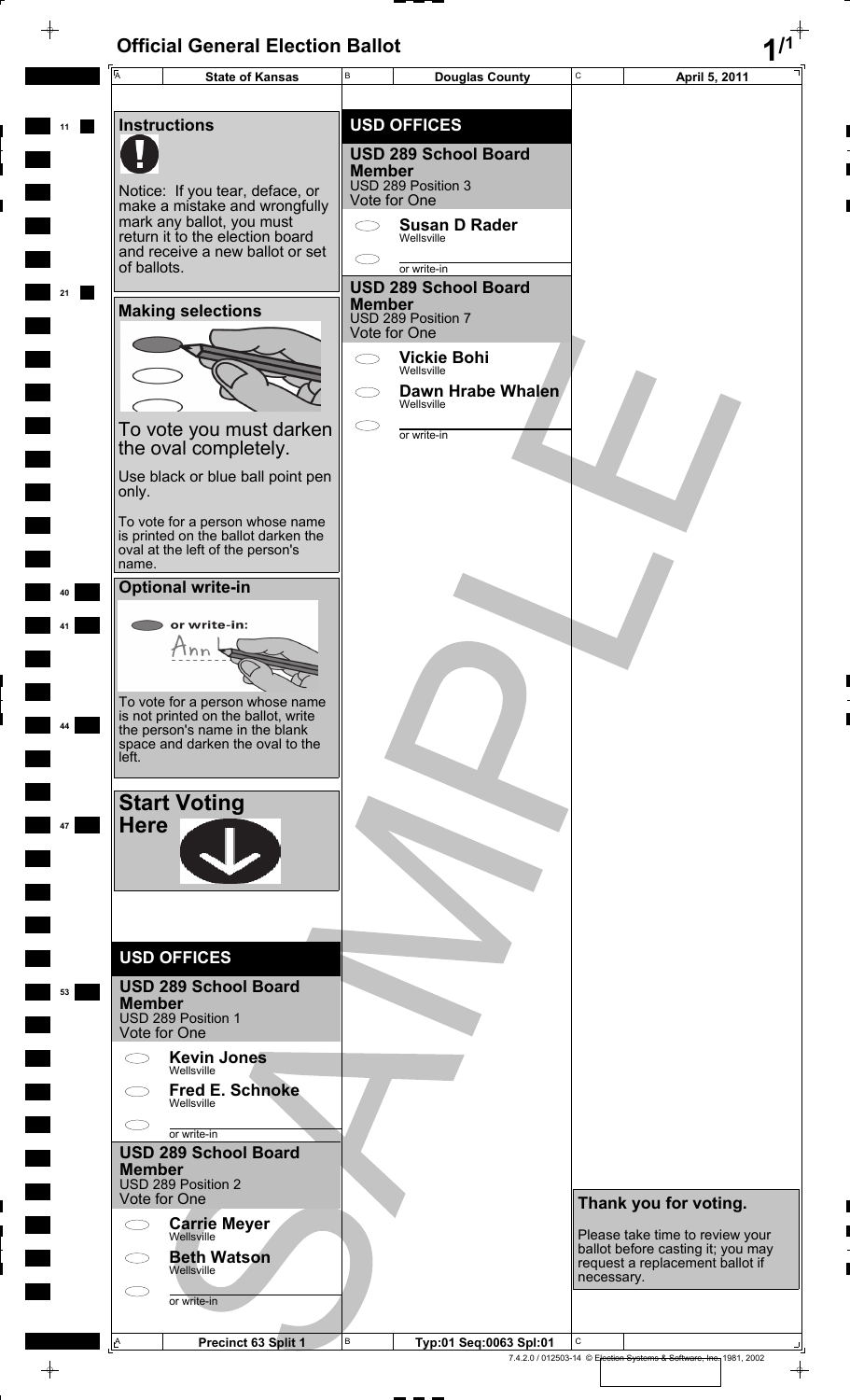# Official General Election Ballot

| State of Kansas | Douglas County | April 5, 2011 |
| --- | --- | --- |

## Instructions

Notice: If you tear, deface, or make a mistake and wrongfully mark any ballot, you must return it to the election board and receive a new ballot or set of ballots.

## Making selections

To vote you must darken the oval completely.

Use black or blue ball point pen only.

To vote for a person whose name is printed on the ballot darken the oval at the left of the person's name.

## Optional write-in

or write-in:

To vote for a person whose name is not printed on the ballot, write the person's name in the blank space and darken the oval to the left.

## Start Voting Here

## USD OFFICES

### USD 289 School Board Member
USD 289 Position 1
Vote for One

- Kevin Jones, Wellsville
- Fred E. Schnoke, Wellsville
- or write-in

### USD 289 School Board Member
USD 289 Position 2
Vote for One

- Carrie Meyer, Wellsville
- Beth Watson, Wellsville
- or write-in

## USD OFFICES

### USD 289 School Board Member
USD 289 Position 3
Vote for One

- Susan D Rader, Wellsville
- or write-in

### USD 289 School Board Member
USD 289 Position 7
Vote for One

- Vickie Bohi, Wellsville
- Dawn Hrabe Whalen, Wellsville
- or write-in

## Thank you for voting.

Please take time to review your ballot before casting it; you may request a replacement ballot if necessary.

SAMPLE

| Precinct 63 Split 1 | Typ:01 Seq:0063 Spl:01 |
| --- | --- |

7.4.2.0 / 012503-14 © Election Systems & Software, Inc. 1981, 2002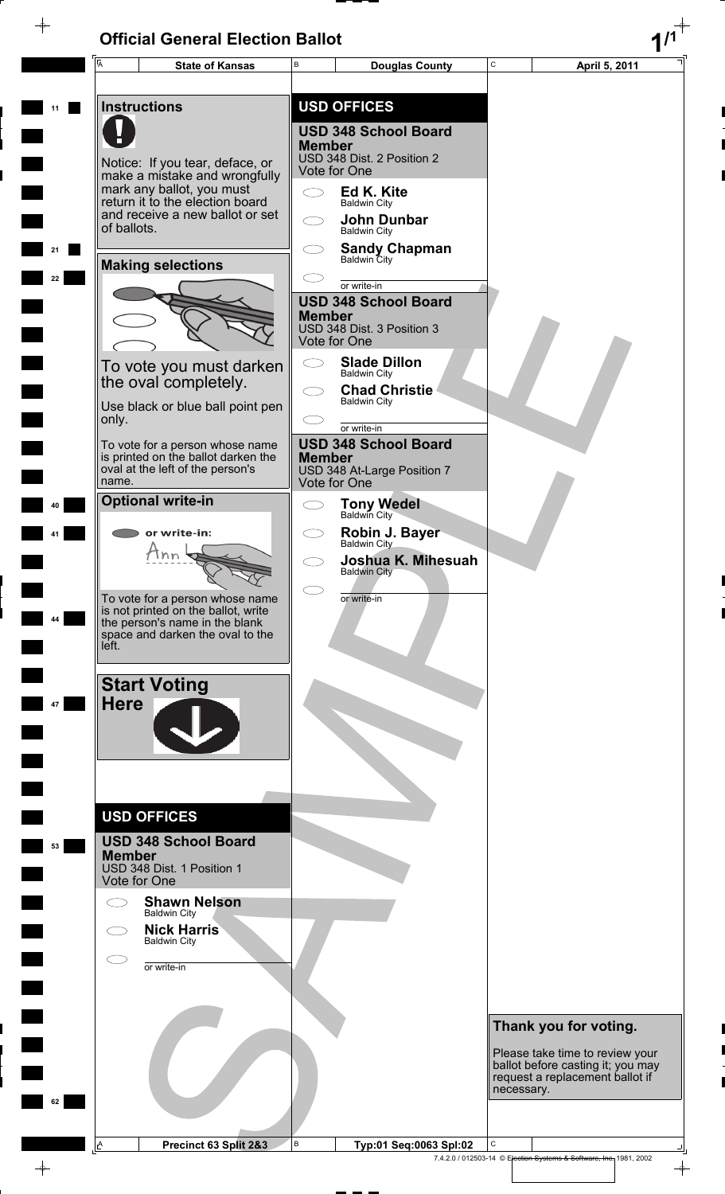# Official General Election Ballot

| State of Kansas | Douglas County | April 5, 2011 |
| --- | --- | --- |

## Instructions

Notice: If you tear, deface, or make a mistake and wrongfully mark any ballot, you must return it to the election board and receive a new ballot or set of ballots.

## Making selections

To vote you must darken the oval completely.

Use black or blue ball point pen only.

To vote for a person whose name is printed on the ballot darken the oval at the left of the person's name.

## Optional write-in

or write-in:

To vote for a person whose name is not printed on the ballot, write the person's name in the blank space and darken the oval to the left.

## Start Voting Here

## USD OFFICES

### USD 348 School Board Member
USD 348 Dist. 1 Position 1
Vote for One

- Shawn Nelson — Baldwin City
- Nick Harris — Baldwin City
- or write-in

## USD OFFICES

### USD 348 School Board Member
USD 348 Dist. 2 Position 2
Vote for One

- Ed K. Kite — Baldwin City
- John Dunbar — Baldwin City
- Sandy Chapman — Baldwin City
- or write-in

### USD 348 School Board Member
USD 348 Dist. 3 Position 3
Vote for One

- Slade Dillon — Baldwin City
- Chad Christie — Baldwin City
- or write-in

### USD 348 School Board Member
USD 348 At-Large Position 7
Vote for One

- Tony Wedel — Baldwin City
- Robin J. Bayer — Baldwin City
- Joshua K. Mihesuah — Baldwin City
- or write-in

**Thank you for voting.**

Please take time to review your ballot before casting it; you may request a replacement ballot if necessary.

SAMPLE

| Precinct 63 Split 2&3 | Typ:01 Seq:0063 Spl:02 | |
| --- | --- | --- |

7.4.2.0 / 012503-14 © Election Systems & Software, Inc. 1981, 2002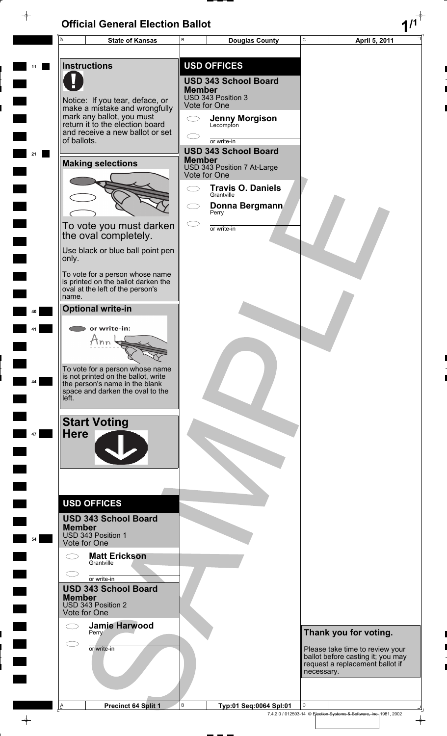# Official General Election Ballot

| A State of Kansas | B Douglas County | C April 5, 2011 |
|---|---|---|

## Instructions

Notice: If you tear, deface, or make a mistake and wrongfully mark any ballot, you must return it to the election board and receive a new ballot or set of ballots.

## Making selections

To vote you must darken the oval completely.

Use black or blue ball point pen only.

To vote for a person whose name is printed on the ballot darken the oval at the left of the person's name.

## Optional write-in

or write-in:

To vote for a person whose name is not printed on the ballot, write the person's name in the blank space and darken the oval to the left.

## Start Voting Here

## USD OFFICES

### USD 343 School Board Member
USD 343 Position 1
Vote for One

- Matt Erickson — Grantville
- or write-in

### USD 343 School Board Member
USD 343 Position 2
Vote for One

- Jamie Harwood — Perry
- or write-in

## USD OFFICES

### USD 343 School Board Member
USD 343 Position 3
Vote for One

- Jenny Morgison — Lecompton
- or write-in

### USD 343 School Board Member
USD 343 Position 7 At-Large
Vote for One

- Travis O. Daniels — Grantville
- Donna Bergmann — Perry
- or write-in

## Thank you for voting.

Please take time to review your ballot before casting it; you may request a replacement ballot if necessary.

SAMPLE

| A Precinct 64 Split 1 | B Typ:01 Seq:0064 Spl:01 | C |
|---|---|---|

7.4.2.0 / 012503-14 © Election Systems & Software, Inc. 1981, 2002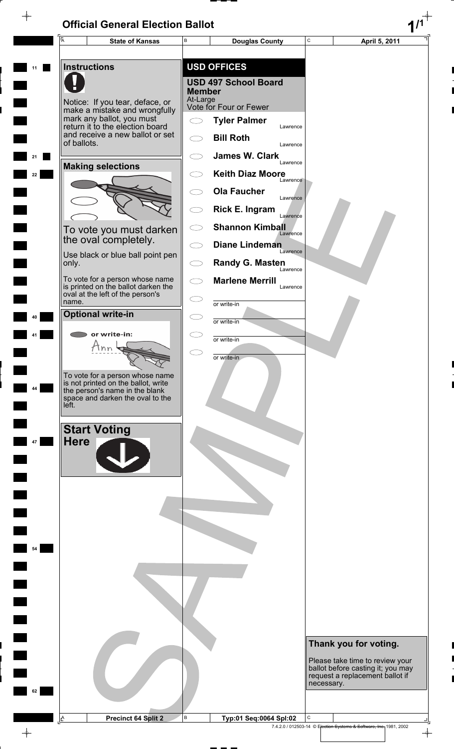# Official General Election Ballot

| State of Kansas | Douglas County | April 5, 2011 |
| --- | --- | --- |

## Instructions

Notice: If you tear, deface, or make a mistake and wrongfully mark any ballot, you must return it to the election board and receive a new ballot or set of ballots.

## Making selections

To vote you must darken the oval completely.

Use black or blue ball point pen only.

To vote for a person whose name is printed on the ballot darken the oval at the left of the person's name.

## Optional write-in

or write-in:

To vote for a person whose name is not printed on the ballot, write the person's name in the blank space and darken the oval to the left.

## Start Voting Here

## USD OFFICES

### USD 497 School Board Member

At-Large
Vote for Four or Fewer

- Tyler Palmer — Lawrence
- Bill Roth — Lawrence
- James W. Clark — Lawrence
- Keith Diaz Moore — Lawrence
- Ola Faucher — Lawrence
- Rick E. Ingram — Lawrence
- Shannon Kimball — Lawrence
- Diane Lindeman — Lawrence
- Randy G. Masten — Lawrence
- Marlene Merrill — Lawrence
- or write-in
- or write-in
- or write-in
- or write-in

## Thank you for voting.

Please take time to review your ballot before casting it; you may request a replacement ballot if necessary.

SAMPLE

| Precinct 64 Split 2 | Typ:01 Seq:0064 Spl:02 |
| --- | --- |

7.4.2.0 / 012503-14 © Election Systems & Software, Inc. 1981, 2002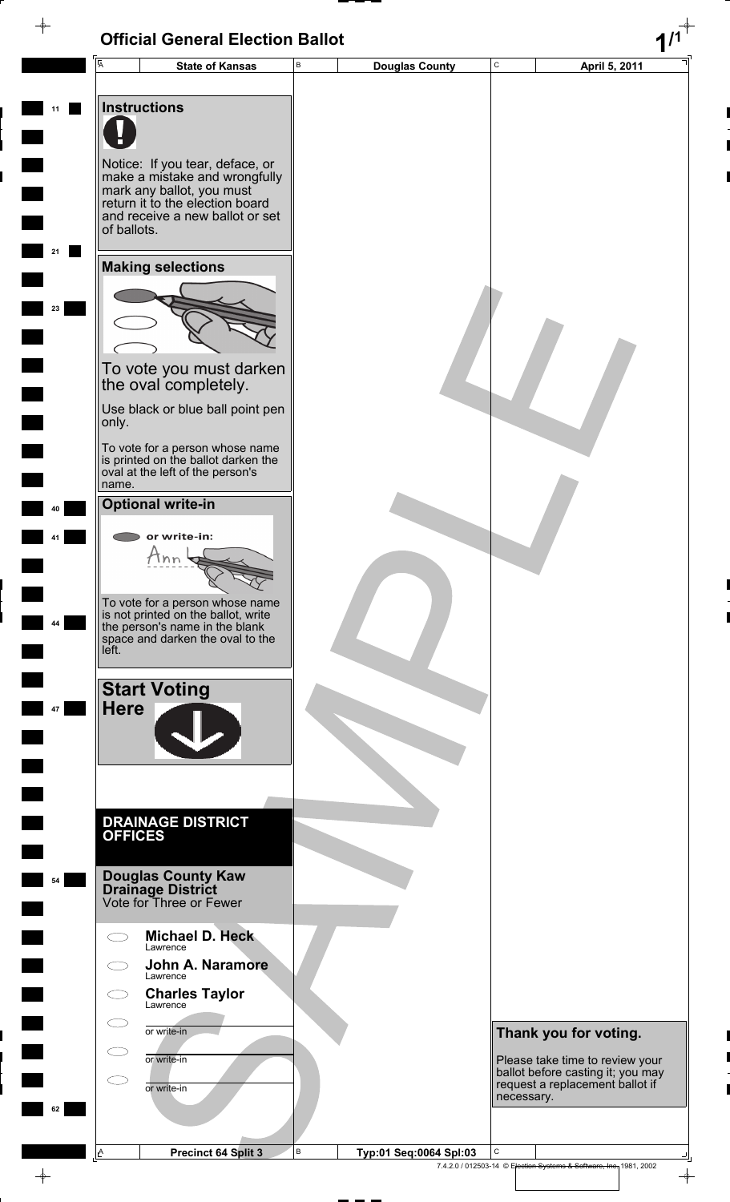# Official General Election Ballot

| State of Kansas | Douglas County | April 5, 2011 |
| --- | --- | --- |

## Instructions

Notice: If you tear, deface, or make a mistake and wrongfully mark any ballot, you must return it to the election board and receive a new ballot or set of ballots.

## Making selections

To vote you must darken the oval completely.

Use black or blue ball point pen only.

To vote for a person whose name is printed on the ballot darken the oval at the left of the person's name.

## Optional write-in

or write-in:

To vote for a person whose name is not printed on the ballot, write the person's name in the blank space and darken the oval to the left.

## Start Voting Here

## DRAINAGE DISTRICT OFFICES

### Douglas County Kaw Drainage District

Vote for Three or Fewer

- ◯ **Michael D. Heck** Lawrence
- ◯ **John A. Naramore** Lawrence
- ◯ **Charles Taylor** Lawrence
- ◯ or write-in ____________
- ◯ or write-in ____________
- ◯ or write-in ____________

**Thank you for voting.**

Please take time to review your ballot before casting it; you may request a replacement ballot if necessary.

SAMPLE

Precinct 64 Split 3 | Typ:01 Seq:0064 Spl:03

7.4.2.0 / 012503-14 © Election Systems & Software, Inc. 1981, 2002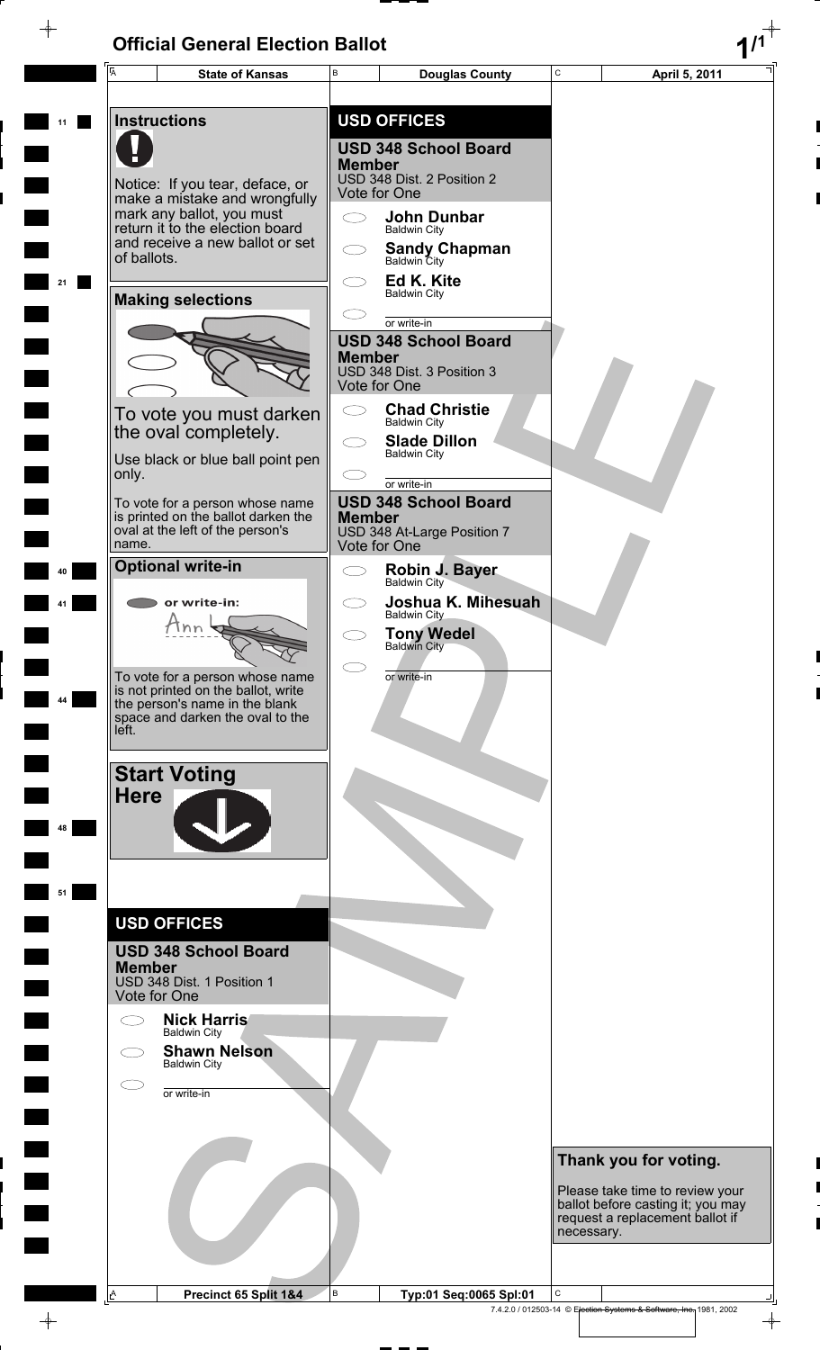# Official General Election Ballot

| State of Kansas | Douglas County | April 5, 2011 |
|---|---|---|

## Instructions

Notice: If you tear, deface, or make a mistake and wrongfully mark any ballot, you must return it to the election board and receive a new ballot or set of ballots.

## Making selections

To vote you must darken the oval completely.

Use black or blue ball point pen only.

To vote for a person whose name is printed on the ballot darken the oval at the left of the person's name.

## Optional write-in

or write-in:

To vote for a person whose name is not printed on the ballot, write the person's name in the blank space and darken the oval to the left.

## Start Voting Here

## USD OFFICES

### USD 348 School Board Member

USD 348 Dist. 1 Position 1

Vote for One

- Nick Harris, Baldwin City
- Shawn Nelson, Baldwin City
- or write-in

## USD OFFICES

### USD 348 School Board Member

USD 348 Dist. 2 Position 2

Vote for One

- John Dunbar, Baldwin City
- Sandy Chapman, Baldwin City
- Ed K. Kite, Baldwin City
- or write-in

### USD 348 School Board Member

USD 348 Dist. 3 Position 3

Vote for One

- Chad Christie, Baldwin City
- Slade Dillon, Baldwin City
- or write-in

### USD 348 School Board Member

USD 348 At-Large Position 7

Vote for One

- Robin J. Bayer, Baldwin City
- Joshua K. Mihesuah, Baldwin City
- Tony Wedel, Baldwin City
- or write-in

## Thank you for voting.

Please take time to review your ballot before casting it; you may request a replacement ballot if necessary.

SAMPLE

Precinct 65 Split 1&4 | Typ:01 Seq:0065 Spl:01

7.4.2.0 / 012503-14 © Election Systems & Software, Inc. 1981, 2002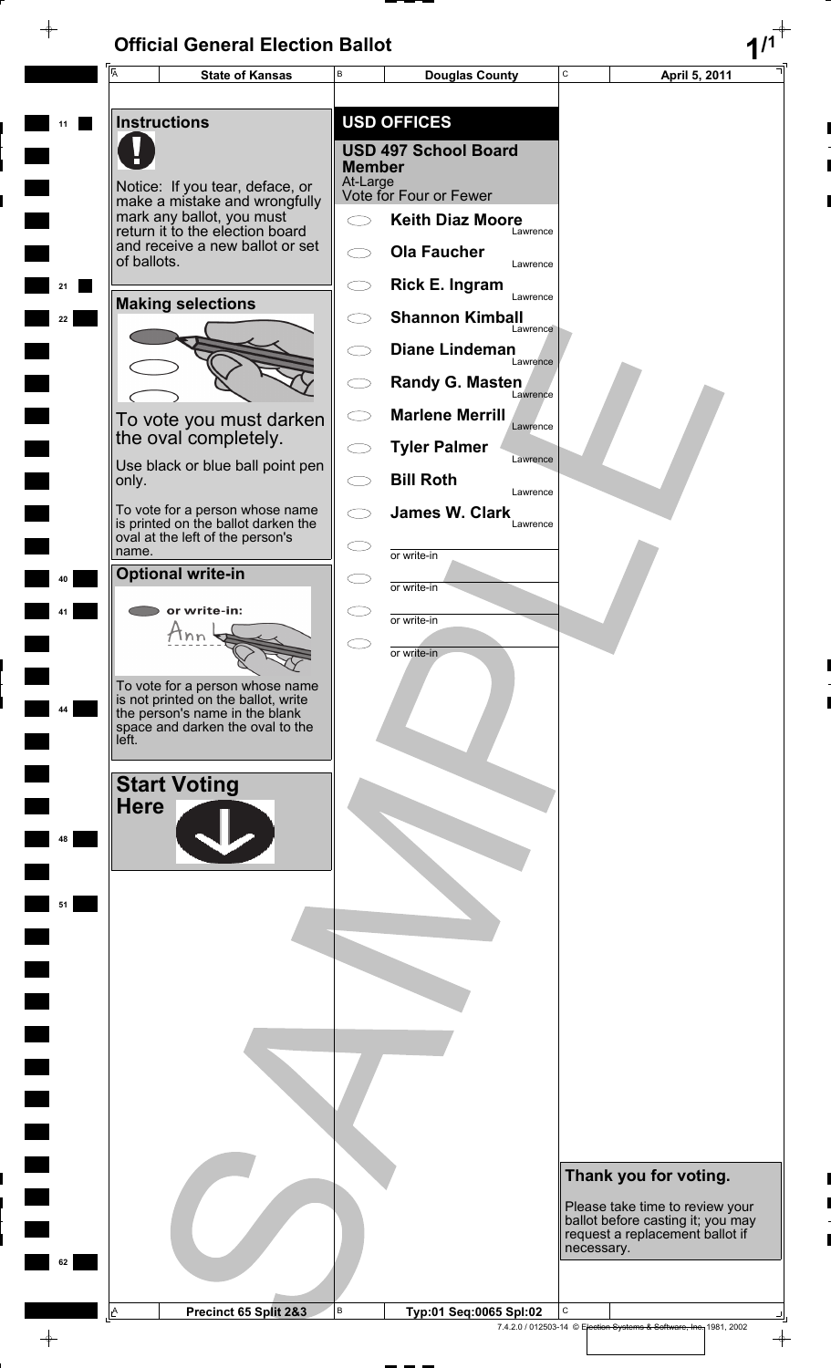# Official General Election Ballot

| State of Kansas | Douglas County | April 5, 2011 |
| --- | --- | --- |

## Instructions

Notice: If you tear, deface, or make a mistake and wrongfully mark any ballot, you must return it to the election board and receive a new ballot or set of ballots.

## Making selections

To vote you must darken the oval completely.

Use black or blue ball point pen only.

To vote for a person whose name is printed on the ballot darken the oval at the left of the person's name.

## Optional write-in

or write-in:

To vote for a person whose name is not printed on the ballot, write the person's name in the blank space and darken the oval to the left.

## Start Voting Here

## USD OFFICES

### USD 497 School Board Member

At-Large
Vote for Four or Fewer

- Keith Diaz Moore — Lawrence
- Ola Faucher — Lawrence
- Rick E. Ingram — Lawrence
- Shannon Kimball — Lawrence
- Diane Lindeman — Lawrence
- Randy G. Masten — Lawrence
- Marlene Merrill — Lawrence
- Tyler Palmer — Lawrence
- Bill Roth — Lawrence
- James W. Clark — Lawrence
- or write-in ________
- or write-in ________
- or write-in ________
- or write-in ________

**Thank you for voting.**

Please take time to review your ballot before casting it; you may request a replacement ballot if necessary.

SAMPLE

Precinct 65 Split 2&3 | Typ:01 Seq:0065 Spl:02

7.4.2.0 / 012503-14 © Election Systems & Software, Inc. 1981, 2002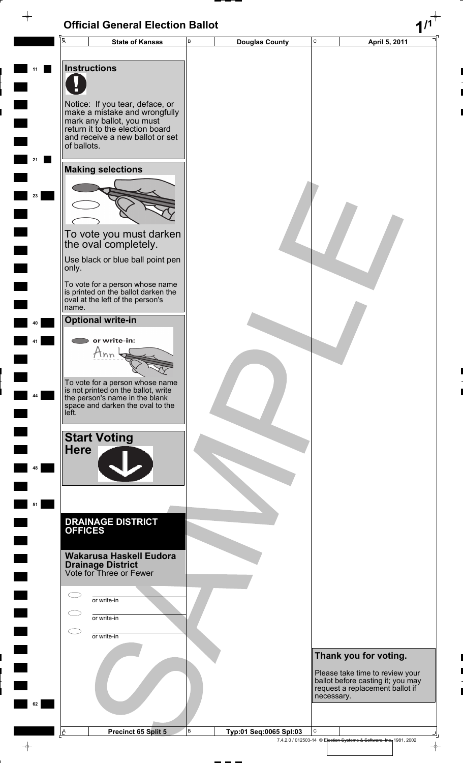# Official General Election Ballot

| State of Kansas | Douglas County | April 5, 2011 |
| --- | --- | --- |

## Instructions

Notice: If you tear, deface, or make a mistake and wrongfully mark any ballot, you must return it to the election board and receive a new ballot or set of ballots.

## Making selections

To vote you must darken the oval completely.

Use black or blue ball point pen only.

To vote for a person whose name is printed on the ballot darken the oval at the left of the person's name.

## Optional write-in

or write-in:

To vote for a person whose name is not printed on the ballot, write the person's name in the blank space and darken the oval to the left.

## Start Voting Here

## DRAINAGE DISTRICT OFFICES

### Wakarusa Haskell Eudora Drainage District

Vote for Three or Fewer

- ⬭ ________ or write-in
- ⬭ ________ or write-in
- ⬭ ________ or write-in

## Thank you for voting.

Please take time to review your ballot before casting it; you may request a replacement ballot if necessary.

SAMPLE

| Precinct 65 Split 5 | Typ:01 Seq:0065 Spl:03 | |
| --- | --- | --- |

7.4.2.0 / 012503-14 © Election Systems & Software, Inc. 1981, 2002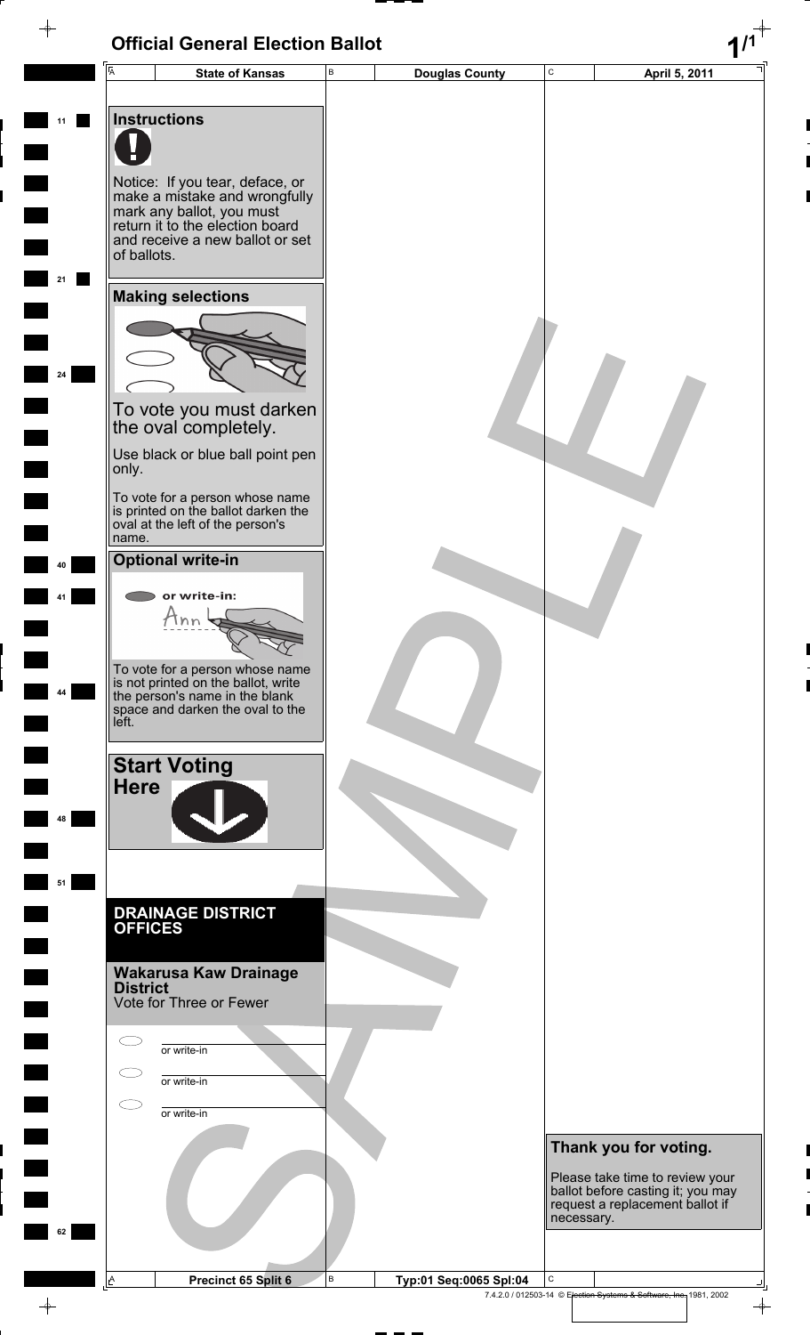# Official General Election Ballot

| State of Kansas | Douglas County | April 5, 2011 |
|---|---|---|

## Instructions

Notice: If you tear, deface, or make a mistake and wrongfully mark any ballot, you must return it to the election board and receive a new ballot or set of ballots.

## Making selections

To vote you must darken the oval completely.

Use black or blue ball point pen only.

To vote for a person whose name is printed on the ballot darken the oval at the left of the person's name.

## Optional write-in

or write-in:

To vote for a person whose name is not printed on the ballot, write the person's name in the blank space and darken the oval to the left.

## Start Voting Here

## DRAINAGE DISTRICT OFFICES

### Wakarusa Kaw Drainage District

Vote for Three or Fewer

- ○ ________ or write-in
- ○ ________ or write-in
- ○ ________ or write-in

## Thank you for voting.

Please take time to review your ballot before casting it; you may request a replacement ballot if necessary.

SAMPLE

| Precinct 65 Split 6 | Typ:01 Seq:0065 Spl:04 | |
|---|---|---|

7.4.2.0 / 012503-14 © Election Systems & Software, Inc. 1981, 2002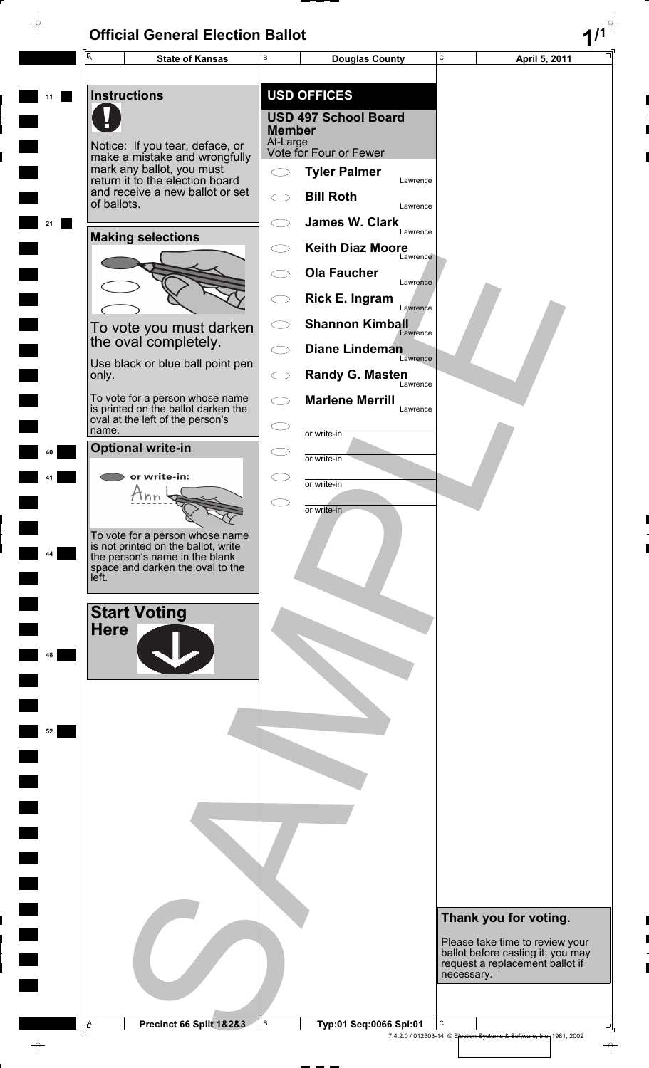# Official General Election Ballot

| State of Kansas | Douglas County | April 5, 2011 |
|---|---|---|

## Instructions

Notice: If you tear, deface, or make a mistake and wrongfully mark any ballot, you must return it to the election board and receive a new ballot or set of ballots.

## Making selections

To vote you must darken the oval completely.

Use black or blue ball point pen only.

To vote for a person whose name is printed on the ballot darken the oval at the left of the person's name.

## Optional write-in

or write-in:

To vote for a person whose name is not printed on the ballot, write the person's name in the blank space and darken the oval to the left.

## Start Voting Here

## USD OFFICES

### USD 497 School Board Member

At-Large
Vote for Four or Fewer

- Tyler Palmer — Lawrence
- Bill Roth — Lawrence
- James W. Clark — Lawrence
- Keith Diaz Moore — Lawrence
- Ola Faucher — Lawrence
- Rick E. Ingram — Lawrence
- Shannon Kimball — Lawrence
- Diane Lindeman — Lawrence
- Randy G. Masten — Lawrence
- Marlene Merrill — Lawrence
- or write-in
- or write-in
- or write-in
- or write-in

## Thank you for voting.

Please take time to review your ballot before casting it; you may request a replacement ballot if necessary.

SAMPLE

| Precinct 66 Split 1&2&3 | Typ:01 Seq:0066 Spl:01 |
|---|---|

7.4.2.0 / 012503-14 © Election Systems & Software, Inc. 1981, 2002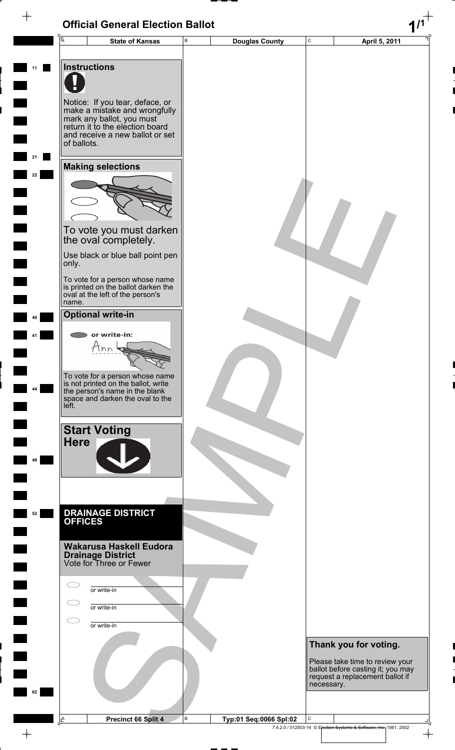# Official General Election Ballot

| State of Kansas | Douglas County | April 5, 2011 |
| --- | --- | --- |

## Instructions

Notice: If you tear, deface, or make a mistake and wrongfully mark any ballot, you must return it to the election board and receive a new ballot or set of ballots.

## Making selections

To vote you must darken the oval completely.

Use black or blue ball point pen only.

To vote for a person whose name is printed on the ballot darken the oval at the left of the person's name.

## Optional write-in

or write-in:

To vote for a person whose name is not printed on the ballot, write the person's name in the blank space and darken the oval to the left.

## Start Voting Here

## DRAINAGE DISTRICT OFFICES

### Wakarusa Haskell Eudora Drainage District

Vote for Three or Fewer

- ⬭ ________ or write-in
- ⬭ ________ or write-in
- ⬭ ________ or write-in

## Thank you for voting.

Please take time to review your ballot before casting it; you may request a replacement ballot if necessary.

SAMPLE

| Precinct 66 Split 4 | Typ:01 Seq:0066 Spl:02 |
| --- | --- |

7.4.2.0 / 012503-14 © Election Systems & Software, Inc. 1981, 2002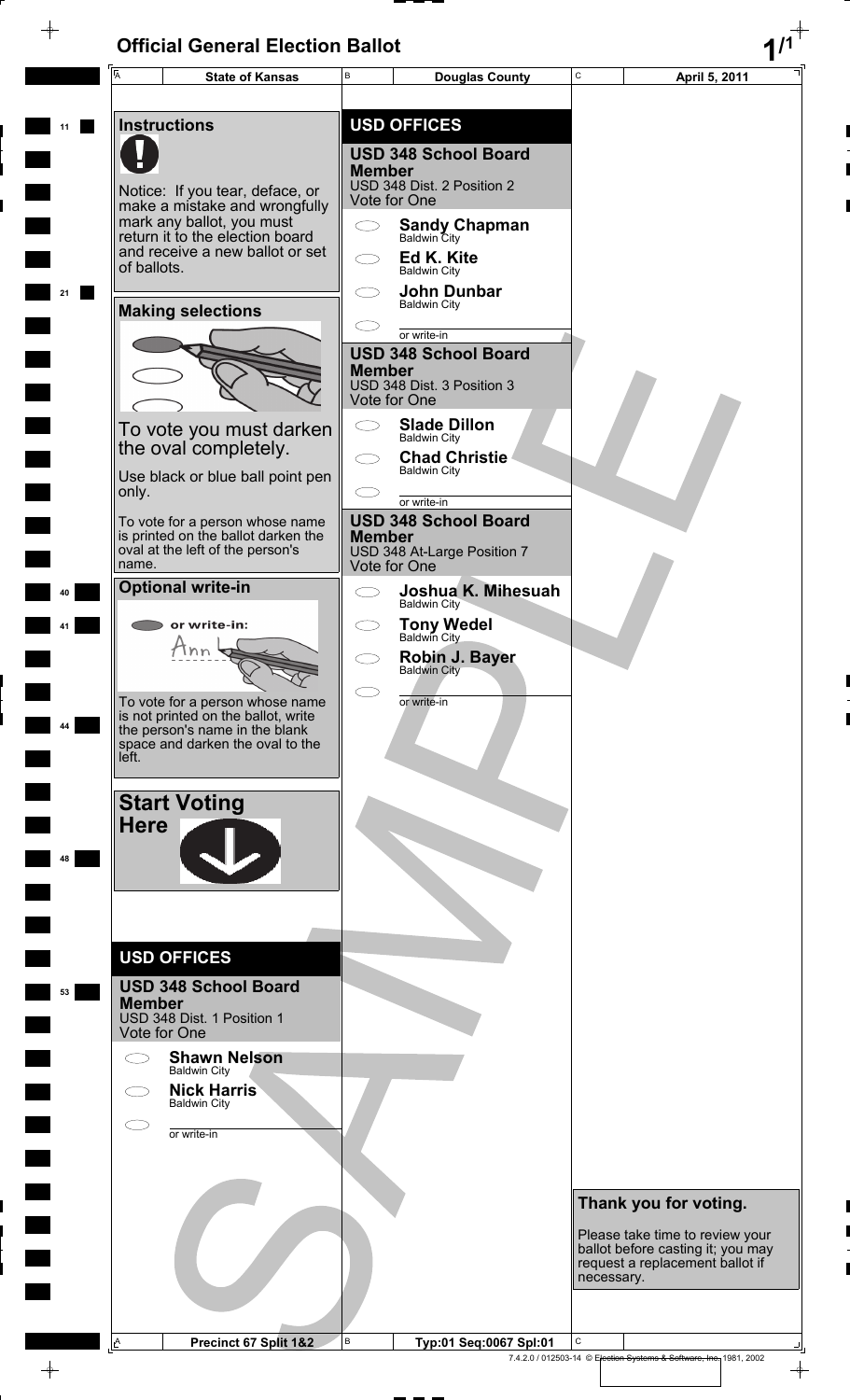# Official General Election Ballot

| State of Kansas | Douglas County | April 5, 2011 |
|---|---|---|

## Instructions

Notice: If you tear, deface, or make a mistake and wrongfully mark any ballot, you must return it to the election board and receive a new ballot or set of ballots.

## Making selections

To vote you must darken the oval completely.

Use black or blue ball point pen only.

To vote for a person whose name is printed on the ballot darken the oval at the left of the person's name.

## Optional write-in

or write-in:

To vote for a person whose name is not printed on the ballot, write the person's name in the blank space and darken the oval to the left.

## Start Voting Here

## USD OFFICES

### USD 348 School Board Member
USD 348 Dist. 1 Position 1
Vote for One

- Shawn Nelson — Baldwin City
- Nick Harris — Baldwin City
- or write-in

## USD OFFICES

### USD 348 School Board Member
USD 348 Dist. 2 Position 2
Vote for One

- Sandy Chapman — Baldwin City
- Ed K. Kite — Baldwin City
- John Dunbar — Baldwin City
- or write-in

### USD 348 School Board Member
USD 348 Dist. 3 Position 3
Vote for One

- Slade Dillon — Baldwin City
- Chad Christie — Baldwin City
- or write-in

### USD 348 School Board Member
USD 348 At-Large Position 7
Vote for One

- Joshua K. Mihesuah — Baldwin City
- Tony Wedel — Baldwin City
- Robin J. Bayer — Baldwin City
- or write-in

## Thank you for voting.

Please take time to review your ballot before casting it; you may request a replacement ballot if necessary.

SAMPLE

Precinct 67 Split 1&2 | Typ:01 Seq:0067 Spl:01

7.4.2.0 / 012503-14 © Election Systems & Software, Inc. 1981, 2002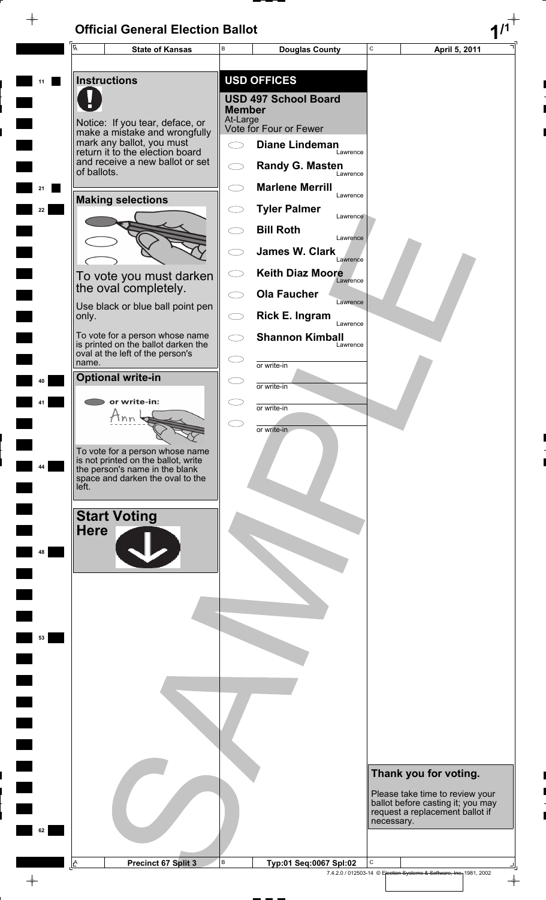# Official General Election Ballot

| State of Kansas | Douglas County | April 5, 2011 |
| --- | --- | --- |

## Instructions

Notice: If you tear, deface, or make a mistake and wrongfully mark any ballot, you must return it to the election board and receive a new ballot or set of ballots.

## Making selections

To vote you must darken the oval completely.

Use black or blue ball point pen only.

To vote for a person whose name is printed on the ballot darken the oval at the left of the person's name.

## Optional write-in

or write-in:

To vote for a person whose name is not printed on the ballot, write the person's name in the blank space and darken the oval to the left.

## Start Voting Here

## USD OFFICES

### USD 497 School Board Member

At-Large
Vote for Four or Fewer

- Diane Lindeman — Lawrence
- Randy G. Masten — Lawrence
- Marlene Merrill — Lawrence
- Tyler Palmer — Lawrence
- Bill Roth — Lawrence
- James W. Clark — Lawrence
- Keith Diaz Moore — Lawrence
- Ola Faucher — Lawrence
- Rick E. Ingram — Lawrence
- Shannon Kimball — Lawrence
- or write-in
- or write-in
- or write-in
- or write-in

## Thank you for voting.

Please take time to review your ballot before casting it; you may request a replacement ballot if necessary.

SAMPLE

Precinct 67 Split 3 — Typ:01 Seq:0067 Spl:02

7.4.2.0 / 012503-14 © Election Systems & Software, Inc. 1981, 2002